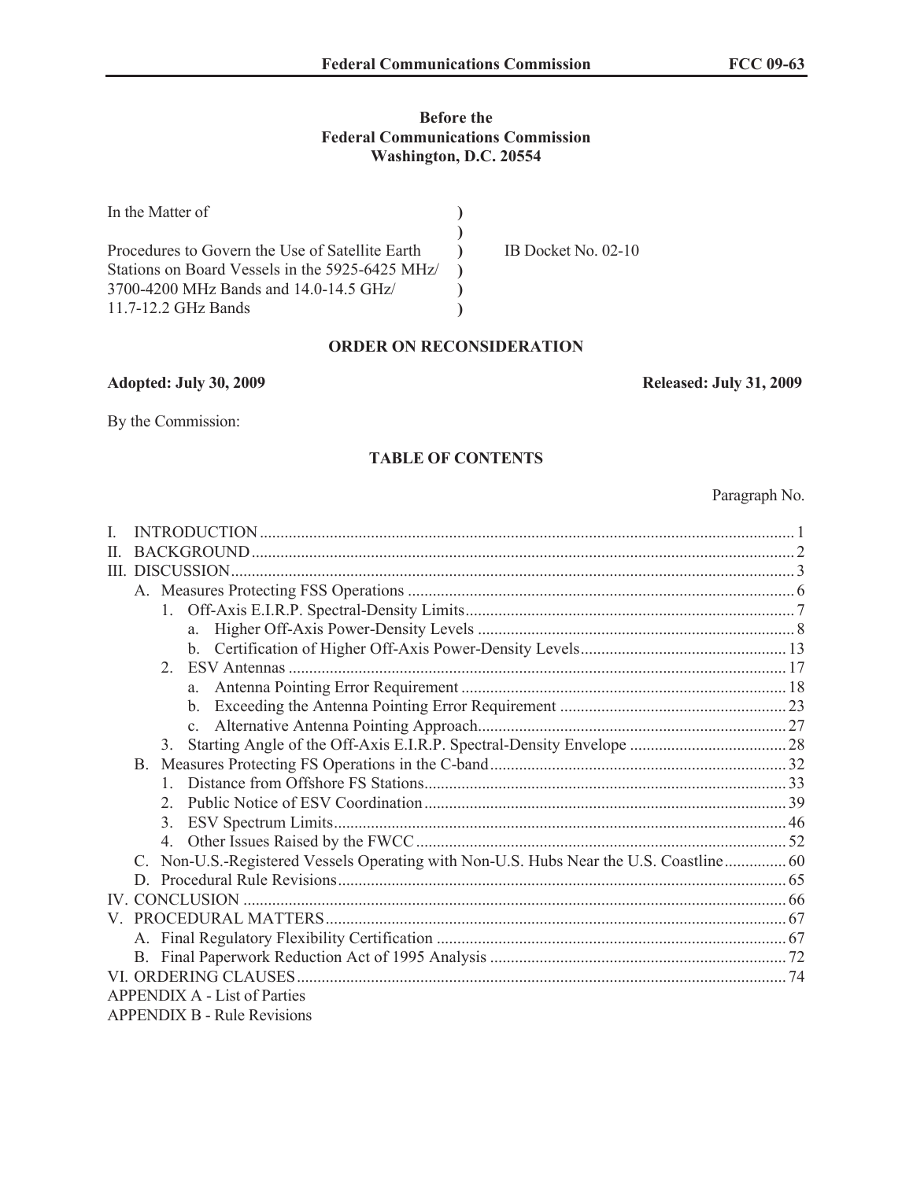**Before the**
**Federal Communications Commission**
**Washington, D.C. 20554**

| | | |
|---|---|---|
| In the Matter of | ) | |
| | ) | |
| Procedures to Govern the Use of Satellite Earth Stations on Board Vessels in the 5925-6425 MHz/ 3700-4200 MHz Bands and 14.0-14.5 GHz/ 11.7-12.2 GHz Bands | ) ) ) ) | IB Docket No. 02-10 |

## ORDER ON RECONSIDERATION

**Adopted: July 30, 2009** **Released: July 31, 2009**

By the Commission:

### TABLE OF CONTENTS

| | Paragraph No. |
|---|---|
| I. INTRODUCTION | 1 |
| II. BACKGROUND | 2 |
| III. DISCUSSION | 3 |
| A. Measures Protecting FSS Operations | 6 |
| 1. Off-Axis E.I.R.P. Spectral-Density Limits | 7 |
| a. Higher Off-Axis Power-Density Levels | 8 |
| b. Certification of Higher Off-Axis Power-Density Levels | 13 |
| 2. ESV Antennas | 17 |
| a. Antenna Pointing Error Requirement | 18 |
| b. Exceeding the Antenna Pointing Error Requirement | 23 |
| c. Alternative Antenna Pointing Approach | 27 |
| 3. Starting Angle of the Off-Axis E.I.R.P. Spectral-Density Envelope | 28 |
| B. Measures Protecting FS Operations in the C-band | 32 |
| 1. Distance from Offshore FS Stations | 33 |
| 2. Public Notice of ESV Coordination | 39 |
| 3. ESV Spectrum Limits | 46 |
| 4. Other Issues Raised by the FWCC | 52 |
| C. Non-U.S.-Registered Vessels Operating with Non-U.S. Hubs Near the U.S. Coastline | 60 |
| D. Procedural Rule Revisions | 65 |
| IV. CONCLUSION | 66 |
| V. PROCEDURAL MATTERS | 67 |
| A. Final Regulatory Flexibility Certification | 67 |
| B. Final Paperwork Reduction Act of 1995 Analysis | 72 |
| VI. ORDERING CLAUSES | 74 |
| APPENDIX A - List of Parties | |
| APPENDIX B - Rule Revisions | |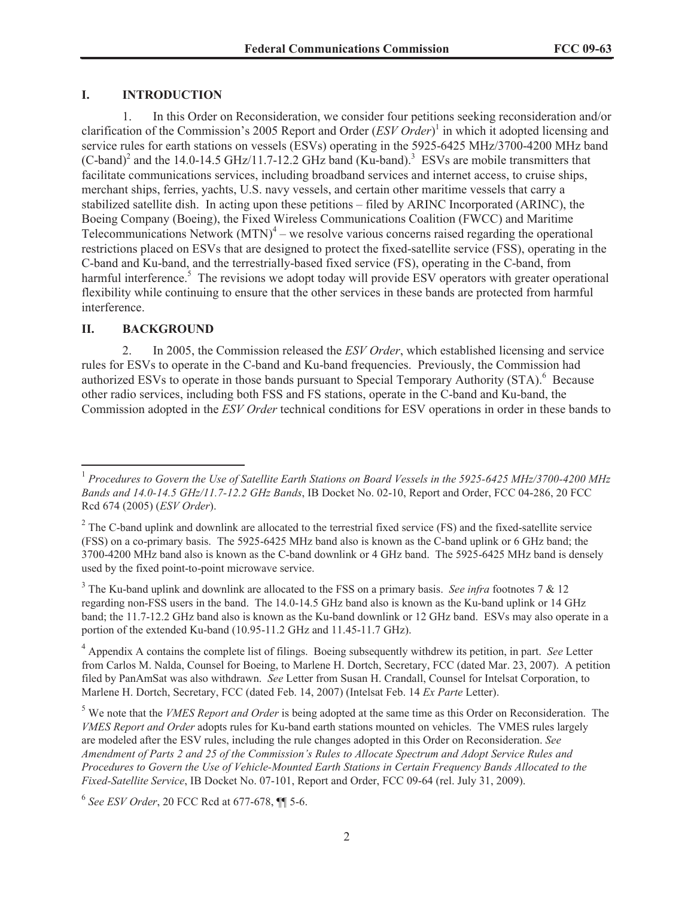## I. INTRODUCTION

1. In this Order on Reconsideration, we consider four petitions seeking reconsideration and/or clarification of the Commission's 2005 Report and Order (*ESV Order*)[1] in which it adopted licensing and service rules for earth stations on vessels (ESVs) operating in the 5925-6425 MHz/3700-4200 MHz band (C-band)[2] and the 14.0-14.5 GHz/11.7-12.2 GHz band (Ku-band).[3] ESVs are mobile transmitters that facilitate communications services, including broadband services and internet access, to cruise ships, merchant ships, ferries, yachts, U.S. navy vessels, and certain other maritime vessels that carry a stabilized satellite dish. In acting upon these petitions – filed by ARINC Incorporated (ARINC), the Boeing Company (Boeing), the Fixed Wireless Communications Coalition (FWCC) and Maritime Telecommunications Network (MTN)[4] – we resolve various concerns raised regarding the operational restrictions placed on ESVs that are designed to protect the fixed-satellite service (FSS), operating in the C-band and Ku-band, and the terrestrially-based fixed service (FS), operating in the C-band, from harmful interference.[5] The revisions we adopt today will provide ESV operators with greater operational flexibility while continuing to ensure that the other services in these bands are protected from harmful interference.

## II. BACKGROUND

2. In 2005, the Commission released the *ESV Order*, which established licensing and service rules for ESVs to operate in the C-band and Ku-band frequencies. Previously, the Commission had authorized ESVs to operate in those bands pursuant to Special Temporary Authority (STA).[6] Because other radio services, including both FSS and FS stations, operate in the C-band and Ku-band, the Commission adopted in the *ESV Order* technical conditions for ESV operations in order in these bands to

---

[1] *Procedures to Govern the Use of Satellite Earth Stations on Board Vessels in the 5925-6425 MHz/3700-4200 MHz Bands and 14.0-14.5 GHz/11.7-12.2 GHz Bands*, IB Docket No. 02-10, Report and Order, FCC 04-286, 20 FCC Rcd 674 (2005) (*ESV Order*).

[2] The C-band uplink and downlink are allocated to the terrestrial fixed service (FS) and the fixed-satellite service (FSS) on a co-primary basis. The 5925-6425 MHz band also is known as the C-band uplink or 6 GHz band; the 3700-4200 MHz band also is known as the C-band downlink or 4 GHz band. The 5925-6425 MHz band is densely used by the fixed point-to-point microwave service.

[3] The Ku-band uplink and downlink are allocated to the FSS on a primary basis. *See infra* footnotes 7 & 12 regarding non-FSS users in the band. The 14.0-14.5 GHz band also is known as the Ku-band uplink or 14 GHz band; the 11.7-12.2 GHz band also is known as the Ku-band downlink or 12 GHz band. ESVs may also operate in a portion of the extended Ku-band (10.95-11.2 GHz and 11.45-11.7 GHz).

[4] Appendix A contains the complete list of filings. Boeing subsequently withdrew its petition, in part. *See* Letter from Carlos M. Nalda, Counsel for Boeing, to Marlene H. Dortch, Secretary, FCC (dated Mar. 23, 2007). A petition filed by PanAmSat was also withdrawn. *See* Letter from Susan H. Crandall, Counsel for Intelsat Corporation, to Marlene H. Dortch, Secretary, FCC (dated Feb. 14, 2007) (Intelsat Feb. 14 *Ex Parte* Letter).

[5] We note that the *VMES Report and Order* is being adopted at the same time as this Order on Reconsideration. The *VMES Report and Order* adopts rules for Ku-band earth stations mounted on vehicles. The VMES rules largely are modeled after the ESV rules, including the rule changes adopted in this Order on Reconsideration. *See Amendment of Parts 2 and 25 of the Commission's Rules to Allocate Spectrum and Adopt Service Rules and Procedures to Govern the Use of Vehicle-Mounted Earth Stations in Certain Frequency Bands Allocated to the Fixed-Satellite Service*, IB Docket No. 07-101, Report and Order, FCC 09-64 (rel. July 31, 2009).

[6] *See ESV Order*, 20 FCC Rcd at 677-678, ¶¶ 5-6.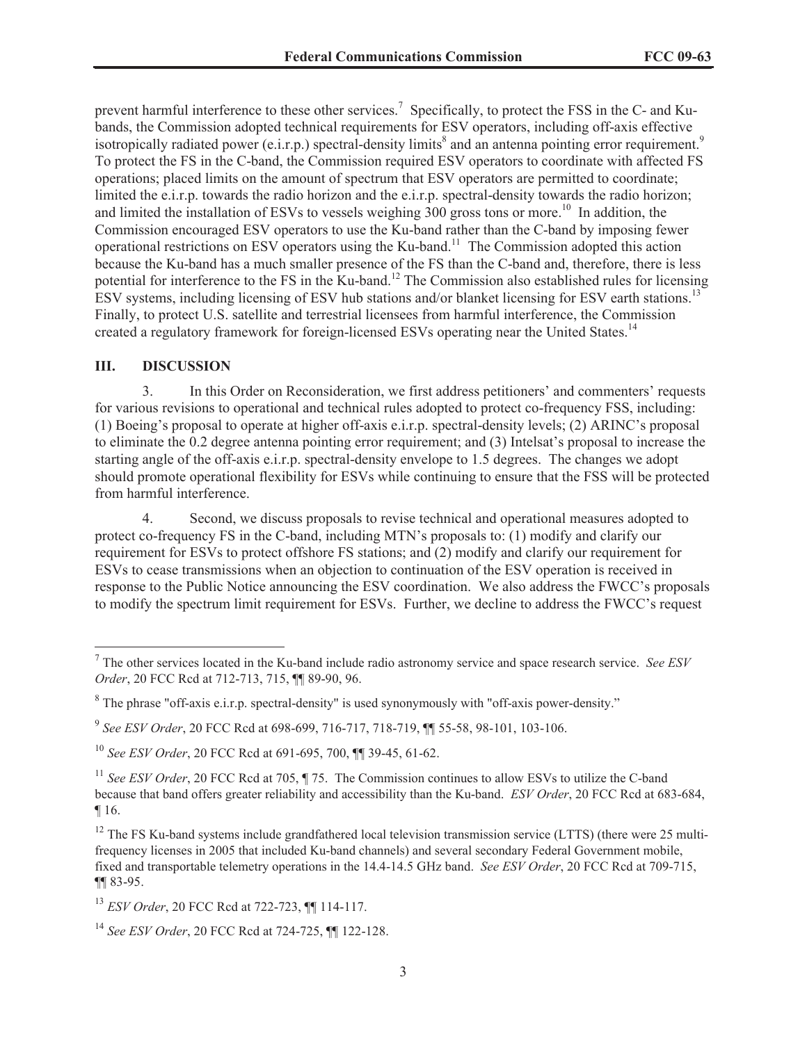prevent harmful interference to these other services.[7] Specifically, to protect the FSS in the C- and Ku-bands, the Commission adopted technical requirements for ESV operators, including off-axis effective isotropically radiated power (e.i.r.p.) spectral-density limits[8] and an antenna pointing error requirement.[9] To protect the FS in the C-band, the Commission required ESV operators to coordinate with affected FS operations; placed limits on the amount of spectrum that ESV operators are permitted to coordinate; limited the e.i.r.p. towards the radio horizon and the e.i.r.p. spectral-density towards the radio horizon; and limited the installation of ESVs to vessels weighing 300 gross tons or more.[10] In addition, the Commission encouraged ESV operators to use the Ku-band rather than the C-band by imposing fewer operational restrictions on ESV operators using the Ku-band.[11] The Commission adopted this action because the Ku-band has a much smaller presence of the FS than the C-band and, therefore, there is less potential for interference to the FS in the Ku-band.[12] The Commission also established rules for licensing ESV systems, including licensing of ESV hub stations and/or blanket licensing for ESV earth stations.[13] Finally, to protect U.S. satellite and terrestrial licensees from harmful interference, the Commission created a regulatory framework for foreign-licensed ESVs operating near the United States.[14]

## III. DISCUSSION

3. In this Order on Reconsideration, we first address petitioners' and commenters' requests for various revisions to operational and technical rules adopted to protect co-frequency FSS, including: (1) Boeing's proposal to operate at higher off-axis e.i.r.p. spectral-density levels; (2) ARINC's proposal to eliminate the 0.2 degree antenna pointing error requirement; and (3) Intelsat's proposal to increase the starting angle of the off-axis e.i.r.p. spectral-density envelope to 1.5 degrees. The changes we adopt should promote operational flexibility for ESVs while continuing to ensure that the FSS will be protected from harmful interference.

4. Second, we discuss proposals to revise technical and operational measures adopted to protect co-frequency FS in the C-band, including MTN's proposals to: (1) modify and clarify our requirement for ESVs to protect offshore FS stations; and (2) modify and clarify our requirement for ESVs to cease transmissions when an objection to continuation of the ESV operation is received in response to the Public Notice announcing the ESV coordination. We also address the FWCC's proposals to modify the spectrum limit requirement for ESVs. Further, we decline to address the FWCC's request

---

[7] The other services located in the Ku-band include radio astronomy service and space research service. *See ESV Order*, 20 FCC Rcd at 712-713, 715, ¶¶ 89-90, 96.

[8] The phrase "off-axis e.i.r.p. spectral-density" is used synonymously with "off-axis power-density."

[9] *See ESV Order*, 20 FCC Rcd at 698-699, 716-717, 718-719, ¶¶ 55-58, 98-101, 103-106.

[10] *See ESV Order*, 20 FCC Rcd at 691-695, 700, ¶¶ 39-45, 61-62.

[11] *See ESV Order*, 20 FCC Rcd at 705, ¶ 75. The Commission continues to allow ESVs to utilize the C-band because that band offers greater reliability and accessibility than the Ku-band. *ESV Order*, 20 FCC Rcd at 683-684, ¶ 16.

[12] The FS Ku-band systems include grandfathered local television transmission service (LTTS) (there were 25 multi-frequency licenses in 2005 that included Ku-band channels) and several secondary Federal Government mobile, fixed and transportable telemetry operations in the 14.4-14.5 GHz band. *See ESV Order*, 20 FCC Rcd at 709-715, ¶¶ 83-95.

[13] *ESV Order*, 20 FCC Rcd at 722-723, ¶¶ 114-117.

[14] *See ESV Order*, 20 FCC Rcd at 724-725, ¶¶ 122-128.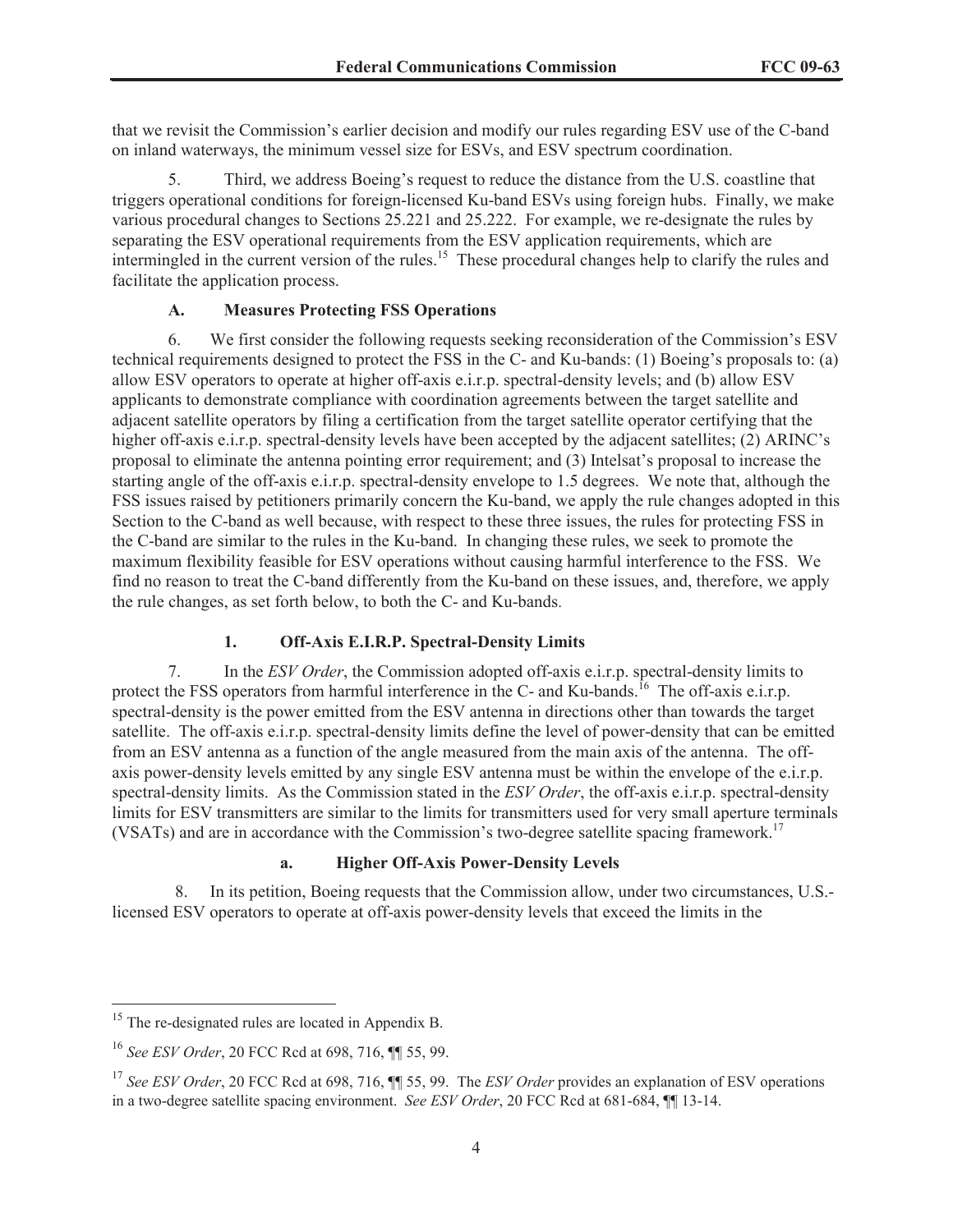that we revisit the Commission's earlier decision and modify our rules regarding ESV use of the C-band on inland waterways, the minimum vessel size for ESVs, and ESV spectrum coordination.

5. Third, we address Boeing's request to reduce the distance from the U.S. coastline that triggers operational conditions for foreign-licensed Ku-band ESVs using foreign hubs. Finally, we make various procedural changes to Sections 25.221 and 25.222. For example, we re-designate the rules by separating the ESV operational requirements from the ESV application requirements, which are intermingled in the current version of the rules.[15] These procedural changes help to clarify the rules and facilitate the application process.

### A. Measures Protecting FSS Operations

6. We first consider the following requests seeking reconsideration of the Commission's ESV technical requirements designed to protect the FSS in the C- and Ku-bands: (1) Boeing's proposals to: (a) allow ESV operators to operate at higher off-axis e.i.r.p. spectral-density levels; and (b) allow ESV applicants to demonstrate compliance with coordination agreements between the target satellite and adjacent satellite operators by filing a certification from the target satellite operator certifying that the higher off-axis e.i.r.p. spectral-density levels have been accepted by the adjacent satellites; (2) ARINC's proposal to eliminate the antenna pointing error requirement; and (3) Intelsat's proposal to increase the starting angle of the off-axis e.i.r.p. spectral-density envelope to 1.5 degrees. We note that, although the FSS issues raised by petitioners primarily concern the Ku-band, we apply the rule changes adopted in this Section to the C-band as well because, with respect to these three issues, the rules for protecting FSS in the C-band are similar to the rules in the Ku-band. In changing these rules, we seek to promote the maximum flexibility feasible for ESV operations without causing harmful interference to the FSS. We find no reason to treat the C-band differently from the Ku-band on these issues, and, therefore, we apply the rule changes, as set forth below, to both the C- and Ku-bands.

#### 1. Off-Axis E.I.R.P. Spectral-Density Limits

7. In the *ESV Order*, the Commission adopted off-axis e.i.r.p. spectral-density limits to protect the FSS operators from harmful interference in the C- and Ku-bands.[16] The off-axis e.i.r.p. spectral-density is the power emitted from the ESV antenna in directions other than towards the target satellite. The off-axis e.i.r.p. spectral-density limits define the level of power-density that can be emitted from an ESV antenna as a function of the angle measured from the main axis of the antenna. The off-axis power-density levels emitted by any single ESV antenna must be within the envelope of the e.i.r.p. spectral-density limits. As the Commission stated in the *ESV Order*, the off-axis e.i.r.p. spectral-density limits for ESV transmitters are similar to the limits for transmitters used for very small aperture terminals (VSATs) and are in accordance with the Commission's two-degree satellite spacing framework.[17]

##### a. Higher Off-Axis Power-Density Levels

8. In its petition, Boeing requests that the Commission allow, under two circumstances, U.S.-licensed ESV operators to operate at off-axis power-density levels that exceed the limits in the

---

[15] The re-designated rules are located in Appendix B.

[16] *See ESV Order*, 20 FCC Rcd at 698, 716, ¶¶ 55, 99.

[17] *See ESV Order*, 20 FCC Rcd at 698, 716, ¶¶ 55, 99. The *ESV Order* provides an explanation of ESV operations in a two-degree satellite spacing environment. *See ESV Order*, 20 FCC Rcd at 681-684, ¶¶ 13-14.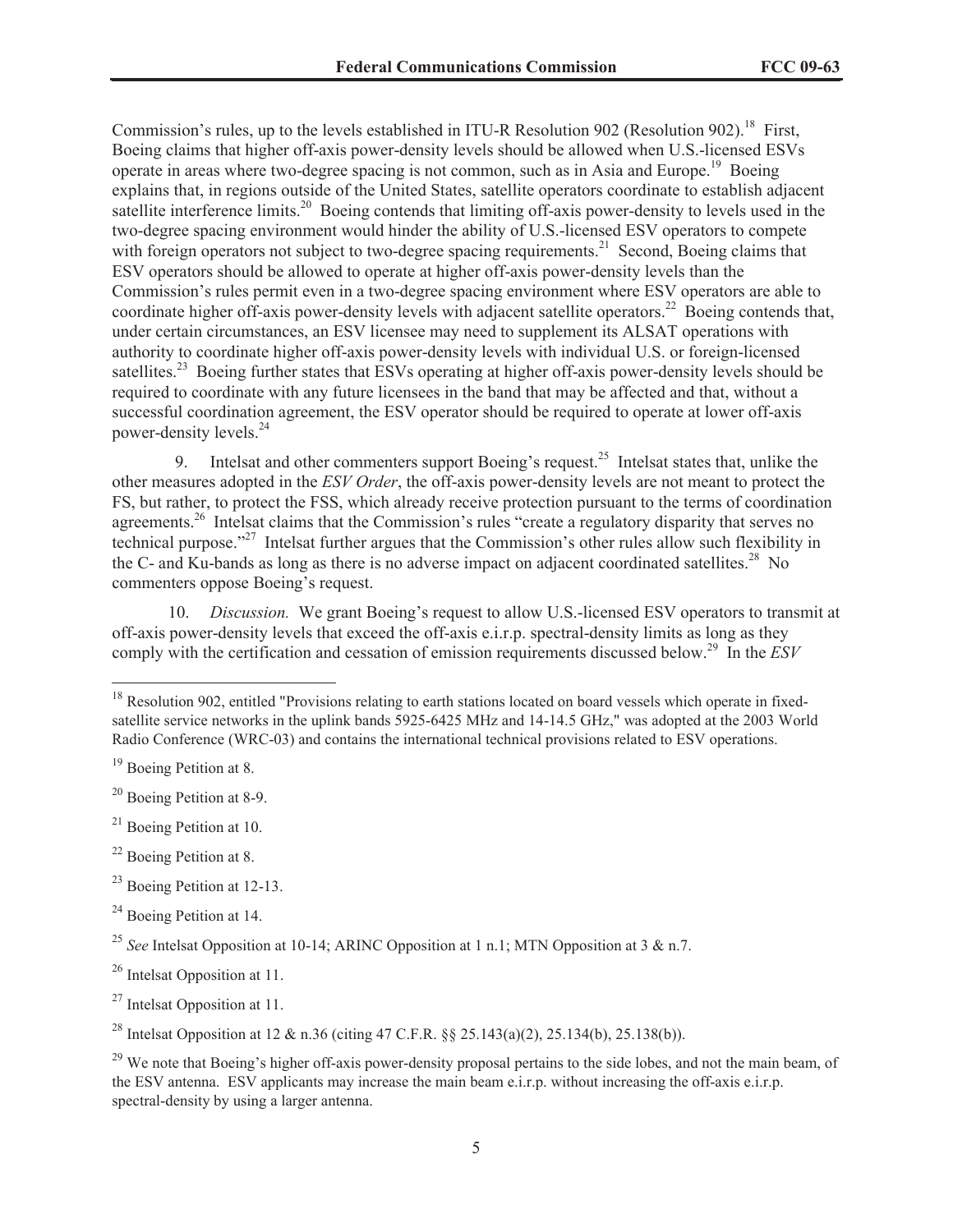Commission's rules, up to the levels established in ITU-R Resolution 902 (Resolution 902).[18] First, Boeing claims that higher off-axis power-density levels should be allowed when U.S.-licensed ESVs operate in areas where two-degree spacing is not common, such as in Asia and Europe.[19] Boeing explains that, in regions outside of the United States, satellite operators coordinate to establish adjacent satellite interference limits.[20] Boeing contends that limiting off-axis power-density to levels used in the two-degree spacing environment would hinder the ability of U.S.-licensed ESV operators to compete with foreign operators not subject to two-degree spacing requirements.[21] Second, Boeing claims that ESV operators should be allowed to operate at higher off-axis power-density levels than the Commission's rules permit even in a two-degree spacing environment where ESV operators are able to coordinate higher off-axis power-density levels with adjacent satellite operators.[22] Boeing contends that, under certain circumstances, an ESV licensee may need to supplement its ALSAT operations with authority to coordinate higher off-axis power-density levels with individual U.S. or foreign-licensed satellites.[23] Boeing further states that ESVs operating at higher off-axis power-density levels should be required to coordinate with any future licensees in the band that may be affected and that, without a successful coordination agreement, the ESV operator should be required to operate at lower off-axis power-density levels.[24]

9. Intelsat and other commenters support Boeing's request.[25] Intelsat states that, unlike the other measures adopted in the *ESV Order*, the off-axis power-density levels are not meant to protect the FS, but rather, to protect the FSS, which already receive protection pursuant to the terms of coordination agreements.[26] Intelsat claims that the Commission's rules "create a regulatory disparity that serves no technical purpose."[27] Intelsat further argues that the Commission's other rules allow such flexibility in the C- and Ku-bands as long as there is no adverse impact on adjacent coordinated satellites.[28] No commenters oppose Boeing's request.

10. *Discussion.* We grant Boeing's request to allow U.S.-licensed ESV operators to transmit at off-axis power-density levels that exceed the off-axis e.i.r.p. spectral-density limits as long as they comply with the certification and cessation of emission requirements discussed below.[29] In the *ESV*

---

[18] Resolution 902, entitled "Provisions relating to earth stations located on board vessels which operate in fixed-satellite service networks in the uplink bands 5925-6425 MHz and 14-14.5 GHz," was adopted at the 2003 World Radio Conference (WRC-03) and contains the international technical provisions related to ESV operations.

[19] Boeing Petition at 8.

[20] Boeing Petition at 8-9.

[21] Boeing Petition at 10.

[22] Boeing Petition at 8.

[23] Boeing Petition at 12-13.

[24] Boeing Petition at 14.

[25] *See* Intelsat Opposition at 10-14; ARINC Opposition at 1 n.1; MTN Opposition at 3 & n.7.

[26] Intelsat Opposition at 11.

[27] Intelsat Opposition at 11.

[28] Intelsat Opposition at 12 & n.36 (citing 47 C.F.R. §§ 25.143(a)(2), 25.134(b), 25.138(b)).

[29] We note that Boeing's higher off-axis power-density proposal pertains to the side lobes, and not the main beam, of the ESV antenna. ESV applicants may increase the main beam e.i.r.p. without increasing the off-axis e.i.r.p. spectral-density by using a larger antenna.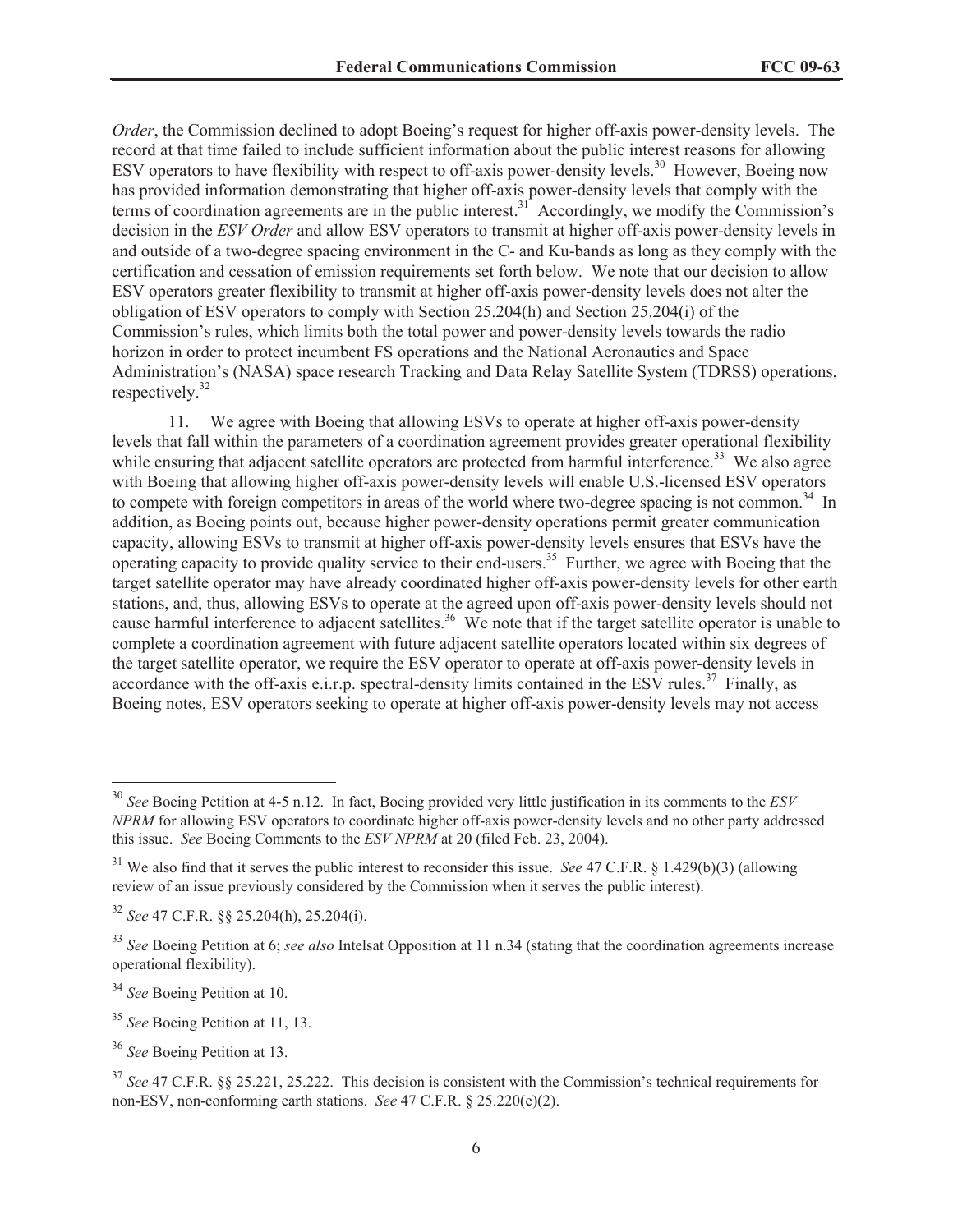*Order*, the Commission declined to adopt Boeing's request for higher off-axis power-density levels. The record at that time failed to include sufficient information about the public interest reasons for allowing ESV operators to have flexibility with respect to off-axis power-density levels.[30] However, Boeing now has provided information demonstrating that higher off-axis power-density levels that comply with the terms of coordination agreements are in the public interest.[31] Accordingly, we modify the Commission's decision in the *ESV Order* and allow ESV operators to transmit at higher off-axis power-density levels in and outside of a two-degree spacing environment in the C- and Ku-bands as long as they comply with the certification and cessation of emission requirements set forth below. We note that our decision to allow ESV operators greater flexibility to transmit at higher off-axis power-density levels does not alter the obligation of ESV operators to comply with Section 25.204(h) and Section 25.204(i) of the Commission's rules, which limits both the total power and power-density levels towards the radio horizon in order to protect incumbent FS operations and the National Aeronautics and Space Administration's (NASA) space research Tracking and Data Relay Satellite System (TDRSS) operations, respectively.[32]

11. We agree with Boeing that allowing ESVs to operate at higher off-axis power-density levels that fall within the parameters of a coordination agreement provides greater operational flexibility while ensuring that adjacent satellite operators are protected from harmful interference.[33] We also agree with Boeing that allowing higher off-axis power-density levels will enable U.S.-licensed ESV operators to compete with foreign competitors in areas of the world where two-degree spacing is not common.[34] In addition, as Boeing points out, because higher power-density operations permit greater communication capacity, allowing ESVs to transmit at higher off-axis power-density levels ensures that ESVs have the operating capacity to provide quality service to their end-users.[35] Further, we agree with Boeing that the target satellite operator may have already coordinated higher off-axis power-density levels for other earth stations, and, thus, allowing ESVs to operate at the agreed upon off-axis power-density levels should not cause harmful interference to adjacent satellites.[36] We note that if the target satellite operator is unable to complete a coordination agreement with future adjacent satellite operators located within six degrees of the target satellite operator, we require the ESV operator to operate at off-axis power-density levels in accordance with the off-axis e.i.r.p. spectral-density limits contained in the ESV rules.[37] Finally, as Boeing notes, ESV operators seeking to operate at higher off-axis power-density levels may not access

[30] *See* Boeing Petition at 4-5 n.12. In fact, Boeing provided very little justification in its comments to the *ESV NPRM* for allowing ESV operators to coordinate higher off-axis power-density levels and no other party addressed this issue. *See* Boeing Comments to the *ESV NPRM* at 20 (filed Feb. 23, 2004).

[31] We also find that it serves the public interest to reconsider this issue. *See* 47 C.F.R. § 1.429(b)(3) (allowing review of an issue previously considered by the Commission when it serves the public interest).

[32] *See* 47 C.F.R. §§ 25.204(h), 25.204(i).

[33] *See* Boeing Petition at 6; *see also* Intelsat Opposition at 11 n.34 (stating that the coordination agreements increase operational flexibility).

[34] *See* Boeing Petition at 10.

[35] *See* Boeing Petition at 11, 13.

[36] *See* Boeing Petition at 13.

[37] *See* 47 C.F.R. §§ 25.221, 25.222. This decision is consistent with the Commission's technical requirements for non-ESV, non-conforming earth stations. *See* 47 C.F.R. § 25.220(e)(2).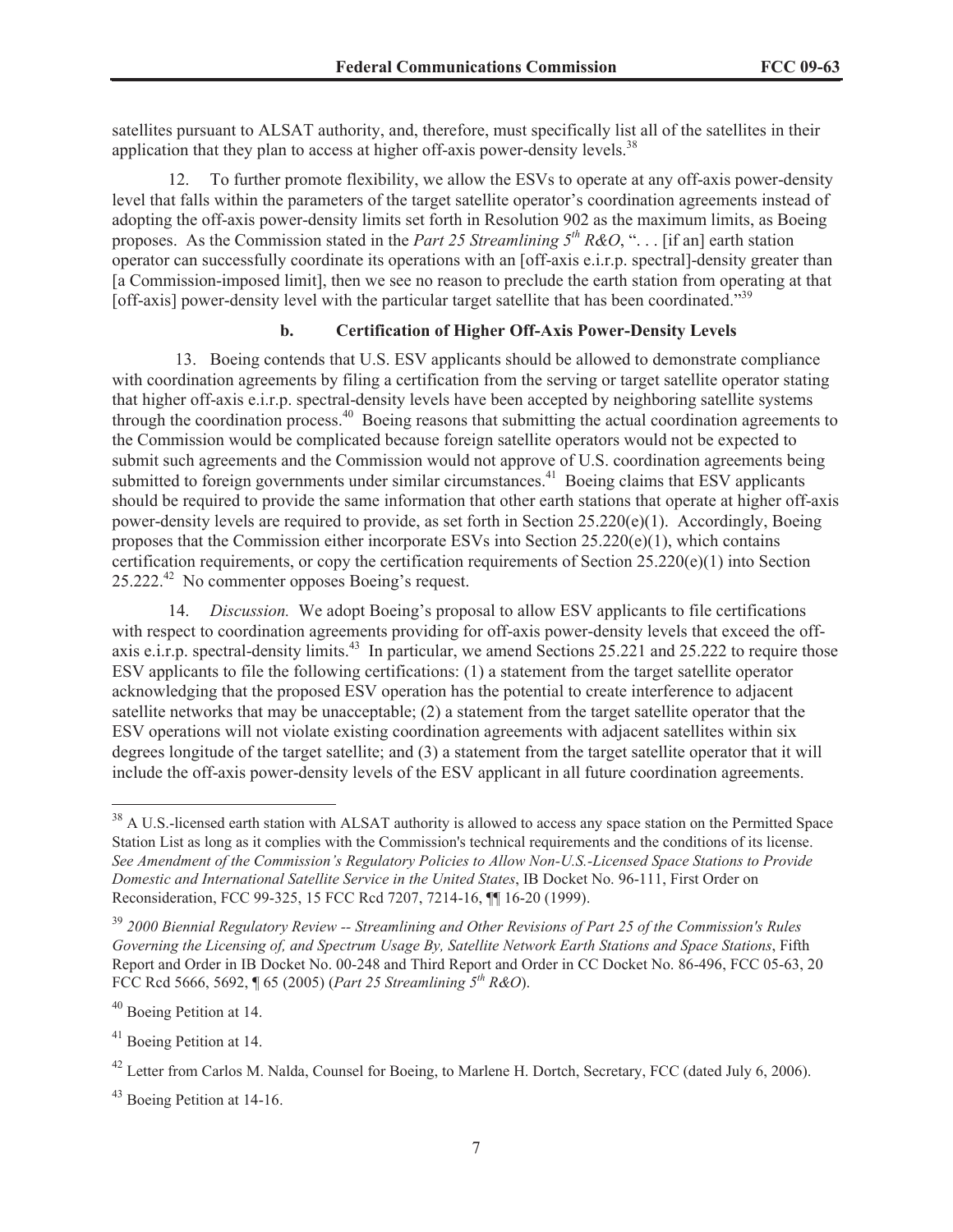satellites pursuant to ALSAT authority, and, therefore, must specifically list all of the satellites in their application that they plan to access at higher off-axis power-density levels.[38]

12. To further promote flexibility, we allow the ESVs to operate at any off-axis power-density level that falls within the parameters of the target satellite operator's coordination agreements instead of adopting the off-axis power-density limits set forth in Resolution 902 as the maximum limits, as Boeing proposes. As the Commission stated in the *Part 25 Streamlining 5th R&O*, ". . . [if an] earth station operator can successfully coordinate its operations with an [off-axis e.i.r.p. spectral]-density greater than [a Commission-imposed limit], then we see no reason to preclude the earth station from operating at that [off-axis] power-density level with the particular target satellite that has been coordinated."[39]

#### b. Certification of Higher Off-Axis Power-Density Levels

13. Boeing contends that U.S. ESV applicants should be allowed to demonstrate compliance with coordination agreements by filing a certification from the serving or target satellite operator stating that higher off-axis e.i.r.p. spectral-density levels have been accepted by neighboring satellite systems through the coordination process.[40] Boeing reasons that submitting the actual coordination agreements to the Commission would be complicated because foreign satellite operators would not be expected to submit such agreements and the Commission would not approve of U.S. coordination agreements being submitted to foreign governments under similar circumstances.[41] Boeing claims that ESV applicants should be required to provide the same information that other earth stations that operate at higher off-axis power-density levels are required to provide, as set forth in Section 25.220(e)(1). Accordingly, Boeing proposes that the Commission either incorporate ESVs into Section 25.220(e)(1), which contains certification requirements, or copy the certification requirements of Section 25.220(e)(1) into Section 25.222.[42] No commenter opposes Boeing's request.

14. *Discussion.* We adopt Boeing's proposal to allow ESV applicants to file certifications with respect to coordination agreements providing for off-axis power-density levels that exceed the off-axis e.i.r.p. spectral-density limits.[43] In particular, we amend Sections 25.221 and 25.222 to require those ESV applicants to file the following certifications: (1) a statement from the target satellite operator acknowledging that the proposed ESV operation has the potential to create interference to adjacent satellite networks that may be unacceptable; (2) a statement from the target satellite operator that the ESV operations will not violate existing coordination agreements with adjacent satellites within six degrees longitude of the target satellite; and (3) a statement from the target satellite operator that it will include the off-axis power-density levels of the ESV applicant in all future coordination agreements.

---

[38] A U.S.-licensed earth station with ALSAT authority is allowed to access any space station on the Permitted Space Station List as long as it complies with the Commission's technical requirements and the conditions of its license. *See Amendment of the Commission's Regulatory Policies to Allow Non-U.S.-Licensed Space Stations to Provide Domestic and International Satellite Service in the United States*, IB Docket No. 96-111, First Order on Reconsideration, FCC 99-325, 15 FCC Rcd 7207, 7214-16, ¶¶ 16-20 (1999).

[39] *2000 Biennial Regulatory Review -- Streamlining and Other Revisions of Part 25 of the Commission's Rules Governing the Licensing of, and Spectrum Usage By, Satellite Network Earth Stations and Space Stations*, Fifth Report and Order in IB Docket No. 00-248 and Third Report and Order in CC Docket No. 86-496, FCC 05-63, 20 FCC Rcd 5666, 5692, ¶ 65 (2005) (*Part 25 Streamlining 5th R&O*).

[40] Boeing Petition at 14.

[41] Boeing Petition at 14.

[42] Letter from Carlos M. Nalda, Counsel for Boeing, to Marlene H. Dortch, Secretary, FCC (dated July 6, 2006).

[43] Boeing Petition at 14-16.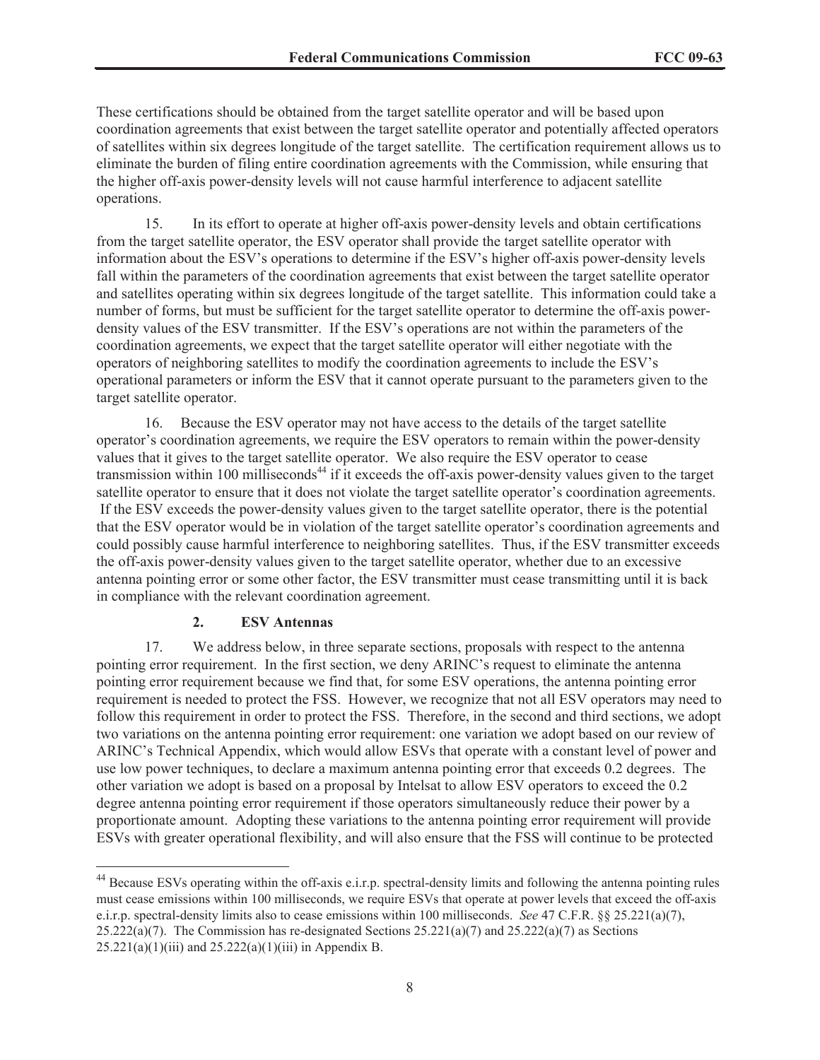These certifications should be obtained from the target satellite operator and will be based upon coordination agreements that exist between the target satellite operator and potentially affected operators of satellites within six degrees longitude of the target satellite. The certification requirement allows us to eliminate the burden of filing entire coordination agreements with the Commission, while ensuring that the higher off-axis power-density levels will not cause harmful interference to adjacent satellite operations.

15. In its effort to operate at higher off-axis power-density levels and obtain certifications from the target satellite operator, the ESV operator shall provide the target satellite operator with information about the ESV's operations to determine if the ESV's higher off-axis power-density levels fall within the parameters of the coordination agreements that exist between the target satellite operator and satellites operating within six degrees longitude of the target satellite. This information could take a number of forms, but must be sufficient for the target satellite operator to determine the off-axis power-density values of the ESV transmitter. If the ESV's operations are not within the parameters of the coordination agreements, we expect that the target satellite operator will either negotiate with the operators of neighboring satellites to modify the coordination agreements to include the ESV's operational parameters or inform the ESV that it cannot operate pursuant to the parameters given to the target satellite operator.

16. Because the ESV operator may not have access to the details of the target satellite operator's coordination agreements, we require the ESV operators to remain within the power-density values that it gives to the target satellite operator. We also require the ESV operator to cease transmission within 100 milliseconds[44] if it exceeds the off-axis power-density values given to the target satellite operator to ensure that it does not violate the target satellite operator's coordination agreements. If the ESV exceeds the power-density values given to the target satellite operator, there is the potential that the ESV operator would be in violation of the target satellite operator's coordination agreements and could possibly cause harmful interference to neighboring satellites. Thus, if the ESV transmitter exceeds the off-axis power-density values given to the target satellite operator, whether due to an excessive antenna pointing error or some other factor, the ESV transmitter must cease transmitting until it is back in compliance with the relevant coordination agreement.

### 2. ESV Antennas

17. We address below, in three separate sections, proposals with respect to the antenna pointing error requirement. In the first section, we deny ARINC's request to eliminate the antenna pointing error requirement because we find that, for some ESV operations, the antenna pointing error requirement is needed to protect the FSS. However, we recognize that not all ESV operators may need to follow this requirement in order to protect the FSS. Therefore, in the second and third sections, we adopt two variations on the antenna pointing error requirement: one variation we adopt based on our review of ARINC's Technical Appendix, which would allow ESVs that operate with a constant level of power and use low power techniques, to declare a maximum antenna pointing error that exceeds 0.2 degrees. The other variation we adopt is based on a proposal by Intelsat to allow ESV operators to exceed the 0.2 degree antenna pointing error requirement if those operators simultaneously reduce their power by a proportionate amount. Adopting these variations to the antenna pointing error requirement will provide ESVs with greater operational flexibility, and will also ensure that the FSS will continue to be protected

[44] Because ESVs operating within the off-axis e.i.r.p. spectral-density limits and following the antenna pointing rules must cease emissions within 100 milliseconds, we require ESVs that operate at power levels that exceed the off-axis e.i.r.p. spectral-density limits also to cease emissions within 100 milliseconds. *See* 47 C.F.R. §§ 25.221(a)(7), 25.222(a)(7). The Commission has re-designated Sections 25.221(a)(7) and 25.222(a)(7) as Sections 25.221(a)(1)(iii) and 25.222(a)(1)(iii) in Appendix B.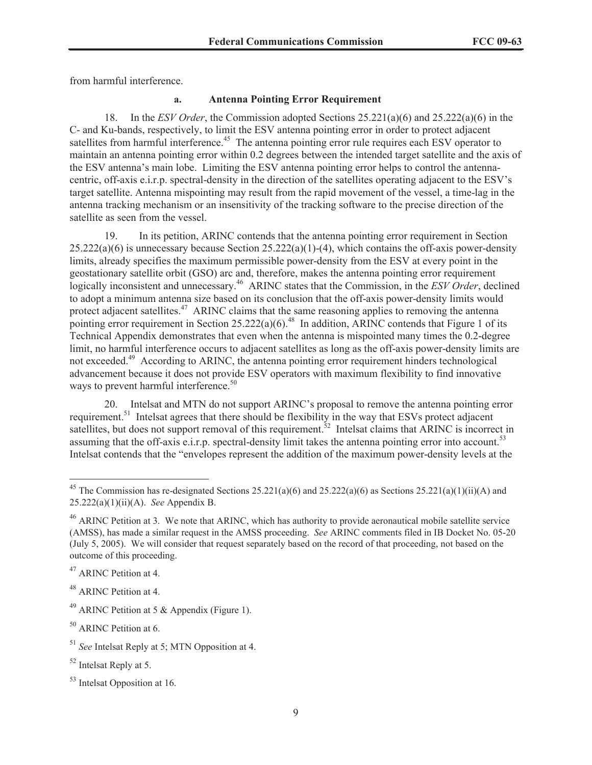from harmful interference.

### a. Antenna Pointing Error Requirement

18. In the *ESV Order*, the Commission adopted Sections 25.221(a)(6) and 25.222(a)(6) in the C- and Ku-bands, respectively, to limit the ESV antenna pointing error in order to protect adjacent satellites from harmful interference.[45] The antenna pointing error rule requires each ESV operator to maintain an antenna pointing error within 0.2 degrees between the intended target satellite and the axis of the ESV antenna's main lobe. Limiting the ESV antenna pointing error helps to control the antenna-centric, off-axis e.i.r.p. spectral-density in the direction of the satellites operating adjacent to the ESV's target satellite. Antenna mispointing may result from the rapid movement of the vessel, a time-lag in the antenna tracking mechanism or an insensitivity of the tracking software to the precise direction of the satellite as seen from the vessel.

19. In its petition, ARINC contends that the antenna pointing error requirement in Section 25.222(a)(6) is unnecessary because Section 25.222(a)(1)-(4), which contains the off-axis power-density limits, already specifies the maximum permissible power-density from the ESV at every point in the geostationary satellite orbit (GSO) arc and, therefore, makes the antenna pointing error requirement logically inconsistent and unnecessary.[46] ARINC states that the Commission, in the *ESV Order*, declined to adopt a minimum antenna size based on its conclusion that the off-axis power-density limits would protect adjacent satellites.[47] ARINC claims that the same reasoning applies to removing the antenna pointing error requirement in Section 25.222(a)(6).[48] In addition, ARINC contends that Figure 1 of its Technical Appendix demonstrates that even when the antenna is mispointed many times the 0.2-degree limit, no harmful interference occurs to adjacent satellites as long as the off-axis power-density limits are not exceeded.[49] According to ARINC, the antenna pointing error requirement hinders technological advancement because it does not provide ESV operators with maximum flexibility to find innovative ways to prevent harmful interference.[50]

20. Intelsat and MTN do not support ARINC's proposal to remove the antenna pointing error requirement.[51] Intelsat agrees that there should be flexibility in the way that ESVs protect adjacent satellites, but does not support removal of this requirement.[52] Intelsat claims that ARINC is incorrect in assuming that the off-axis e.i.r.p. spectral-density limit takes the antenna pointing error into account.[53] Intelsat contends that the "envelopes represent the addition of the maximum power-density levels at the

---

[45] The Commission has re-designated Sections 25.221(a)(6) and 25.222(a)(6) as Sections 25.221(a)(1)(ii)(A) and 25.222(a)(1)(ii)(A). *See* Appendix B.

[46] ARINC Petition at 3. We note that ARINC, which has authority to provide aeronautical mobile satellite service (AMSS), has made a similar request in the AMSS proceeding. *See* ARINC comments filed in IB Docket No. 05-20 (July 5, 2005). We will consider that request separately based on the record of that proceeding, not based on the outcome of this proceeding.

[47] ARINC Petition at 4.

[48] ARINC Petition at 4.

[49] ARINC Petition at 5 & Appendix (Figure 1).

[50] ARINC Petition at 6.

[51] *See* Intelsat Reply at 5; MTN Opposition at 4.

[52] Intelsat Reply at 5.

[53] Intelsat Opposition at 16.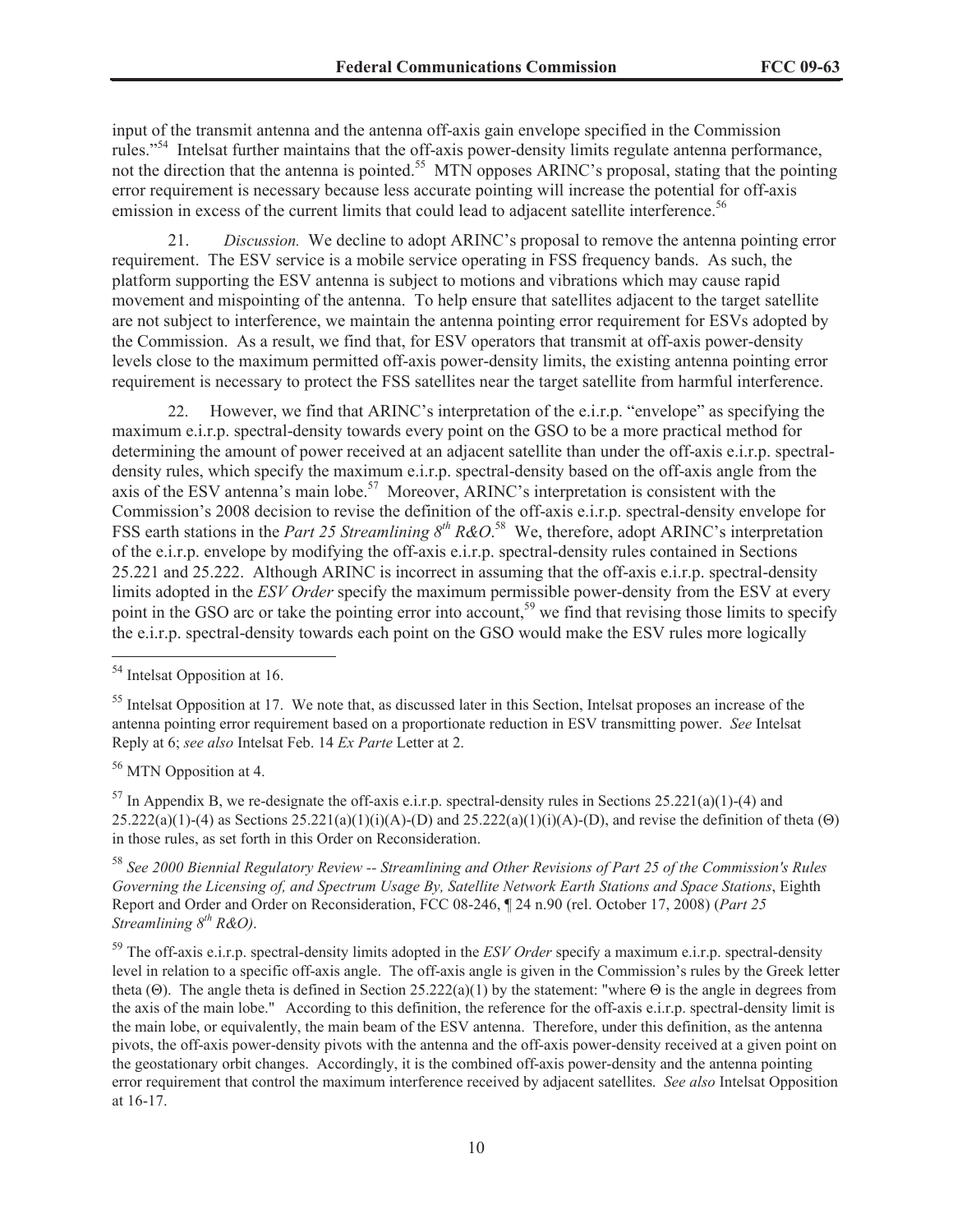input of the transmit antenna and the antenna off-axis gain envelope specified in the Commission rules."[54] Intelsat further maintains that the off-axis power-density limits regulate antenna performance, not the direction that the antenna is pointed.[55] MTN opposes ARINC's proposal, stating that the pointing error requirement is necessary because less accurate pointing will increase the potential for off-axis emission in excess of the current limits that could lead to adjacent satellite interference.[56]

21. *Discussion.* We decline to adopt ARINC's proposal to remove the antenna pointing error requirement. The ESV service is a mobile service operating in FSS frequency bands. As such, the platform supporting the ESV antenna is subject to motions and vibrations which may cause rapid movement and mispointing of the antenna. To help ensure that satellites adjacent to the target satellite are not subject to interference, we maintain the antenna pointing error requirement for ESVs adopted by the Commission. As a result, we find that, for ESV operators that transmit at off-axis power-density levels close to the maximum permitted off-axis power-density limits, the existing antenna pointing error requirement is necessary to protect the FSS satellites near the target satellite from harmful interference.

22. However, we find that ARINC's interpretation of the e.i.r.p. "envelope" as specifying the maximum e.i.r.p. spectral-density towards every point on the GSO to be a more practical method for determining the amount of power received at an adjacent satellite than under the off-axis e.i.r.p. spectral-density rules, which specify the maximum e.i.r.p. spectral-density based on the off-axis angle from the axis of the ESV antenna's main lobe.[57] Moreover, ARINC's interpretation is consistent with the Commission's 2008 decision to revise the definition of the off-axis e.i.r.p. spectral-density envelope for FSS earth stations in the *Part 25 Streamlining 8th R&O*.[58] We, therefore, adopt ARINC's interpretation of the e.i.r.p. envelope by modifying the off-axis e.i.r.p. spectral-density rules contained in Sections 25.221 and 25.222. Although ARINC is incorrect in assuming that the off-axis e.i.r.p. spectral-density limits adopted in the *ESV Order* specify the maximum permissible power-density from the ESV at every point in the GSO arc or take the pointing error into account,[59] we find that revising those limits to specify the e.i.r.p. spectral-density towards each point on the GSO would make the ESV rules more logically

---

[54] Intelsat Opposition at 16.

[55] Intelsat Opposition at 17. We note that, as discussed later in this Section, Intelsat proposes an increase of the antenna pointing error requirement based on a proportionate reduction in ESV transmitting power. *See* Intelsat Reply at 6; *see also* Intelsat Feb. 14 *Ex Parte* Letter at 2.

[56] MTN Opposition at 4.

[57] In Appendix B, we re-designate the off-axis e.i.r.p. spectral-density rules in Sections 25.221(a)(1)-(4) and 25.222(a)(1)-(4) as Sections 25.221(a)(1)(i)(A)-(D) and 25.222(a)(1)(i)(A)-(D), and revise the definition of theta (Θ) in those rules, as set forth in this Order on Reconsideration.

[58] *See 2000 Biennial Regulatory Review -- Streamlining and Other Revisions of Part 25 of the Commission's Rules Governing the Licensing of, and Spectrum Usage By, Satellite Network Earth Stations and Space Stations*, Eighth Report and Order and Order on Reconsideration, FCC 08-246, ¶ 24 n.90 (rel. October 17, 2008) (*Part 25 Streamlining 8th R&O)*.

[59] The off-axis e.i.r.p. spectral-density limits adopted in the *ESV Order* specify a maximum e.i.r.p. spectral-density level in relation to a specific off-axis angle. The off-axis angle is given in the Commission's rules by the Greek letter theta (Θ). The angle theta is defined in Section 25.222(a)(1) by the statement: "where Θ is the angle in degrees from the axis of the main lobe." According to this definition, the reference for the off-axis e.i.r.p. spectral-density limit is the main lobe, or equivalently, the main beam of the ESV antenna. Therefore, under this definition, as the antenna pivots, the off-axis power-density pivots with the antenna and the off-axis power-density received at a given point on the geostationary orbit changes. Accordingly, it is the combined off-axis power-density and the antenna pointing error requirement that control the maximum interference received by adjacent satellites. *See also* Intelsat Opposition at 16-17.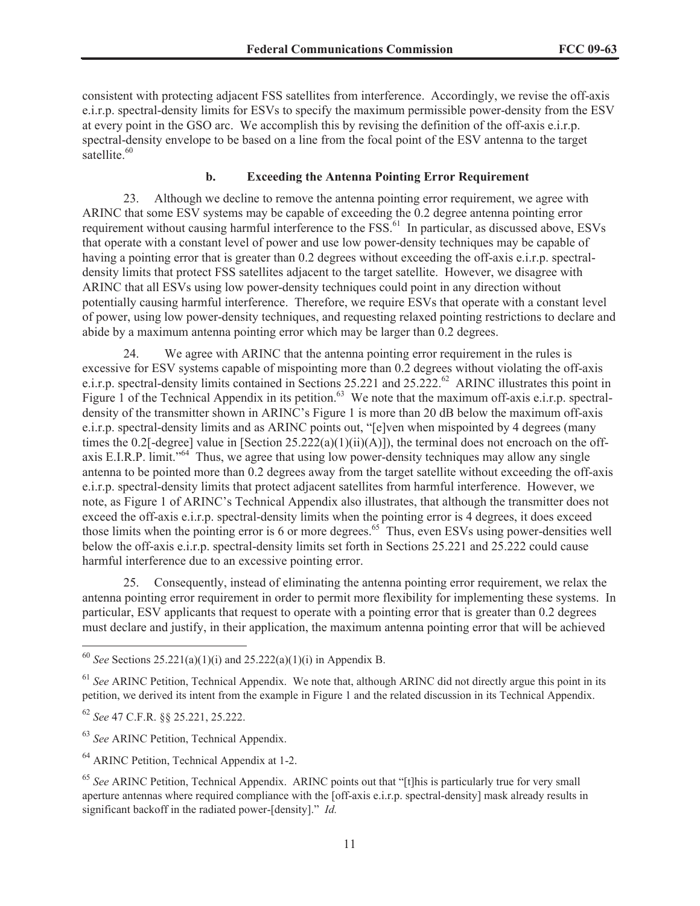consistent with protecting adjacent FSS satellites from interference. Accordingly, we revise the off-axis e.i.r.p. spectral-density limits for ESVs to specify the maximum permissible power-density from the ESV at every point in the GSO arc. We accomplish this by revising the definition of the off-axis e.i.r.p. spectral-density envelope to be based on a line from the focal point of the ESV antenna to the target satellite.[60]

### b. Exceeding the Antenna Pointing Error Requirement

23. Although we decline to remove the antenna pointing error requirement, we agree with ARINC that some ESV systems may be capable of exceeding the 0.2 degree antenna pointing error requirement without causing harmful interference to the FSS.[61] In particular, as discussed above, ESVs that operate with a constant level of power and use low power-density techniques may be capable of having a pointing error that is greater than 0.2 degrees without exceeding the off-axis e.i.r.p. spectral-density limits that protect FSS satellites adjacent to the target satellite. However, we disagree with ARINC that all ESVs using low power-density techniques could point in any direction without potentially causing harmful interference. Therefore, we require ESVs that operate with a constant level of power, using low power-density techniques, and requesting relaxed pointing restrictions to declare and abide by a maximum antenna pointing error which may be larger than 0.2 degrees.

24. We agree with ARINC that the antenna pointing error requirement in the rules is excessive for ESV systems capable of mispointing more than 0.2 degrees without violating the off-axis e.i.r.p. spectral-density limits contained in Sections 25.221 and 25.222.[62] ARINC illustrates this point in Figure 1 of the Technical Appendix in its petition.[63] We note that the maximum off-axis e.i.r.p. spectral-density of the transmitter shown in ARINC's Figure 1 is more than 20 dB below the maximum off-axis e.i.r.p. spectral-density limits and as ARINC points out, "[e]ven when mispointed by 4 degrees (many times the 0.2[-degree] value in [Section 25.222(a)(1)(ii)(A)]), the terminal does not encroach on the off-axis E.I.R.P. limit."[64] Thus, we agree that using low power-density techniques may allow any single antenna to be pointed more than 0.2 degrees away from the target satellite without exceeding the off-axis e.i.r.p. spectral-density limits that protect adjacent satellites from harmful interference. However, we note, as Figure 1 of ARINC's Technical Appendix also illustrates, that although the transmitter does not exceed the off-axis e.i.r.p. spectral-density limits when the pointing error is 4 degrees, it does exceed those limits when the pointing error is 6 or more degrees.[65] Thus, even ESVs using power-densities well below the off-axis e.i.r.p. spectral-density limits set forth in Sections 25.221 and 25.222 could cause harmful interference due to an excessive pointing error.

25. Consequently, instead of eliminating the antenna pointing error requirement, we relax the antenna pointing error requirement in order to permit more flexibility for implementing these systems. In particular, ESV applicants that request to operate with a pointing error that is greater than 0.2 degrees must declare and justify, in their application, the maximum antenna pointing error that will be achieved

---

[60] *See* Sections 25.221(a)(1)(i) and 25.222(a)(1)(i) in Appendix B.

[61] *See* ARINC Petition, Technical Appendix. We note that, although ARINC did not directly argue this point in its petition, we derived its intent from the example in Figure 1 and the related discussion in its Technical Appendix.

[62] *See* 47 C.F.R. §§ 25.221, 25.222.

[63] *See* ARINC Petition, Technical Appendix.

[64] ARINC Petition, Technical Appendix at 1-2.

[65] *See* ARINC Petition, Technical Appendix. ARINC points out that "[t]his is particularly true for very small aperture antennas where required compliance with the [off-axis e.i.r.p. spectral-density] mask already results in significant backoff in the radiated power-[density]." *Id.*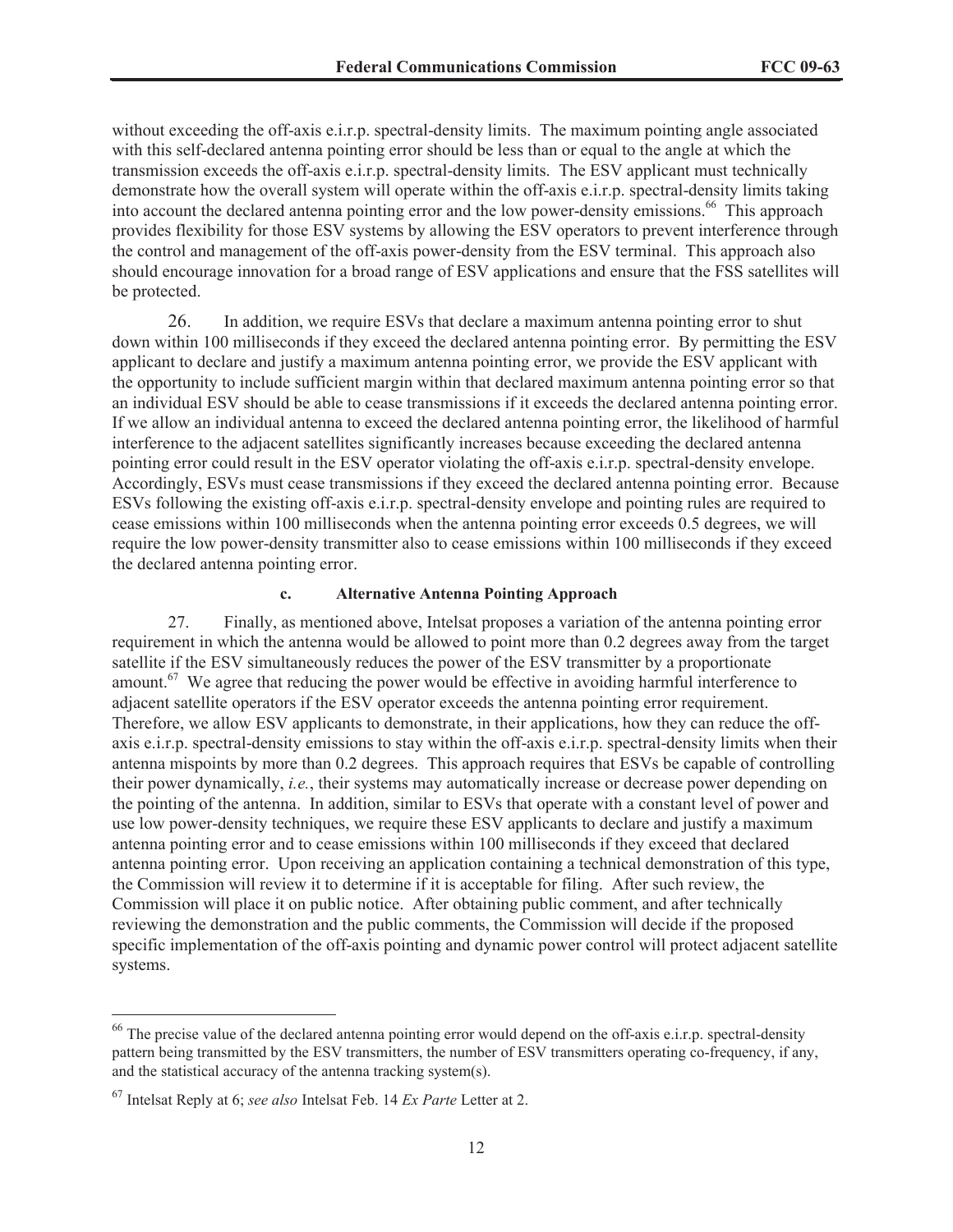without exceeding the off-axis e.i.r.p. spectral-density limits. The maximum pointing angle associated with this self-declared antenna pointing error should be less than or equal to the angle at which the transmission exceeds the off-axis e.i.r.p. spectral-density limits. The ESV applicant must technically demonstrate how the overall system will operate within the off-axis e.i.r.p. spectral-density limits taking into account the declared antenna pointing error and the low power-density emissions.[66] This approach provides flexibility for those ESV systems by allowing the ESV operators to prevent interference through the control and management of the off-axis power-density from the ESV terminal. This approach also should encourage innovation for a broad range of ESV applications and ensure that the FSS satellites will be protected.

26. In addition, we require ESVs that declare a maximum antenna pointing error to shut down within 100 milliseconds if they exceed the declared antenna pointing error. By permitting the ESV applicant to declare and justify a maximum antenna pointing error, we provide the ESV applicant with the opportunity to include sufficient margin within that declared maximum antenna pointing error so that an individual ESV should be able to cease transmissions if it exceeds the declared antenna pointing error. If we allow an individual antenna to exceed the declared antenna pointing error, the likelihood of harmful interference to the adjacent satellites significantly increases because exceeding the declared antenna pointing error could result in the ESV operator violating the off-axis e.i.r.p. spectral-density envelope. Accordingly, ESVs must cease transmissions if they exceed the declared antenna pointing error. Because ESVs following the existing off-axis e.i.r.p. spectral-density envelope and pointing rules are required to cease emissions within 100 milliseconds when the antenna pointing error exceeds 0.5 degrees, we will require the low power-density transmitter also to cease emissions within 100 milliseconds if they exceed the declared antenna pointing error.

#### c. Alternative Antenna Pointing Approach

27. Finally, as mentioned above, Intelsat proposes a variation of the antenna pointing error requirement in which the antenna would be allowed to point more than 0.2 degrees away from the target satellite if the ESV simultaneously reduces the power of the ESV transmitter by a proportionate amount.[67] We agree that reducing the power would be effective in avoiding harmful interference to adjacent satellite operators if the ESV operator exceeds the antenna pointing error requirement. Therefore, we allow ESV applicants to demonstrate, in their applications, how they can reduce the off-axis e.i.r.p. spectral-density emissions to stay within the off-axis e.i.r.p. spectral-density limits when their antenna mispoints by more than 0.2 degrees. This approach requires that ESVs be capable of controlling their power dynamically, *i.e.*, their systems may automatically increase or decrease power depending on the pointing of the antenna. In addition, similar to ESVs that operate with a constant level of power and use low power-density techniques, we require these ESV applicants to declare and justify a maximum antenna pointing error and to cease emissions within 100 milliseconds if they exceed that declared antenna pointing error. Upon receiving an application containing a technical demonstration of this type, the Commission will review it to determine if it is acceptable for filing. After such review, the Commission will place it on public notice. After obtaining public comment, and after technically reviewing the demonstration and the public comments, the Commission will decide if the proposed specific implementation of the off-axis pointing and dynamic power control will protect adjacent satellite systems.

---

[66] The precise value of the declared antenna pointing error would depend on the off-axis e.i.r.p. spectral-density pattern being transmitted by the ESV transmitters, the number of ESV transmitters operating co-frequency, if any, and the statistical accuracy of the antenna tracking system(s).

[67] Intelsat Reply at 6; *see also* Intelsat Feb. 14 *Ex Parte* Letter at 2.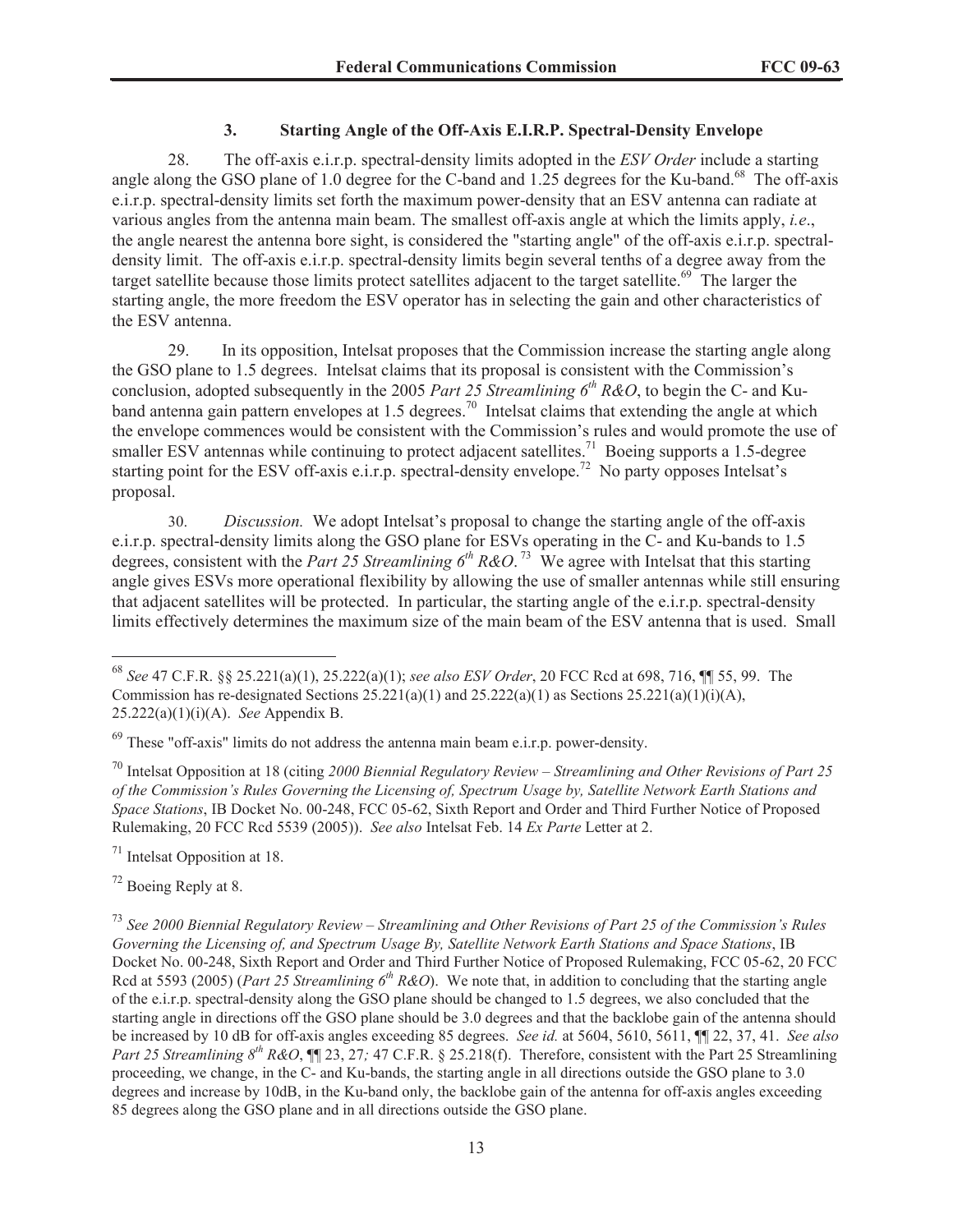### 3. Starting Angle of the Off-Axis E.I.R.P. Spectral-Density Envelope

28. The off-axis e.i.r.p. spectral-density limits adopted in the *ESV Order* include a starting angle along the GSO plane of 1.0 degree for the C-band and 1.25 degrees for the Ku-band.[68] The off-axis e.i.r.p. spectral-density limits set forth the maximum power-density that an ESV antenna can radiate at various angles from the antenna main beam. The smallest off-axis angle at which the limits apply, *i.e*., the angle nearest the antenna bore sight, is considered the "starting angle" of the off-axis e.i.r.p. spectral-density limit. The off-axis e.i.r.p. spectral-density limits begin several tenths of a degree away from the target satellite because those limits protect satellites adjacent to the target satellite.[69] The larger the starting angle, the more freedom the ESV operator has in selecting the gain and other characteristics of the ESV antenna.

29. In its opposition, Intelsat proposes that the Commission increase the starting angle along the GSO plane to 1.5 degrees. Intelsat claims that its proposal is consistent with the Commission's conclusion, adopted subsequently in the 2005 *Part 25 Streamlining 6th R&O*, to begin the C- and Ku-band antenna gain pattern envelopes at 1.5 degrees.[70] Intelsat claims that extending the angle at which the envelope commences would be consistent with the Commission's rules and would promote the use of smaller ESV antennas while continuing to protect adjacent satellites.[71] Boeing supports a 1.5-degree starting point for the ESV off-axis e.i.r.p. spectral-density envelope.[72] No party opposes Intelsat's proposal.

30. *Discussion.* We adopt Intelsat's proposal to change the starting angle of the off-axis e.i.r.p. spectral-density limits along the GSO plane for ESVs operating in the C- and Ku-bands to 1.5 degrees, consistent with the *Part 25 Streamlining 6th R&O*.[73] We agree with Intelsat that this starting angle gives ESVs more operational flexibility by allowing the use of smaller antennas while still ensuring that adjacent satellites will be protected. In particular, the starting angle of the e.i.r.p. spectral-density limits effectively determines the maximum size of the main beam of the ESV antenna that is used. Small

---

[68] *See* 47 C.F.R. §§ 25.221(a)(1), 25.222(a)(1); *see also ESV Order*, 20 FCC Rcd at 698, 716, ¶¶ 55, 99. The Commission has re-designated Sections 25.221(a)(1) and 25.222(a)(1) as Sections 25.221(a)(1)(i)(A), 25.222(a)(1)(i)(A). *See* Appendix B.

[69] These "off-axis" limits do not address the antenna main beam e.i.r.p. power-density.

[70] Intelsat Opposition at 18 (citing *2000 Biennial Regulatory Review – Streamlining and Other Revisions of Part 25 of the Commission's Rules Governing the Licensing of, Spectrum Usage by, Satellite Network Earth Stations and Space Stations*, IB Docket No. 00-248, FCC 05-62, Sixth Report and Order and Third Further Notice of Proposed Rulemaking, 20 FCC Rcd 5539 (2005)). *See also* Intelsat Feb. 14 *Ex Parte* Letter at 2.

[71] Intelsat Opposition at 18.

[72] Boeing Reply at 8.

[73] *See 2000 Biennial Regulatory Review – Streamlining and Other Revisions of Part 25 of the Commission's Rules Governing the Licensing of, and Spectrum Usage By, Satellite Network Earth Stations and Space Stations*, IB Docket No. 00-248, Sixth Report and Order and Third Further Notice of Proposed Rulemaking, FCC 05-62, 20 FCC Rcd at 5593 (2005) (*Part 25 Streamlining 6th R&O*). We note that, in addition to concluding that the starting angle of the e.i.r.p. spectral-density along the GSO plane should be changed to 1.5 degrees, we also concluded that the starting angle in directions off the GSO plane should be 3.0 degrees and that the backlobe gain of the antenna should be increased by 10 dB for off-axis angles exceeding 85 degrees. *See id.* at 5604, 5610, 5611, ¶¶ 22, 37, 41. *See also Part 25 Streamlining 8th R&O*, ¶¶ 23, 27*;* 47 C.F.R. § 25.218(f). Therefore, consistent with the Part 25 Streamlining proceeding, we change, in the C- and Ku-bands, the starting angle in all directions outside the GSO plane to 3.0 degrees and increase by 10dB, in the Ku-band only, the backlobe gain of the antenna for off-axis angles exceeding 85 degrees along the GSO plane and in all directions outside the GSO plane.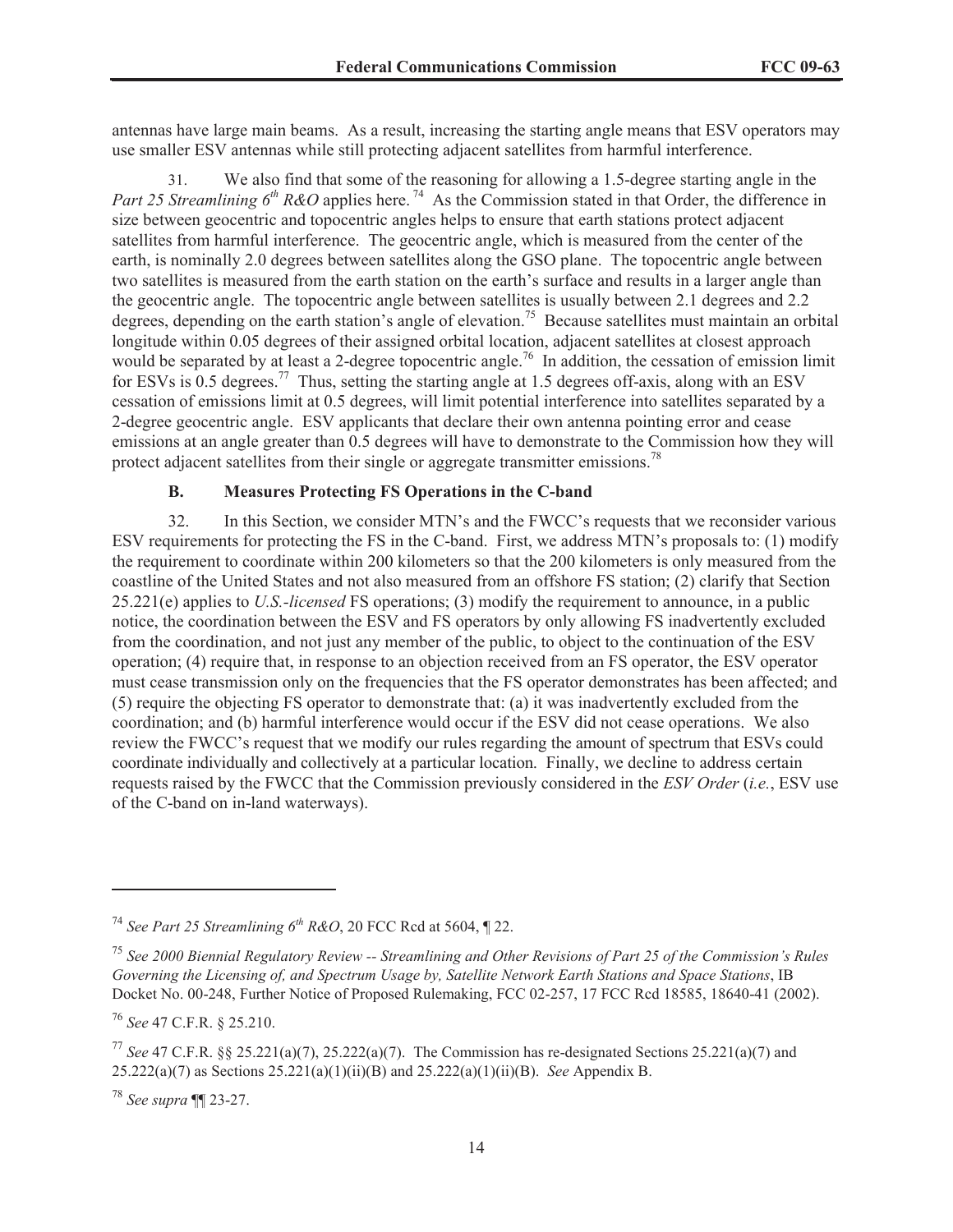antennas have large main beams. As a result, increasing the starting angle means that ESV operators may use smaller ESV antennas while still protecting adjacent satellites from harmful interference.

31. We also find that some of the reasoning for allowing a 1.5-degree starting angle in the *Part 25 Streamlining 6th R&O* applies here.[74] As the Commission stated in that Order, the difference in size between geocentric and topocentric angles helps to ensure that earth stations protect adjacent satellites from harmful interference. The geocentric angle, which is measured from the center of the earth, is nominally 2.0 degrees between satellites along the GSO plane. The topocentric angle between two satellites is measured from the earth station on the earth's surface and results in a larger angle than the geocentric angle. The topocentric angle between satellites is usually between 2.1 degrees and 2.2 degrees, depending on the earth station's angle of elevation.[75] Because satellites must maintain an orbital longitude within 0.05 degrees of their assigned orbital location, adjacent satellites at closest approach would be separated by at least a 2-degree topocentric angle.[76] In addition, the cessation of emission limit for ESVs is 0.5 degrees.[77] Thus, setting the starting angle at 1.5 degrees off-axis, along with an ESV cessation of emissions limit at 0.5 degrees, will limit potential interference into satellites separated by a 2-degree geocentric angle. ESV applicants that declare their own antenna pointing error and cease emissions at an angle greater than 0.5 degrees will have to demonstrate to the Commission how they will protect adjacent satellites from their single or aggregate transmitter emissions.[78]

### B. Measures Protecting FS Operations in the C-band

32. In this Section, we consider MTN's and the FWCC's requests that we reconsider various ESV requirements for protecting the FS in the C-band. First, we address MTN's proposals to: (1) modify the requirement to coordinate within 200 kilometers so that the 200 kilometers is only measured from the coastline of the United States and not also measured from an offshore FS station; (2) clarify that Section 25.221(e) applies to *U.S.-licensed* FS operations; (3) modify the requirement to announce, in a public notice, the coordination between the ESV and FS operators by only allowing FS inadvertently excluded from the coordination, and not just any member of the public, to object to the continuation of the ESV operation; (4) require that, in response to an objection received from an FS operator, the ESV operator must cease transmission only on the frequencies that the FS operator demonstrates has been affected; and (5) require the objecting FS operator to demonstrate that: (a) it was inadvertently excluded from the coordination; and (b) harmful interference would occur if the ESV did not cease operations. We also review the FWCC's request that we modify our rules regarding the amount of spectrum that ESVs could coordinate individually and collectively at a particular location. Finally, we decline to address certain requests raised by the FWCC that the Commission previously considered in the *ESV Order* (*i.e.*, ESV use of the C-band on in-land waterways).

---

[74] *See Part 25 Streamlining 6th R&O*, 20 FCC Rcd at 5604, ¶ 22.

[75] *See 2000 Biennial Regulatory Review -- Streamlining and Other Revisions of Part 25 of the Commission's Rules Governing the Licensing of, and Spectrum Usage by, Satellite Network Earth Stations and Space Stations*, IB Docket No. 00-248, Further Notice of Proposed Rulemaking, FCC 02-257, 17 FCC Rcd 18585, 18640-41 (2002).

[76] *See* 47 C.F.R. § 25.210.

[77] *See* 47 C.F.R. §§ 25.221(a)(7), 25.222(a)(7). The Commission has re-designated Sections 25.221(a)(7) and 25.222(a)(7) as Sections 25.221(a)(1)(ii)(B) and 25.222(a)(1)(ii)(B). *See* Appendix B.

[78] *See supra* ¶¶ 23-27.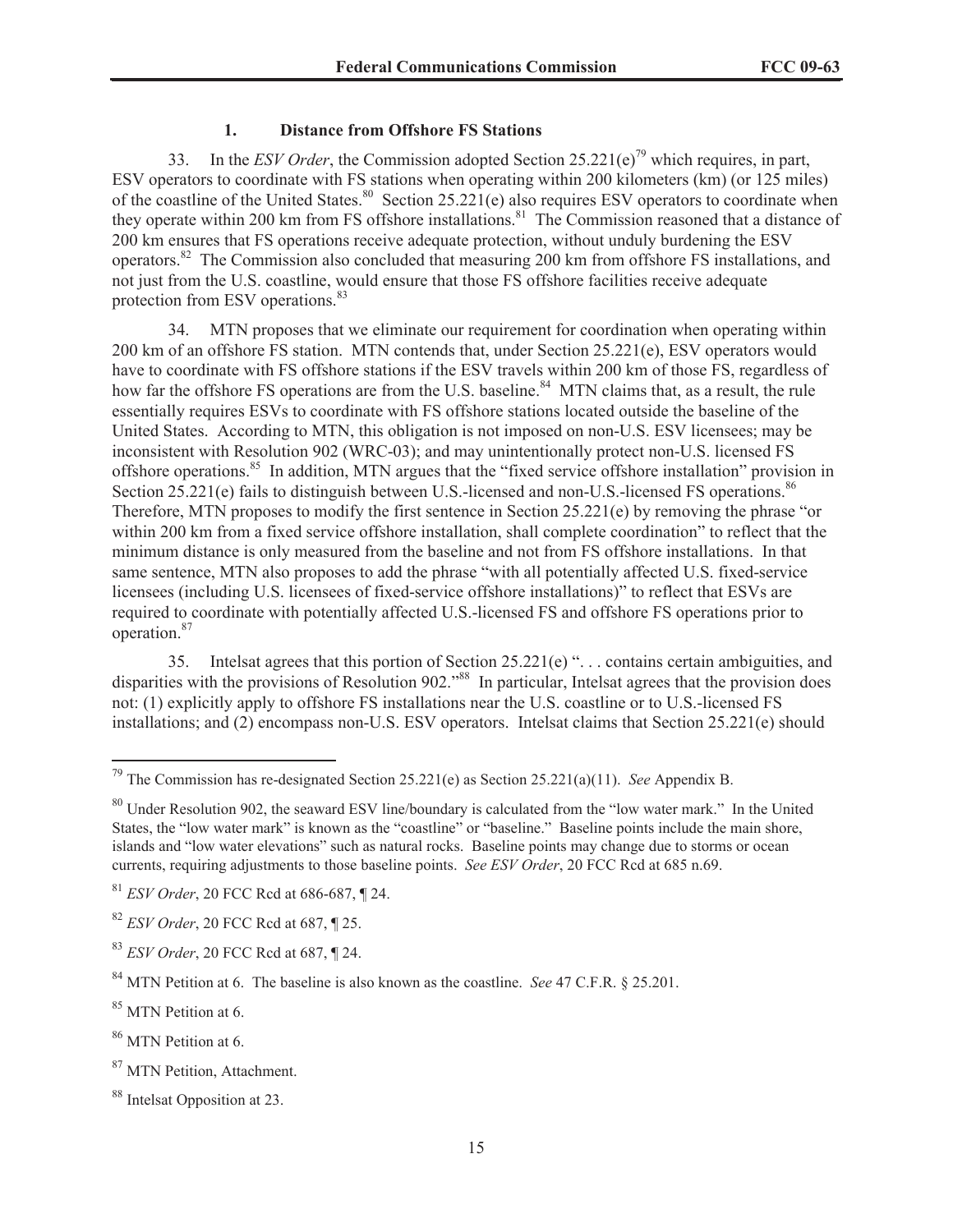### 1. Distance from Offshore FS Stations

33. In the *ESV Order*, the Commission adopted Section 25.221(e)[79] which requires, in part, ESV operators to coordinate with FS stations when operating within 200 kilometers (km) (or 125 miles) of the coastline of the United States.[80] Section 25.221(e) also requires ESV operators to coordinate when they operate within 200 km from FS offshore installations.[81] The Commission reasoned that a distance of 200 km ensures that FS operations receive adequate protection, without unduly burdening the ESV operators.[82] The Commission also concluded that measuring 200 km from offshore FS installations, and not just from the U.S. coastline, would ensure that those FS offshore facilities receive adequate protection from ESV operations.[83]

34. MTN proposes that we eliminate our requirement for coordination when operating within 200 km of an offshore FS station. MTN contends that, under Section 25.221(e), ESV operators would have to coordinate with FS offshore stations if the ESV travels within 200 km of those FS, regardless of how far the offshore FS operations are from the U.S. baseline.[84] MTN claims that, as a result, the rule essentially requires ESVs to coordinate with FS offshore stations located outside the baseline of the United States. According to MTN, this obligation is not imposed on non-U.S. ESV licensees; may be inconsistent with Resolution 902 (WRC-03); and may unintentionally protect non-U.S. licensed FS offshore operations.[85] In addition, MTN argues that the "fixed service offshore installation" provision in Section 25.221(e) fails to distinguish between U.S.-licensed and non-U.S.-licensed FS operations.[86] Therefore, MTN proposes to modify the first sentence in Section 25.221(e) by removing the phrase "or within 200 km from a fixed service offshore installation, shall complete coordination" to reflect that the minimum distance is only measured from the baseline and not from FS offshore installations. In that same sentence, MTN also proposes to add the phrase "with all potentially affected U.S. fixed-service licensees (including U.S. licensees of fixed-service offshore installations)" to reflect that ESVs are required to coordinate with potentially affected U.S.-licensed FS and offshore FS operations prior to operation.[87]

35. Intelsat agrees that this portion of Section 25.221(e) ". . . contains certain ambiguities, and disparities with the provisions of Resolution 902."[88] In particular, Intelsat agrees that the provision does not: (1) explicitly apply to offshore FS installations near the U.S. coastline or to U.S.-licensed FS installations; and (2) encompass non-U.S. ESV operators. Intelsat claims that Section 25.221(e) should

---

[79] The Commission has re-designated Section 25.221(e) as Section 25.221(a)(11). *See* Appendix B.

[80] Under Resolution 902, the seaward ESV line/boundary is calculated from the "low water mark." In the United States, the "low water mark" is known as the "coastline" or "baseline." Baseline points include the main shore, islands and "low water elevations" such as natural rocks. Baseline points may change due to storms or ocean currents, requiring adjustments to those baseline points. *See ESV Order*, 20 FCC Rcd at 685 n.69.

[81] *ESV Order*, 20 FCC Rcd at 686-687, ¶ 24.

[82] *ESV Order*, 20 FCC Rcd at 687, ¶ 25.

[83] *ESV Order*, 20 FCC Rcd at 687, ¶ 24.

[84] MTN Petition at 6. The baseline is also known as the coastline. *See* 47 C.F.R. § 25.201.

[85] MTN Petition at 6.

[86] MTN Petition at 6.

[87] MTN Petition, Attachment.

[88] Intelsat Opposition at 23.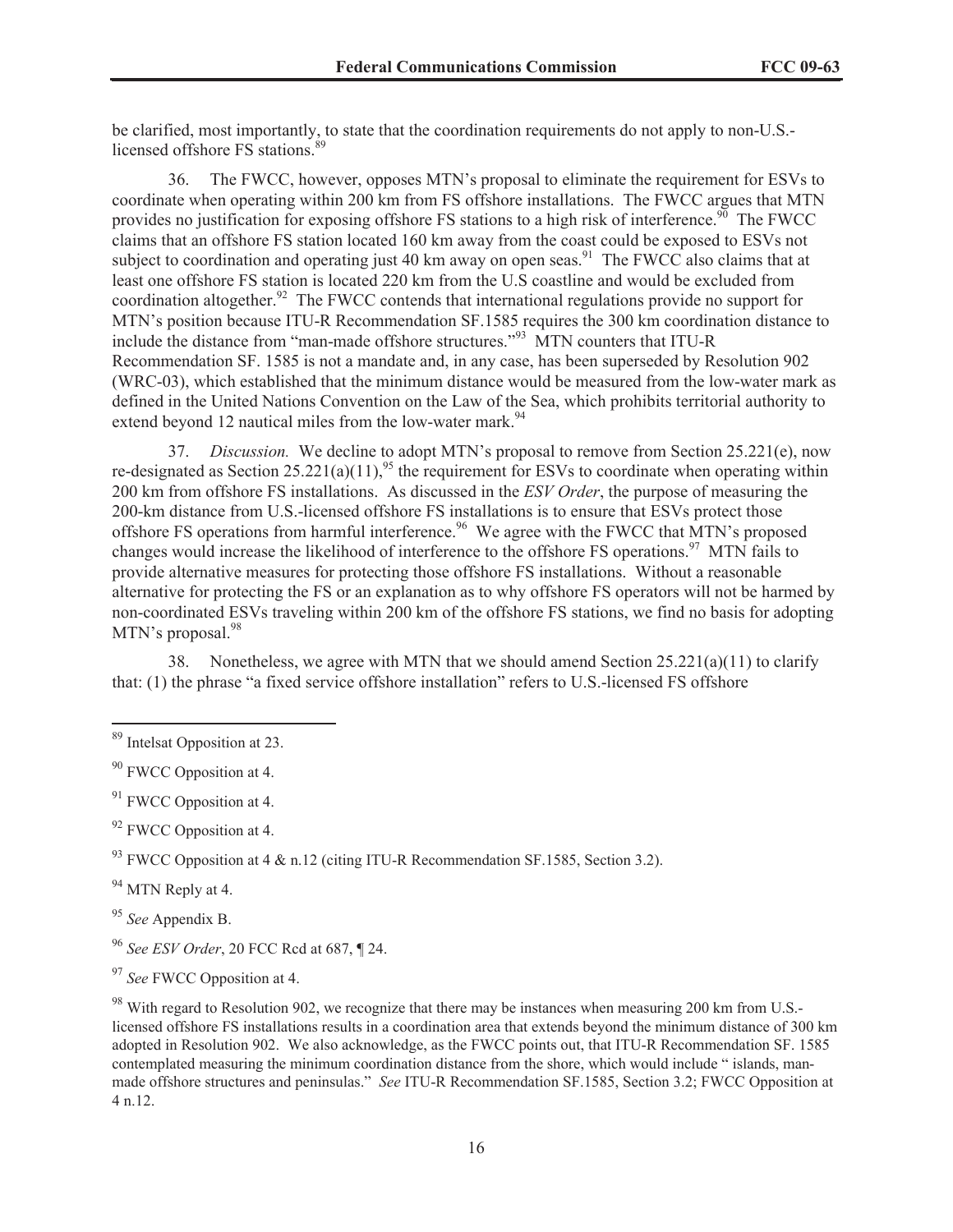be clarified, most importantly, to state that the coordination requirements do not apply to non-U.S.-licensed offshore FS stations.[89]

36. The FWCC, however, opposes MTN's proposal to eliminate the requirement for ESVs to coordinate when operating within 200 km from FS offshore installations. The FWCC argues that MTN provides no justification for exposing offshore FS stations to a high risk of interference.[90] The FWCC claims that an offshore FS station located 160 km away from the coast could be exposed to ESVs not subject to coordination and operating just 40 km away on open seas.[91] The FWCC also claims that at least one offshore FS station is located 220 km from the U.S coastline and would be excluded from coordination altogether.[92] The FWCC contends that international regulations provide no support for MTN's position because ITU-R Recommendation SF.1585 requires the 300 km coordination distance to include the distance from "man-made offshore structures."[93] MTN counters that ITU-R Recommendation SF. 1585 is not a mandate and, in any case, has been superseded by Resolution 902 (WRC-03), which established that the minimum distance would be measured from the low-water mark as defined in the United Nations Convention on the Law of the Sea, which prohibits territorial authority to extend beyond 12 nautical miles from the low-water mark.[94]

37. *Discussion.* We decline to adopt MTN's proposal to remove from Section 25.221(e), now re-designated as Section 25.221(a)(11),[95] the requirement for ESVs to coordinate when operating within 200 km from offshore FS installations. As discussed in the *ESV Order*, the purpose of measuring the 200-km distance from U.S.-licensed offshore FS installations is to ensure that ESVs protect those offshore FS operations from harmful interference.[96] We agree with the FWCC that MTN's proposed changes would increase the likelihood of interference to the offshore FS operations.[97] MTN fails to provide alternative measures for protecting those offshore FS installations. Without a reasonable alternative for protecting the FS or an explanation as to why offshore FS operators will not be harmed by non-coordinated ESVs traveling within 200 km of the offshore FS stations, we find no basis for adopting MTN's proposal.[98]

38. Nonetheless, we agree with MTN that we should amend Section 25.221(a)(11) to clarify that: (1) the phrase "a fixed service offshore installation" refers to U.S.-licensed FS offshore

---

[89] Intelsat Opposition at 23.

[90] FWCC Opposition at 4.

[91] FWCC Opposition at 4.

[92] FWCC Opposition at 4.

[93] FWCC Opposition at 4 & n.12 (citing ITU-R Recommendation SF.1585, Section 3.2).

[94] MTN Reply at 4.

[95] *See* Appendix B.

[96] *See ESV Order*, 20 FCC Rcd at 687, ¶ 24.

[97] *See* FWCC Opposition at 4.

[98] With regard to Resolution 902, we recognize that there may be instances when measuring 200 km from U.S.-licensed offshore FS installations results in a coordination area that extends beyond the minimum distance of 300 km adopted in Resolution 902. We also acknowledge, as the FWCC points out, that ITU-R Recommendation SF. 1585 contemplated measuring the minimum coordination distance from the shore, which would include " islands, man-made offshore structures and peninsulas." *See* ITU-R Recommendation SF.1585, Section 3.2; FWCC Opposition at 4 n.12.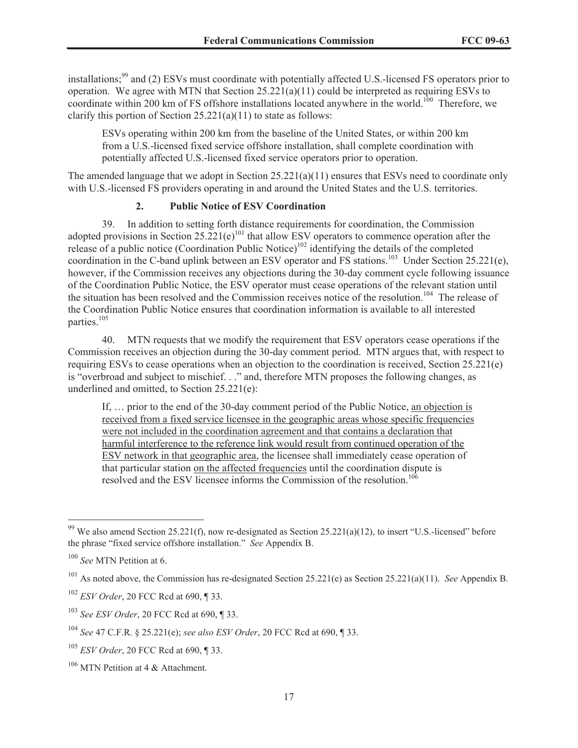installations;[99] and (2) ESVs must coordinate with potentially affected U.S.-licensed FS operators prior to operation. We agree with MTN that Section 25.221(a)(11) could be interpreted as requiring ESVs to coordinate within 200 km of FS offshore installations located anywhere in the world.[100] Therefore, we clarify this portion of Section 25.221(a)(11) to state as follows:

> ESVs operating within 200 km from the baseline of the United States, or within 200 km from a U.S.-licensed fixed service offshore installation, shall complete coordination with potentially affected U.S.-licensed fixed service operators prior to operation.

The amended language that we adopt in Section 25.221(a)(11) ensures that ESVs need to coordinate only with U.S.-licensed FS providers operating in and around the United States and the U.S. territories.

### 2. Public Notice of ESV Coordination

39. In addition to setting forth distance requirements for coordination, the Commission adopted provisions in Section 25.221(e)[101] that allow ESV operators to commence operation after the release of a public notice (Coordination Public Notice)[102] identifying the details of the completed coordination in the C-band uplink between an ESV operator and FS stations.[103] Under Section 25.221(e), however, if the Commission receives any objections during the 30-day comment cycle following issuance of the Coordination Public Notice, the ESV operator must cease operations of the relevant station until the situation has been resolved and the Commission receives notice of the resolution.[104] The release of the Coordination Public Notice ensures that coordination information is available to all interested parties.[105]

40. MTN requests that we modify the requirement that ESV operators cease operations if the Commission receives an objection during the 30-day comment period. MTN argues that, with respect to requiring ESVs to cease operations when an objection to the coordination is received, Section 25.221(e) is "overbroad and subject to mischief. . ." and, therefore MTN proposes the following changes, as underlined and omitted, to Section 25.221(e):

> If, … prior to the end of the 30-day comment period of the Public Notice, <u>an objection is received from a fixed service licensee in the geographic areas whose specific frequencies were not included in the coordination agreement and that contains a declaration that harmful interference to the reference link would result from continued operation of the ESV network in that geographic area</u>, the licensee shall immediately cease operation of that particular station <u>on the affected frequencies</u> until the coordination dispute is resolved and the ESV licensee informs the Commission of the resolution.[106]

---

[99] We also amend Section 25.221(f), now re-designated as Section 25.221(a)(12), to insert "U.S.-licensed" before the phrase "fixed service offshore installation." *See* Appendix B.

[100] *See* MTN Petition at 6.

[101] As noted above, the Commission has re-designated Section 25.221(e) as Section 25.221(a)(11). *See* Appendix B.

[102] *ESV Order*, 20 FCC Rcd at 690, ¶ 33.

[103] *See ESV Order*, 20 FCC Rcd at 690, ¶ 33.

[104] *See* 47 C.F.R. § 25.221(e); *see also ESV Order*, 20 FCC Rcd at 690, ¶ 33.

[105] *ESV Order*, 20 FCC Rcd at 690, ¶ 33.

[106] MTN Petition at 4 & Attachment.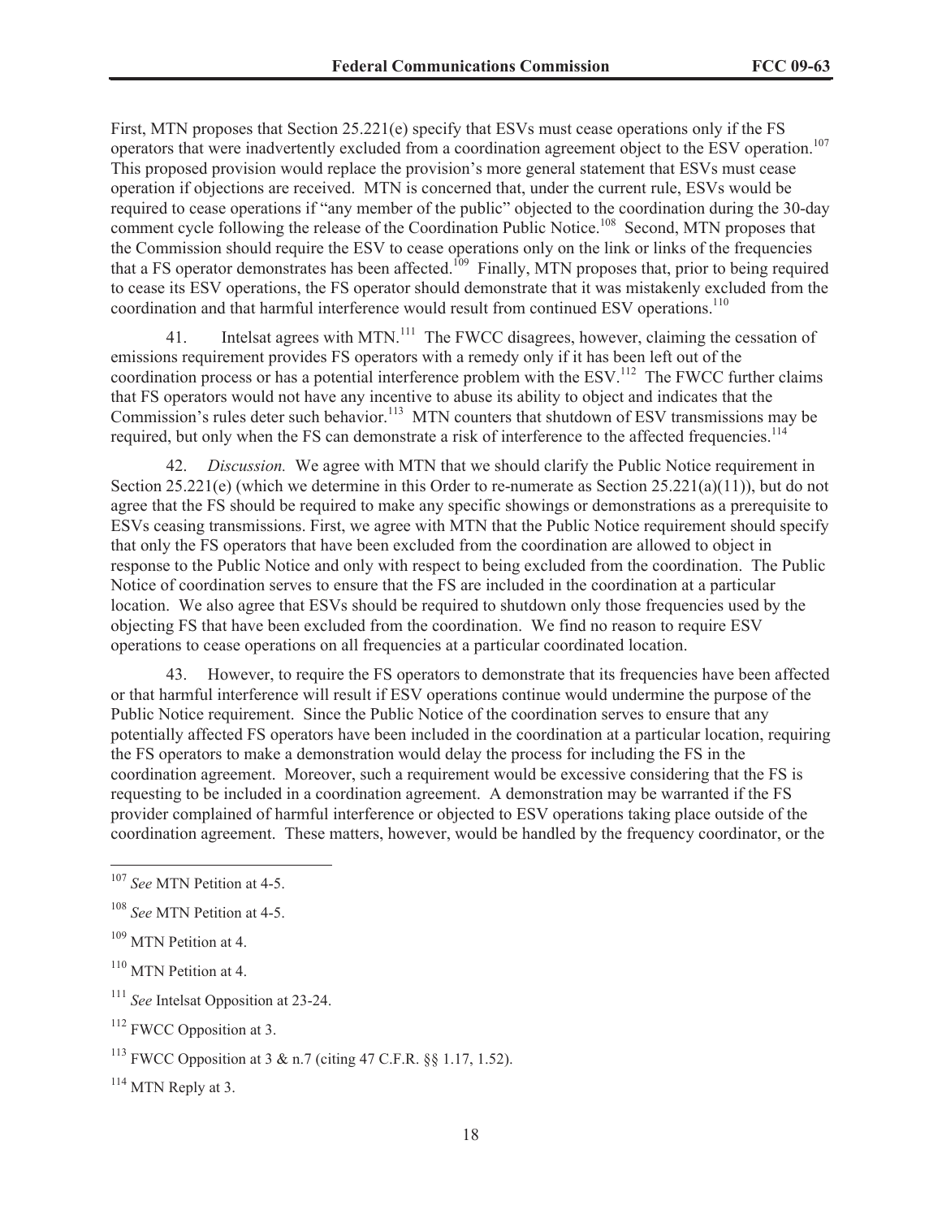First, MTN proposes that Section 25.221(e) specify that ESVs must cease operations only if the FS operators that were inadvertently excluded from a coordination agreement object to the ESV operation.[107] This proposed provision would replace the provision's more general statement that ESVs must cease operation if objections are received. MTN is concerned that, under the current rule, ESVs would be required to cease operations if "any member of the public" objected to the coordination during the 30-day comment cycle following the release of the Coordination Public Notice.[108] Second, MTN proposes that the Commission should require the ESV to cease operations only on the link or links of the frequencies that a FS operator demonstrates has been affected.[109] Finally, MTN proposes that, prior to being required to cease its ESV operations, the FS operator should demonstrate that it was mistakenly excluded from the coordination and that harmful interference would result from continued ESV operations.[110]

41. Intelsat agrees with MTN.[111] The FWCC disagrees, however, claiming the cessation of emissions requirement provides FS operators with a remedy only if it has been left out of the coordination process or has a potential interference problem with the ESV.[112] The FWCC further claims that FS operators would not have any incentive to abuse its ability to object and indicates that the Commission's rules deter such behavior.[113] MTN counters that shutdown of ESV transmissions may be required, but only when the FS can demonstrate a risk of interference to the affected frequencies.[114]

42. *Discussion.* We agree with MTN that we should clarify the Public Notice requirement in Section 25.221(e) (which we determine in this Order to re-numerate as Section 25.221(a)(11)), but do not agree that the FS should be required to make any specific showings or demonstrations as a prerequisite to ESVs ceasing transmissions. First, we agree with MTN that the Public Notice requirement should specify that only the FS operators that have been excluded from the coordination are allowed to object in response to the Public Notice and only with respect to being excluded from the coordination. The Public Notice of coordination serves to ensure that the FS are included in the coordination at a particular location. We also agree that ESVs should be required to shutdown only those frequencies used by the objecting FS that have been excluded from the coordination. We find no reason to require ESV operations to cease operations on all frequencies at a particular coordinated location.

43. However, to require the FS operators to demonstrate that its frequencies have been affected or that harmful interference will result if ESV operations continue would undermine the purpose of the Public Notice requirement. Since the Public Notice of the coordination serves to ensure that any potentially affected FS operators have been included in the coordination at a particular location, requiring the FS operators to make a demonstration would delay the process for including the FS in the coordination agreement. Moreover, such a requirement would be excessive considering that the FS is requesting to be included in a coordination agreement. A demonstration may be warranted if the FS provider complained of harmful interference or objected to ESV operations taking place outside of the coordination agreement. These matters, however, would be handled by the frequency coordinator, or the

---

[107] *See* MTN Petition at 4-5.

[108] *See* MTN Petition at 4-5.

[109] MTN Petition at 4.

[110] MTN Petition at 4.

[111] *See* Intelsat Opposition at 23-24.

[112] FWCC Opposition at 3.

[113] FWCC Opposition at 3 & n.7 (citing 47 C.F.R. §§ 1.17, 1.52).

[114] MTN Reply at 3.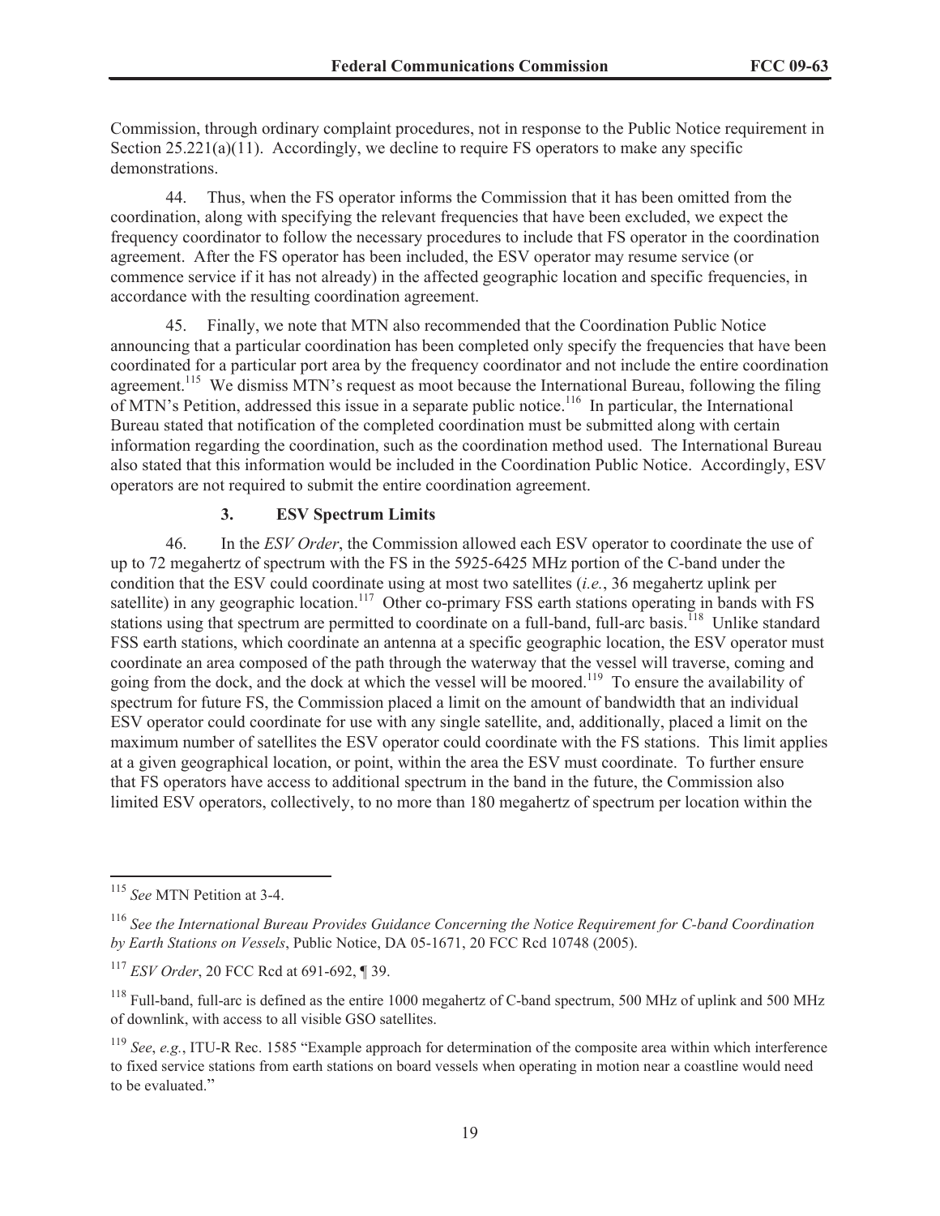Commission, through ordinary complaint procedures, not in response to the Public Notice requirement in Section 25.221(a)(11). Accordingly, we decline to require FS operators to make any specific demonstrations.

44. Thus, when the FS operator informs the Commission that it has been omitted from the coordination, along with specifying the relevant frequencies that have been excluded, we expect the frequency coordinator to follow the necessary procedures to include that FS operator in the coordination agreement. After the FS operator has been included, the ESV operator may resume service (or commence service if it has not already) in the affected geographic location and specific frequencies, in accordance with the resulting coordination agreement.

45. Finally, we note that MTN also recommended that the Coordination Public Notice announcing that a particular coordination has been completed only specify the frequencies that have been coordinated for a particular port area by the frequency coordinator and not include the entire coordination agreement.[115] We dismiss MTN's request as moot because the International Bureau, following the filing of MTN's Petition, addressed this issue in a separate public notice.[116] In particular, the International Bureau stated that notification of the completed coordination must be submitted along with certain information regarding the coordination, such as the coordination method used. The International Bureau also stated that this information would be included in the Coordination Public Notice. Accordingly, ESV operators are not required to submit the entire coordination agreement.

### 3. ESV Spectrum Limits

46. In the *ESV Order*, the Commission allowed each ESV operator to coordinate the use of up to 72 megahertz of spectrum with the FS in the 5925-6425 MHz portion of the C-band under the condition that the ESV could coordinate using at most two satellites (*i.e.*, 36 megahertz uplink per satellite) in any geographic location.[117] Other co-primary FSS earth stations operating in bands with FS stations using that spectrum are permitted to coordinate on a full-band, full-arc basis.[118] Unlike standard FSS earth stations, which coordinate an antenna at a specific geographic location, the ESV operator must coordinate an area composed of the path through the waterway that the vessel will traverse, coming and going from the dock, and the dock at which the vessel will be moored.[119] To ensure the availability of spectrum for future FS, the Commission placed a limit on the amount of bandwidth that an individual ESV operator could coordinate for use with any single satellite, and, additionally, placed a limit on the maximum number of satellites the ESV operator could coordinate with the FS stations. This limit applies at a given geographical location, or point, within the area the ESV must coordinate. To further ensure that FS operators have access to additional spectrum in the band in the future, the Commission also limited ESV operators, collectively, to no more than 180 megahertz of spectrum per location within the

---

[115] *See* MTN Petition at 3-4.

[116] *See the International Bureau Provides Guidance Concerning the Notice Requirement for C-band Coordination by Earth Stations on Vessels*, Public Notice, DA 05-1671, 20 FCC Rcd 10748 (2005).

[117] *ESV Order*, 20 FCC Rcd at 691-692, ¶ 39.

[118] Full-band, full-arc is defined as the entire 1000 megahertz of C-band spectrum, 500 MHz of uplink and 500 MHz of downlink, with access to all visible GSO satellites.

[119] *See*, *e.g.*, ITU-R Rec. 1585 "Example approach for determination of the composite area within which interference to fixed service stations from earth stations on board vessels when operating in motion near a coastline would need to be evaluated."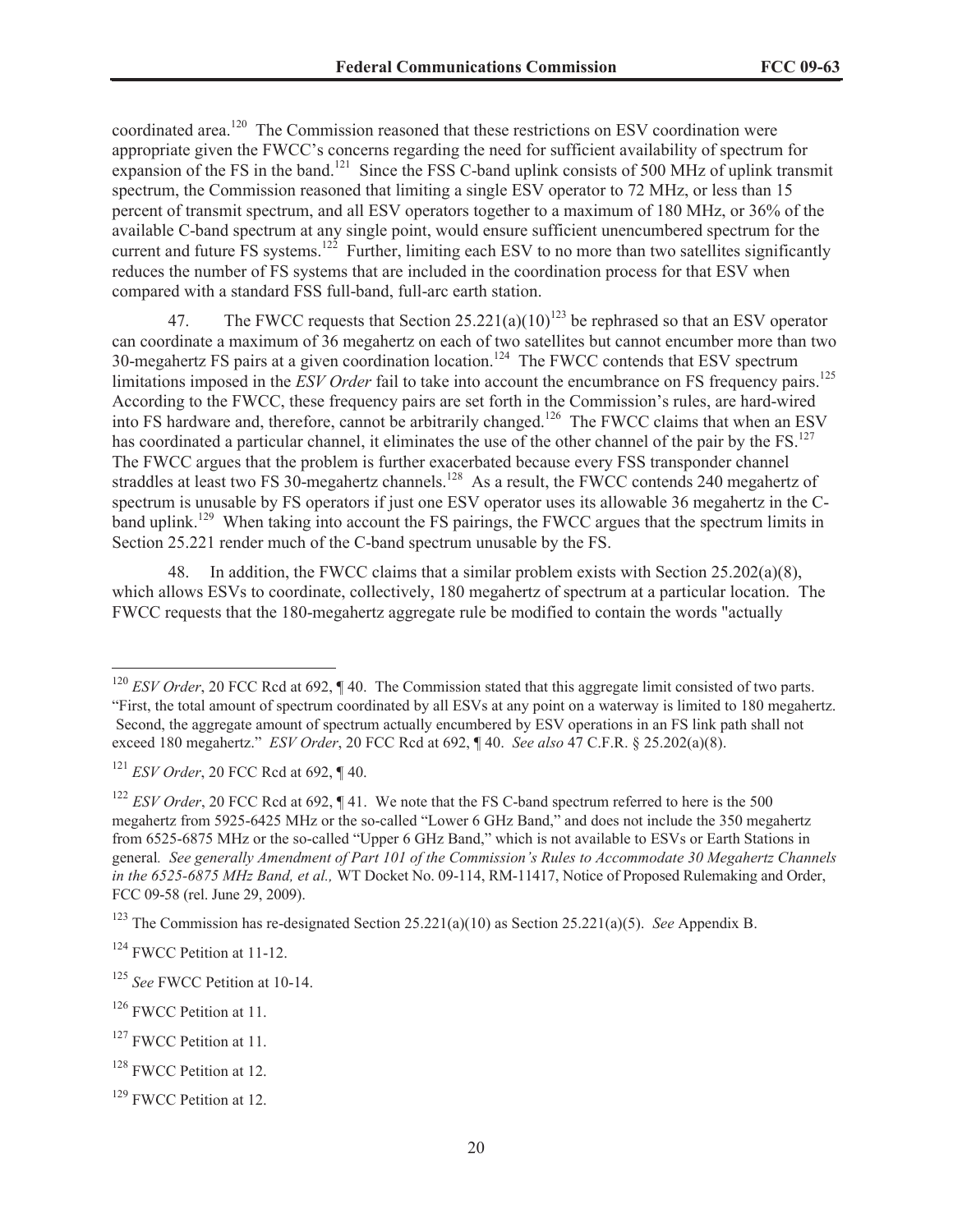coordinated area.[120] The Commission reasoned that these restrictions on ESV coordination were appropriate given the FWCC's concerns regarding the need for sufficient availability of spectrum for expansion of the FS in the band.[121] Since the FSS C-band uplink consists of 500 MHz of uplink transmit spectrum, the Commission reasoned that limiting a single ESV operator to 72 MHz, or less than 15 percent of transmit spectrum, and all ESV operators together to a maximum of 180 MHz, or 36% of the available C-band spectrum at any single point, would ensure sufficient unencumbered spectrum for the current and future FS systems.[122] Further, limiting each ESV to no more than two satellites significantly reduces the number of FS systems that are included in the coordination process for that ESV when compared with a standard FSS full-band, full-arc earth station.

47. The FWCC requests that Section 25.221(a)(10)[123] be rephrased so that an ESV operator can coordinate a maximum of 36 megahertz on each of two satellites but cannot encumber more than two 30-megahertz FS pairs at a given coordination location.[124] The FWCC contends that ESV spectrum limitations imposed in the *ESV Order* fail to take into account the encumbrance on FS frequency pairs.[125] According to the FWCC, these frequency pairs are set forth in the Commission's rules, are hard-wired into FS hardware and, therefore, cannot be arbitrarily changed.[126] The FWCC claims that when an ESV has coordinated a particular channel, it eliminates the use of the other channel of the pair by the FS.[127] The FWCC argues that the problem is further exacerbated because every FSS transponder channel straddles at least two FS 30-megahertz channels.[128] As a result, the FWCC contends 240 megahertz of spectrum is unusable by FS operators if just one ESV operator uses its allowable 36 megahertz in the C-band uplink.[129] When taking into account the FS pairings, the FWCC argues that the spectrum limits in Section 25.221 render much of the C-band spectrum unusable by the FS.

48. In addition, the FWCC claims that a similar problem exists with Section 25.202(a)(8), which allows ESVs to coordinate, collectively, 180 megahertz of spectrum at a particular location. The FWCC requests that the 180-megahertz aggregate rule be modified to contain the words "actually

---

[120] *ESV Order*, 20 FCC Rcd at 692, ¶ 40. The Commission stated that this aggregate limit consisted of two parts. "First, the total amount of spectrum coordinated by all ESVs at any point on a waterway is limited to 180 megahertz. Second, the aggregate amount of spectrum actually encumbered by ESV operations in an FS link path shall not exceed 180 megahertz." *ESV Order*, 20 FCC Rcd at 692, ¶ 40. *See also* 47 C.F.R. § 25.202(a)(8).

[121] *ESV Order*, 20 FCC Rcd at 692, ¶ 40.

[122] *ESV Order*, 20 FCC Rcd at 692, ¶ 41. We note that the FS C-band spectrum referred to here is the 500 megahertz from 5925-6425 MHz or the so-called "Lower 6 GHz Band," and does not include the 350 megahertz from 6525-6875 MHz or the so-called "Upper 6 GHz Band," which is not available to ESVs or Earth Stations in general*. See generally Amendment of Part 101 of the Commission's Rules to Accommodate 30 Megahertz Channels in the 6525-6875 MHz Band, et al.,* WT Docket No. 09-114, RM-11417, Notice of Proposed Rulemaking and Order, FCC 09-58 (rel. June 29, 2009).

[123] The Commission has re-designated Section 25.221(a)(10) as Section 25.221(a)(5). *See* Appendix B.

[124] FWCC Petition at 11-12.

[125] *See* FWCC Petition at 10-14.

[126] FWCC Petition at 11.

[127] FWCC Petition at 11.

[128] FWCC Petition at 12.

[129] FWCC Petition at 12.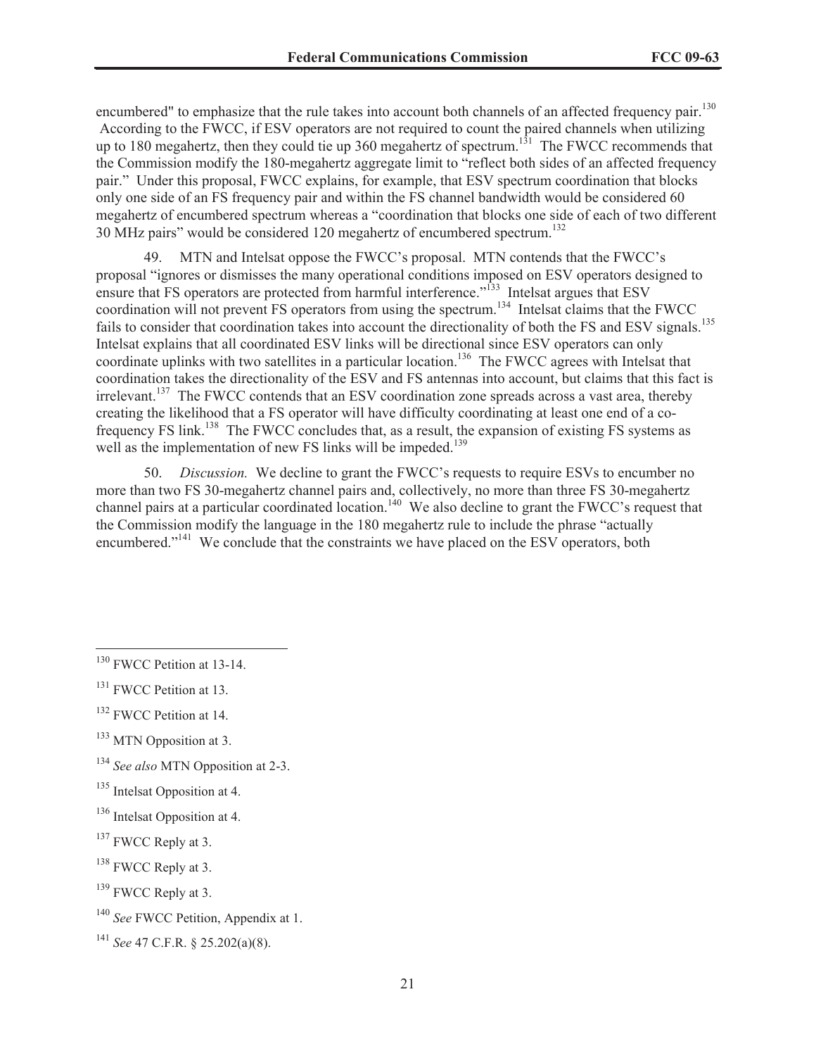encumbered" to emphasize that the rule takes into account both channels of an affected frequency pair.[130] According to the FWCC, if ESV operators are not required to count the paired channels when utilizing up to 180 megahertz, then they could tie up 360 megahertz of spectrum.[131] The FWCC recommends that the Commission modify the 180-megahertz aggregate limit to "reflect both sides of an affected frequency pair." Under this proposal, FWCC explains, for example, that ESV spectrum coordination that blocks only one side of an FS frequency pair and within the FS channel bandwidth would be considered 60 megahertz of encumbered spectrum whereas a "coordination that blocks one side of each of two different 30 MHz pairs" would be considered 120 megahertz of encumbered spectrum.[132]

49. MTN and Intelsat oppose the FWCC's proposal. MTN contends that the FWCC's proposal "ignores or dismisses the many operational conditions imposed on ESV operators designed to ensure that FS operators are protected from harmful interference."[133] Intelsat argues that ESV coordination will not prevent FS operators from using the spectrum.[134] Intelsat claims that the FWCC fails to consider that coordination takes into account the directionality of both the FS and ESV signals.[135] Intelsat explains that all coordinated ESV links will be directional since ESV operators can only coordinate uplinks with two satellites in a particular location.[136] The FWCC agrees with Intelsat that coordination takes the directionality of the ESV and FS antennas into account, but claims that this fact is irrelevant.[137] The FWCC contends that an ESV coordination zone spreads across a vast area, thereby creating the likelihood that a FS operator will have difficulty coordinating at least one end of a co-frequency FS link.[138] The FWCC concludes that, as a result, the expansion of existing FS systems as well as the implementation of new FS links will be impeded.[139]

50. *Discussion.* We decline to grant the FWCC's requests to require ESVs to encumber no more than two FS 30-megahertz channel pairs and, collectively, no more than three FS 30-megahertz channel pairs at a particular coordinated location.[140] We also decline to grant the FWCC's request that the Commission modify the language in the 180 megahertz rule to include the phrase "actually encumbered."[141] We conclude that the constraints we have placed on the ESV operators, both

---

[130] FWCC Petition at 13-14.

[131] FWCC Petition at 13.

[132] FWCC Petition at 14.

[133] MTN Opposition at 3.

[134] *See also* MTN Opposition at 2-3.

[135] Intelsat Opposition at 4.

[136] Intelsat Opposition at 4.

[137] FWCC Reply at 3.

[138] FWCC Reply at 3.

[139] FWCC Reply at 3.

[140] *See* FWCC Petition, Appendix at 1.

[141] *See* 47 C.F.R. § 25.202(a)(8).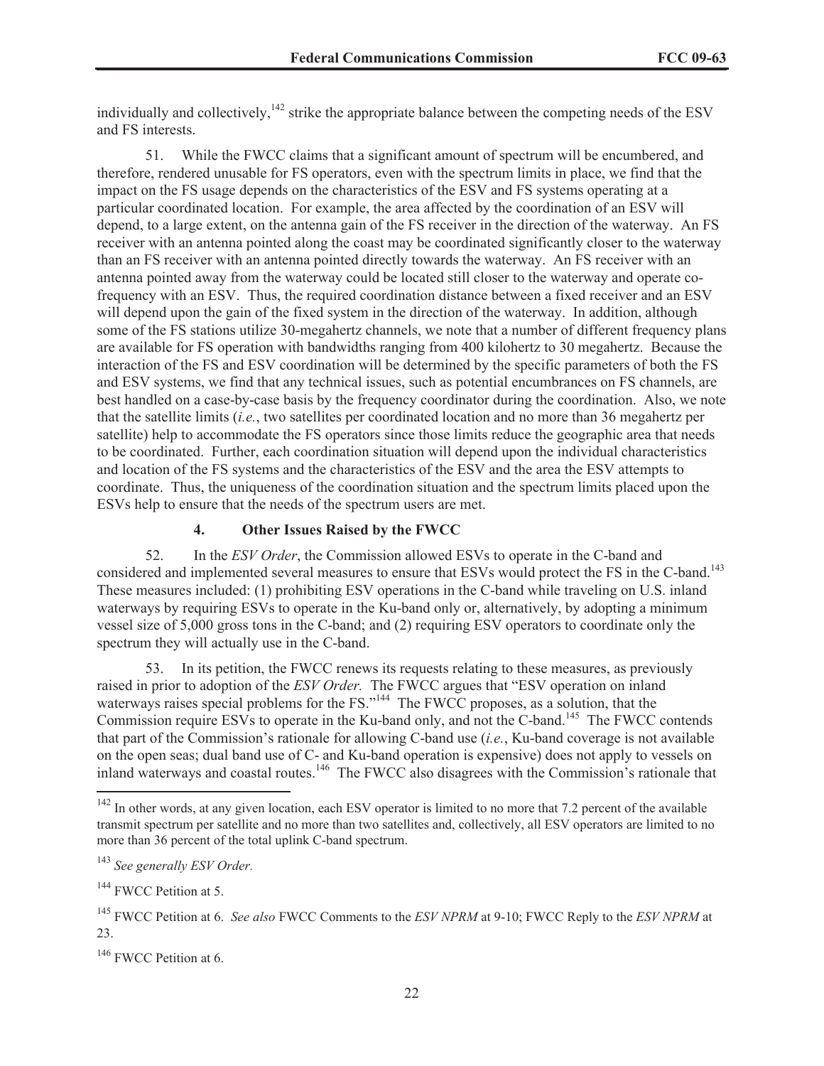individually and collectively,[142] strike the appropriate balance between the competing needs of the ESV and FS interests.

51. While the FWCC claims that a significant amount of spectrum will be encumbered, and therefore, rendered unusable for FS operators, even with the spectrum limits in place, we find that the impact on the FS usage depends on the characteristics of the ESV and FS systems operating at a particular coordinated location. For example, the area affected by the coordination of an ESV will depend, to a large extent, on the antenna gain of the FS receiver in the direction of the waterway. An FS receiver with an antenna pointed along the coast may be coordinated significantly closer to the waterway than an FS receiver with an antenna pointed directly towards the waterway. An FS receiver with an antenna pointed away from the waterway could be located still closer to the waterway and operate co-frequency with an ESV. Thus, the required coordination distance between a fixed receiver and an ESV will depend upon the gain of the fixed system in the direction of the waterway. In addition, although some of the FS stations utilize 30-megahertz channels, we note that a number of different frequency plans are available for FS operation with bandwidths ranging from 400 kilohertz to 30 megahertz. Because the interaction of the FS and ESV coordination will be determined by the specific parameters of both the FS and ESV systems, we find that any technical issues, such as potential encumbrances on FS channels, are best handled on a case-by-case basis by the frequency coordinator during the coordination. Also, we note that the satellite limits (*i.e.*, two satellites per coordinated location and no more than 36 megahertz per satellite) help to accommodate the FS operators since those limits reduce the geographic area that needs to be coordinated. Further, each coordination situation will depend upon the individual characteristics and location of the FS systems and the characteristics of the ESV and the area the ESV attempts to coordinate. Thus, the uniqueness of the coordination situation and the spectrum limits placed upon the ESVs help to ensure that the needs of the spectrum users are met.

#### 4. Other Issues Raised by the FWCC

52. In the *ESV Order*, the Commission allowed ESVs to operate in the C-band and considered and implemented several measures to ensure that ESVs would protect the FS in the C-band.[143] These measures included: (1) prohibiting ESV operations in the C-band while traveling on U.S. inland waterways by requiring ESVs to operate in the Ku-band only or, alternatively, by adopting a minimum vessel size of 5,000 gross tons in the C-band; and (2) requiring ESV operators to coordinate only the spectrum they will actually use in the C-band.

53. In its petition, the FWCC renews its requests relating to these measures, as previously raised in prior to adoption of the *ESV Order.* The FWCC argues that "ESV operation on inland waterways raises special problems for the FS."[144] The FWCC proposes, as a solution, that the Commission require ESVs to operate in the Ku-band only, and not the C-band.[145] The FWCC contends that part of the Commission's rationale for allowing C-band use (*i.e.*, Ku-band coverage is not available on the open seas; dual band use of C- and Ku-band operation is expensive) does not apply to vessels on inland waterways and coastal routes.[146] The FWCC also disagrees with the Commission's rationale that

---

[142] In other words, at any given location, each ESV operator is limited to no more that 7.2 percent of the available transmit spectrum per satellite and no more than two satellites and, collectively, all ESV operators are limited to no more than 36 percent of the total uplink C-band spectrum.

[143] *See generally ESV Order.*

[144] FWCC Petition at 5.

[145] FWCC Petition at 6. *See also* FWCC Comments to the *ESV NPRM* at 9-10; FWCC Reply to the *ESV NPRM* at 23.

[146] FWCC Petition at 6.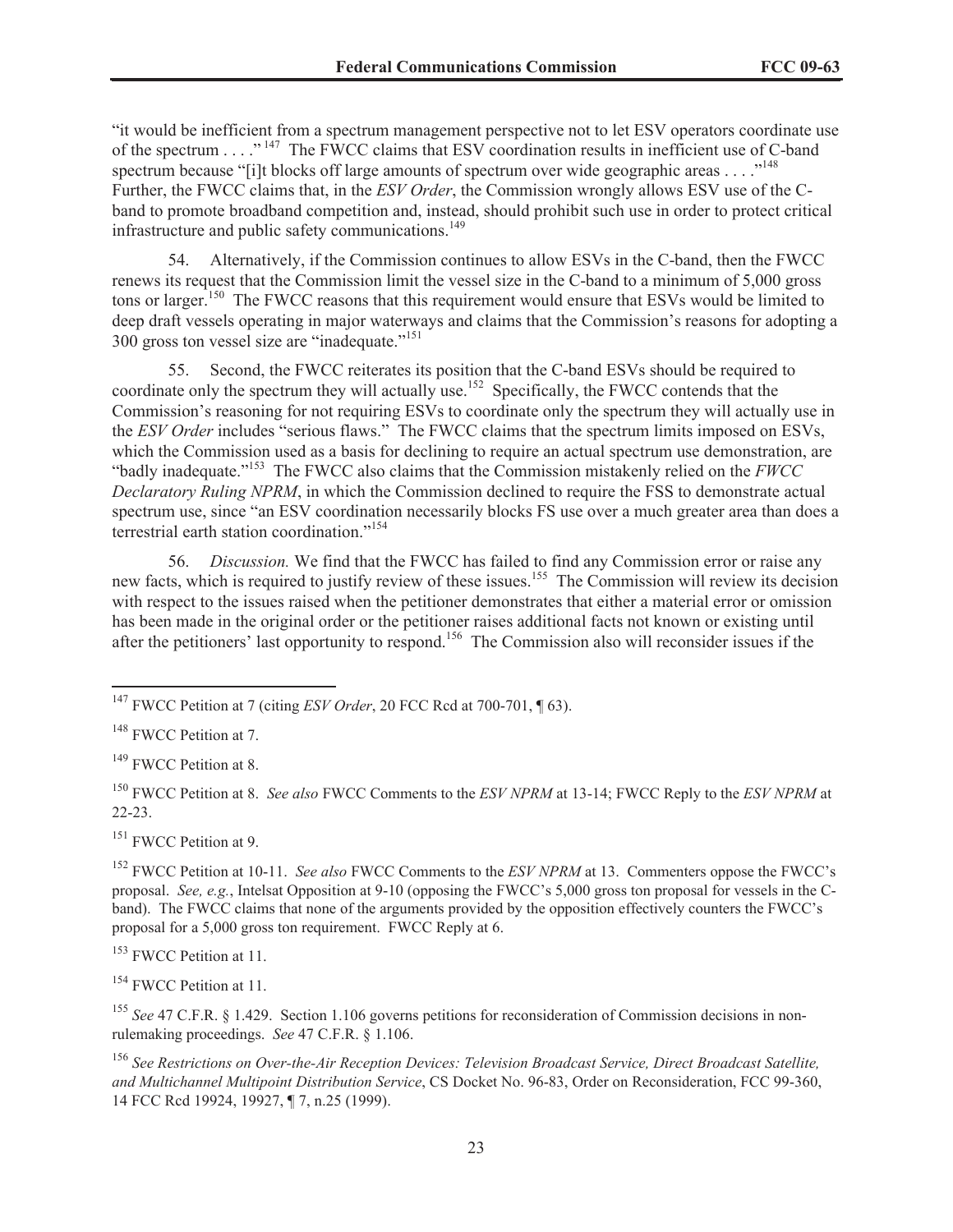"it would be inefficient from a spectrum management perspective not to let ESV operators coordinate use of the spectrum . . . ."[147] The FWCC claims that ESV coordination results in inefficient use of C-band spectrum because "[i]t blocks off large amounts of spectrum over wide geographic areas . . . ."[148] Further, the FWCC claims that, in the *ESV Order*, the Commission wrongly allows ESV use of the C-band to promote broadband competition and, instead, should prohibit such use in order to protect critical infrastructure and public safety communications.[149]

54. Alternatively, if the Commission continues to allow ESVs in the C-band, then the FWCC renews its request that the Commission limit the vessel size in the C-band to a minimum of 5,000 gross tons or larger.[150] The FWCC reasons that this requirement would ensure that ESVs would be limited to deep draft vessels operating in major waterways and claims that the Commission's reasons for adopting a 300 gross ton vessel size are "inadequate."[151]

55. Second, the FWCC reiterates its position that the C-band ESVs should be required to coordinate only the spectrum they will actually use.[152] Specifically, the FWCC contends that the Commission's reasoning for not requiring ESVs to coordinate only the spectrum they will actually use in the *ESV Order* includes "serious flaws." The FWCC claims that the spectrum limits imposed on ESVs, which the Commission used as a basis for declining to require an actual spectrum use demonstration, are "badly inadequate."[153] The FWCC also claims that the Commission mistakenly relied on the *FWCC Declaratory Ruling NPRM*, in which the Commission declined to require the FSS to demonstrate actual spectrum use, since "an ESV coordination necessarily blocks FS use over a much greater area than does a terrestrial earth station coordination."[154]

56. *Discussion.* We find that the FWCC has failed to find any Commission error or raise any new facts, which is required to justify review of these issues.[155] The Commission will review its decision with respect to the issues raised when the petitioner demonstrates that either a material error or omission has been made in the original order or the petitioner raises additional facts not known or existing until after the petitioners' last opportunity to respond.[156] The Commission also will reconsider issues if the

---

[147] FWCC Petition at 7 (citing *ESV Order*, 20 FCC Rcd at 700-701, ¶ 63).

[148] FWCC Petition at 7.

[149] FWCC Petition at 8.

[150] FWCC Petition at 8. *See also* FWCC Comments to the *ESV NPRM* at 13-14; FWCC Reply to the *ESV NPRM* at 22-23.

[151] FWCC Petition at 9.

[152] FWCC Petition at 10-11. *See also* FWCC Comments to the *ESV NPRM* at 13. Commenters oppose the FWCC's proposal. *See, e.g.*, Intelsat Opposition at 9-10 (opposing the FWCC's 5,000 gross ton proposal for vessels in the C-band). The FWCC claims that none of the arguments provided by the opposition effectively counters the FWCC's proposal for a 5,000 gross ton requirement. FWCC Reply at 6.

[153] FWCC Petition at 11.

[154] FWCC Petition at 11.

[155] *See* 47 C.F.R. § 1.429. Section 1.106 governs petitions for reconsideration of Commission decisions in non-rulemaking proceedings. *See* 47 C.F.R. § 1.106.

[156] *See Restrictions on Over-the-Air Reception Devices: Television Broadcast Service, Direct Broadcast Satellite, and Multichannel Multipoint Distribution Service*, CS Docket No. 96-83, Order on Reconsideration, FCC 99-360, 14 FCC Rcd 19924, 19927, ¶ 7, n.25 (1999).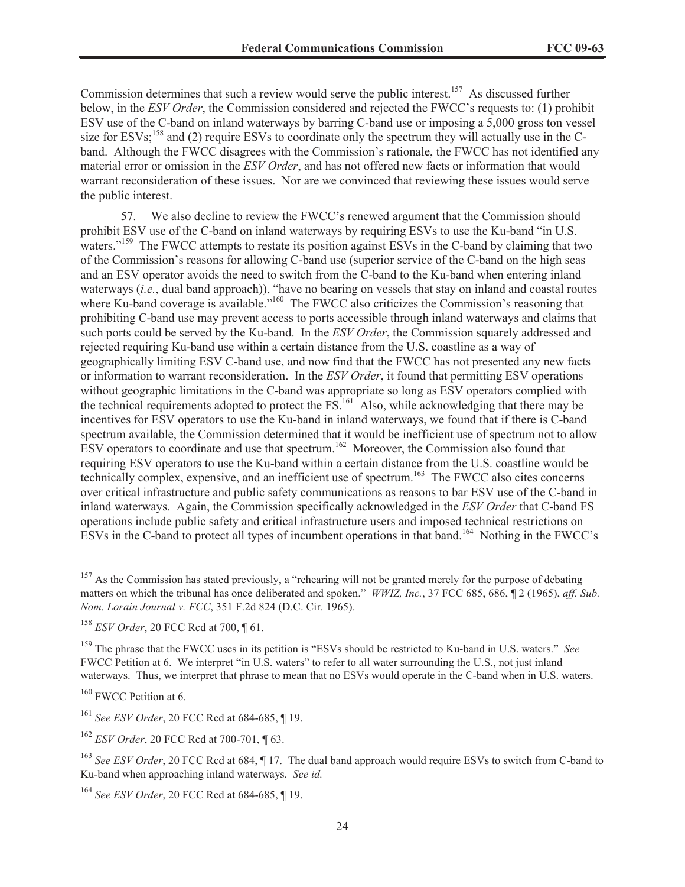Commission determines that such a review would serve the public interest.[157] As discussed further below, in the *ESV Order*, the Commission considered and rejected the FWCC's requests to: (1) prohibit ESV use of the C-band on inland waterways by barring C-band use or imposing a 5,000 gross ton vessel size for ESVs;[158] and (2) require ESVs to coordinate only the spectrum they will actually use in the C-band. Although the FWCC disagrees with the Commission's rationale, the FWCC has not identified any material error or omission in the *ESV Order*, and has not offered new facts or information that would warrant reconsideration of these issues. Nor are we convinced that reviewing these issues would serve the public interest.

57. We also decline to review the FWCC's renewed argument that the Commission should prohibit ESV use of the C-band on inland waterways by requiring ESVs to use the Ku-band "in U.S. waters."[159] The FWCC attempts to restate its position against ESVs in the C-band by claiming that two of the Commission's reasons for allowing C-band use (superior service of the C-band on the high seas and an ESV operator avoids the need to switch from the C-band to the Ku-band when entering inland waterways (*i.e.*, dual band approach)), "have no bearing on vessels that stay on inland and coastal routes where Ku-band coverage is available."[160] The FWCC also criticizes the Commission's reasoning that prohibiting C-band use may prevent access to ports accessible through inland waterways and claims that such ports could be served by the Ku-band. In the *ESV Order*, the Commission squarely addressed and rejected requiring Ku-band use within a certain distance from the U.S. coastline as a way of geographically limiting ESV C-band use, and now find that the FWCC has not presented any new facts or information to warrant reconsideration. In the *ESV Order*, it found that permitting ESV operations without geographic limitations in the C-band was appropriate so long as ESV operators complied with the technical requirements adopted to protect the FS.[161] Also, while acknowledging that there may be incentives for ESV operators to use the Ku-band in inland waterways, we found that if there is C-band spectrum available, the Commission determined that it would be inefficient use of spectrum not to allow ESV operators to coordinate and use that spectrum.[162] Moreover, the Commission also found that requiring ESV operators to use the Ku-band within a certain distance from the U.S. coastline would be technically complex, expensive, and an inefficient use of spectrum.[163] The FWCC also cites concerns over critical infrastructure and public safety communications as reasons to bar ESV use of the C-band in inland waterways. Again, the Commission specifically acknowledged in the *ESV Order* that C-band FS operations include public safety and critical infrastructure users and imposed technical restrictions on ESVs in the C-band to protect all types of incumbent operations in that band.[164] Nothing in the FWCC's

---

[157] As the Commission has stated previously, a "rehearing will not be granted merely for the purpose of debating matters on which the tribunal has once deliberated and spoken." *WWIZ, Inc.*, 37 FCC 685, 686, ¶ 2 (1965), *aff. Sub. Nom. Lorain Journal v. FCC*, 351 F.2d 824 (D.C. Cir. 1965).

[158] *ESV Order*, 20 FCC Rcd at 700, ¶ 61.

[159] The phrase that the FWCC uses in its petition is "ESVs should be restricted to Ku-band in U.S. waters." *See* FWCC Petition at 6. We interpret "in U.S. waters" to refer to all water surrounding the U.S., not just inland waterways. Thus, we interpret that phrase to mean that no ESVs would operate in the C-band when in U.S. waters.

[160] FWCC Petition at 6.

[161] *See ESV Order*, 20 FCC Rcd at 684-685, ¶ 19.

[162] *ESV Order*, 20 FCC Rcd at 700-701, ¶ 63.

[163] *See ESV Order*, 20 FCC Rcd at 684, ¶ 17. The dual band approach would require ESVs to switch from C-band to Ku-band when approaching inland waterways. *See id.*

[164] *See ESV Order*, 20 FCC Rcd at 684-685, ¶ 19.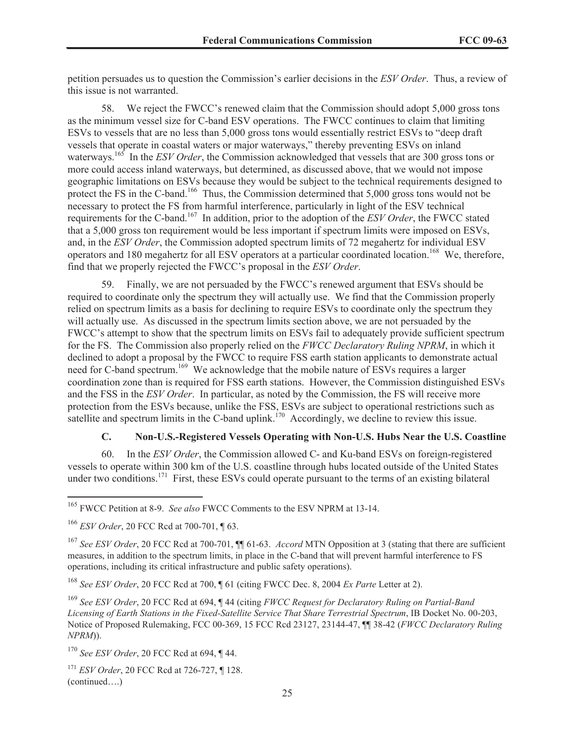petition persuades us to question the Commission's earlier decisions in the *ESV Order*. Thus, a review of this issue is not warranted.

58. We reject the FWCC's renewed claim that the Commission should adopt 5,000 gross tons as the minimum vessel size for C-band ESV operations. The FWCC continues to claim that limiting ESVs to vessels that are no less than 5,000 gross tons would essentially restrict ESVs to "deep draft vessels that operate in coastal waters or major waterways," thereby preventing ESVs on inland waterways.[165] In the *ESV Order*, the Commission acknowledged that vessels that are 300 gross tons or more could access inland waterways, but determined, as discussed above, that we would not impose geographic limitations on ESVs because they would be subject to the technical requirements designed to protect the FS in the C-band.[166] Thus, the Commission determined that 5,000 gross tons would not be necessary to protect the FS from harmful interference, particularly in light of the ESV technical requirements for the C-band.[167] In addition, prior to the adoption of the *ESV Order*, the FWCC stated that a 5,000 gross ton requirement would be less important if spectrum limits were imposed on ESVs, and, in the *ESV Order*, the Commission adopted spectrum limits of 72 megahertz for individual ESV operators and 180 megahertz for all ESV operators at a particular coordinated location.[168] We, therefore, find that we properly rejected the FWCC's proposal in the *ESV Order*.

59. Finally, we are not persuaded by the FWCC's renewed argument that ESVs should be required to coordinate only the spectrum they will actually use. We find that the Commission properly relied on spectrum limits as a basis for declining to require ESVs to coordinate only the spectrum they will actually use. As discussed in the spectrum limits section above, we are not persuaded by the FWCC's attempt to show that the spectrum limits on ESVs fail to adequately provide sufficient spectrum for the FS. The Commission also properly relied on the *FWCC Declaratory Ruling NPRM*, in which it declined to adopt a proposal by the FWCC to require FSS earth station applicants to demonstrate actual need for C-band spectrum.[169] We acknowledge that the mobile nature of ESVs requires a larger coordination zone than is required for FSS earth stations. However, the Commission distinguished ESVs and the FSS in the *ESV Order*. In particular, as noted by the Commission, the FS will receive more protection from the ESVs because, unlike the FSS, ESVs are subject to operational restrictions such as satellite and spectrum limits in the C-band uplink.[170] Accordingly, we decline to review this issue.

### C. Non-U.S.-Registered Vessels Operating with Non-U.S. Hubs Near the U.S. Coastline

60. In the *ESV Order*, the Commission allowed C- and Ku-band ESVs on foreign-registered vessels to operate within 300 km of the U.S. coastline through hubs located outside of the United States under two conditions.[171] First, these ESVs could operate pursuant to the terms of an existing bilateral

---

[165] FWCC Petition at 8-9. *See also* FWCC Comments to the ESV NPRM at 13-14.

[166] *ESV Order*, 20 FCC Rcd at 700-701, ¶ 63.

[167] *See ESV Order*, 20 FCC Rcd at 700-701, ¶¶ 61-63. *Accord* MTN Opposition at 3 (stating that there are sufficient measures, in addition to the spectrum limits, in place in the C-band that will prevent harmful interference to FS operations, including its critical infrastructure and public safety operations).

[168] *See ESV Order*, 20 FCC Rcd at 700, ¶ 61 (citing FWCC Dec. 8, 2004 *Ex Parte* Letter at 2).

[169] *See ESV Order*, 20 FCC Rcd at 694, ¶ 44 (citing *FWCC Request for Declaratory Ruling on Partial-Band Licensing of Earth Stations in the Fixed-Satellite Service That Share Terrestrial Spectrum*, IB Docket No. 00-203, Notice of Proposed Rulemaking, FCC 00-369, 15 FCC Rcd 23127, 23144-47, ¶¶ 38-42 (*FWCC Declaratory Ruling NPRM*)).

[170] *See ESV Order*, 20 FCC Rcd at 694, ¶ 44.

[171] *ESV Order*, 20 FCC Rcd at 726-727, ¶ 128.

(continued….)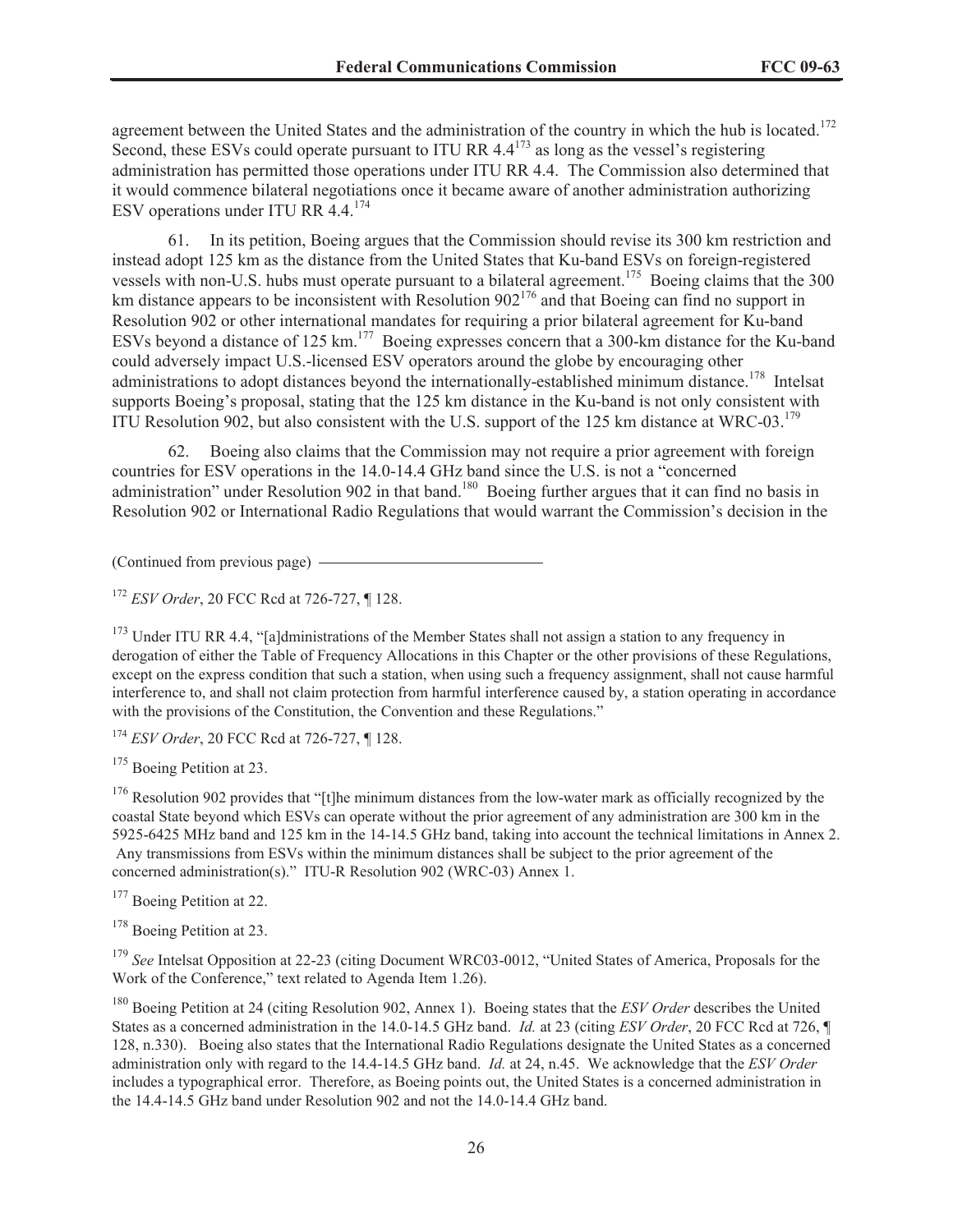agreement between the United States and the administration of the country in which the hub is located.[172] Second, these ESVs could operate pursuant to ITU RR 4.4[173] as long as the vessel's registering administration has permitted those operations under ITU RR 4.4. The Commission also determined that it would commence bilateral negotiations once it became aware of another administration authorizing ESV operations under ITU RR 4.4.[174]

61. In its petition, Boeing argues that the Commission should revise its 300 km restriction and instead adopt 125 km as the distance from the United States that Ku-band ESVs on foreign-registered vessels with non-U.S. hubs must operate pursuant to a bilateral agreement.[175] Boeing claims that the 300 km distance appears to be inconsistent with Resolution 902[176] and that Boeing can find no support in Resolution 902 or other international mandates for requiring a prior bilateral agreement for Ku-band ESVs beyond a distance of 125 km.[177] Boeing expresses concern that a 300-km distance for the Ku-band could adversely impact U.S.-licensed ESV operators around the globe by encouraging other administrations to adopt distances beyond the internationally-established minimum distance.[178] Intelsat supports Boeing's proposal, stating that the 125 km distance in the Ku-band is not only consistent with ITU Resolution 902, but also consistent with the U.S. support of the 125 km distance at WRC-03.[179]

62. Boeing also claims that the Commission may not require a prior agreement with foreign countries for ESV operations in the 14.0-14.4 GHz band since the U.S. is not a "concerned administration" under Resolution 902 in that band.[180] Boeing further argues that it can find no basis in Resolution 902 or International Radio Regulations that would warrant the Commission's decision in the

(Continued from previous page)

[172] *ESV Order*, 20 FCC Rcd at 726-727, ¶ 128.

[173] Under ITU RR 4.4, "[a]dministrations of the Member States shall not assign a station to any frequency in derogation of either the Table of Frequency Allocations in this Chapter or the other provisions of these Regulations, except on the express condition that such a station, when using such a frequency assignment, shall not cause harmful interference to, and shall not claim protection from harmful interference caused by, a station operating in accordance with the provisions of the Constitution, the Convention and these Regulations."

[174] *ESV Order*, 20 FCC Rcd at 726-727, ¶ 128.

[175] Boeing Petition at 23.

[176] Resolution 902 provides that "[t]he minimum distances from the low-water mark as officially recognized by the coastal State beyond which ESVs can operate without the prior agreement of any administration are 300 km in the 5925-6425 MHz band and 125 km in the 14-14.5 GHz band, taking into account the technical limitations in Annex 2. Any transmissions from ESVs within the minimum distances shall be subject to the prior agreement of the concerned administration(s)." ITU-R Resolution 902 (WRC-03) Annex 1.

[177] Boeing Petition at 22.

[178] Boeing Petition at 23.

[179] *See* Intelsat Opposition at 22-23 (citing Document WRC03-0012, "United States of America, Proposals for the Work of the Conference," text related to Agenda Item 1.26).

[180] Boeing Petition at 24 (citing Resolution 902, Annex 1). Boeing states that the *ESV Order* describes the United States as a concerned administration in the 14.0-14.5 GHz band. *Id.* at 23 (citing *ESV Order*, 20 FCC Rcd at 726, ¶ 128, n.330). Boeing also states that the International Radio Regulations designate the United States as a concerned administration only with regard to the 14.4-14.5 GHz band. *Id.* at 24, n.45. We acknowledge that the *ESV Order* includes a typographical error. Therefore, as Boeing points out, the United States is a concerned administration in the 14.4-14.5 GHz band under Resolution 902 and not the 14.0-14.4 GHz band.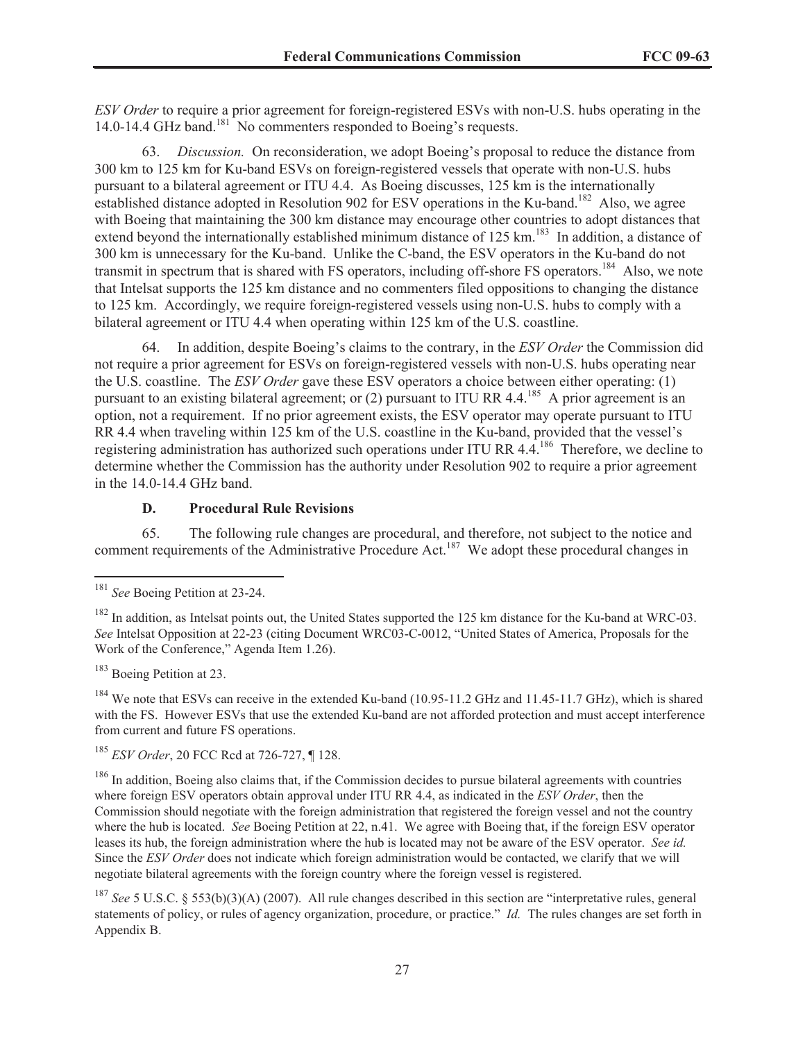*ESV Order* to require a prior agreement for foreign-registered ESVs with non-U.S. hubs operating in the 14.0-14.4 GHz band.[181] No commenters responded to Boeing's requests.

63. *Discussion.* On reconsideration, we adopt Boeing's proposal to reduce the distance from 300 km to 125 km for Ku-band ESVs on foreign-registered vessels that operate with non-U.S. hubs pursuant to a bilateral agreement or ITU 4.4. As Boeing discusses, 125 km is the internationally established distance adopted in Resolution 902 for ESV operations in the Ku-band.[182] Also, we agree with Boeing that maintaining the 300 km distance may encourage other countries to adopt distances that extend beyond the internationally established minimum distance of 125 km.[183] In addition, a distance of 300 km is unnecessary for the Ku-band. Unlike the C-band, the ESV operators in the Ku-band do not transmit in spectrum that is shared with FS operators, including off-shore FS operators.[184] Also, we note that Intelsat supports the 125 km distance and no commenters filed oppositions to changing the distance to 125 km. Accordingly, we require foreign-registered vessels using non-U.S. hubs to comply with a bilateral agreement or ITU 4.4 when operating within 125 km of the U.S. coastline.

64. In addition, despite Boeing's claims to the contrary, in the *ESV Order* the Commission did not require a prior agreement for ESVs on foreign-registered vessels with non-U.S. hubs operating near the U.S. coastline. The *ESV Order* gave these ESV operators a choice between either operating: (1) pursuant to an existing bilateral agreement; or (2) pursuant to ITU RR 4.4.[185] A prior agreement is an option, not a requirement. If no prior agreement exists, the ESV operator may operate pursuant to ITU RR 4.4 when traveling within 125 km of the U.S. coastline in the Ku-band, provided that the vessel's registering administration has authorized such operations under ITU RR 4.4.[186] Therefore, we decline to determine whether the Commission has the authority under Resolution 902 to require a prior agreement in the 14.0-14.4 GHz band.

### D. Procedural Rule Revisions

65. The following rule changes are procedural, and therefore, not subject to the notice and comment requirements of the Administrative Procedure Act.[187] We adopt these procedural changes in

---

[181] *See* Boeing Petition at 23-24.

[182] In addition, as Intelsat points out, the United States supported the 125 km distance for the Ku-band at WRC-03. *See* Intelsat Opposition at 22-23 (citing Document WRC03-C-0012, "United States of America, Proposals for the Work of the Conference," Agenda Item 1.26).

[183] Boeing Petition at 23.

[184] We note that ESVs can receive in the extended Ku-band (10.95-11.2 GHz and 11.45-11.7 GHz), which is shared with the FS. However ESVs that use the extended Ku-band are not afforded protection and must accept interference from current and future FS operations.

[185] *ESV Order*, 20 FCC Rcd at 726-727, ¶ 128.

[186] In addition, Boeing also claims that, if the Commission decides to pursue bilateral agreements with countries where foreign ESV operators obtain approval under ITU RR 4.4, as indicated in the *ESV Order*, then the Commission should negotiate with the foreign administration that registered the foreign vessel and not the country where the hub is located. *See* Boeing Petition at 22, n.41. We agree with Boeing that, if the foreign ESV operator leases its hub, the foreign administration where the hub is located may not be aware of the ESV operator. *See id.* Since the *ESV Order* does not indicate which foreign administration would be contacted, we clarify that we will negotiate bilateral agreements with the foreign country where the foreign vessel is registered.

[187] *See* 5 U.S.C. § 553(b)(3)(A) (2007). All rule changes described in this section are "interpretative rules, general statements of policy, or rules of agency organization, procedure, or practice." *Id.* The rules changes are set forth in Appendix B.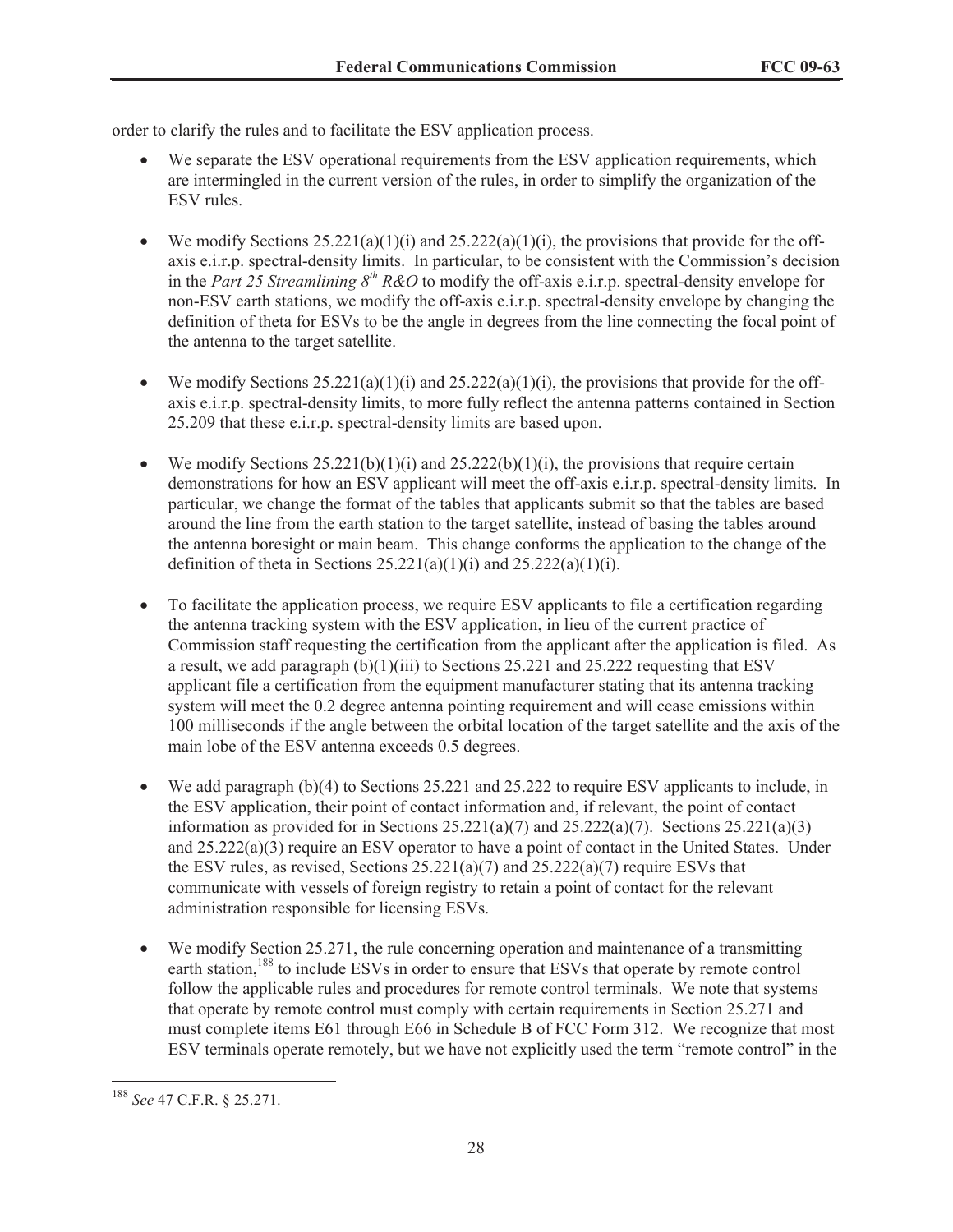order to clarify the rules and to facilitate the ESV application process.

- We separate the ESV operational requirements from the ESV application requirements, which are intermingled in the current version of the rules, in order to simplify the organization of the ESV rules.

- We modify Sections 25.221(a)(1)(i) and 25.222(a)(1)(i), the provisions that provide for the off-axis e.i.r.p. spectral-density limits. In particular, to be consistent with the Commission's decision in the *Part 25 Streamlining 8th R&O* to modify the off-axis e.i.r.p. spectral-density envelope for non-ESV earth stations, we modify the off-axis e.i.r.p. spectral-density envelope by changing the definition of theta for ESVs to be the angle in degrees from the line connecting the focal point of the antenna to the target satellite.

- We modify Sections 25.221(a)(1)(i) and 25.222(a)(1)(i), the provisions that provide for the off-axis e.i.r.p. spectral-density limits, to more fully reflect the antenna patterns contained in Section 25.209 that these e.i.r.p. spectral-density limits are based upon.

- We modify Sections 25.221(b)(1)(i) and 25.222(b)(1)(i), the provisions that require certain demonstrations for how an ESV applicant will meet the off-axis e.i.r.p. spectral-density limits. In particular, we change the format of the tables that applicants submit so that the tables are based around the line from the earth station to the target satellite, instead of basing the tables around the antenna boresight or main beam. This change conforms the application to the change of the definition of theta in Sections 25.221(a)(1)(i) and 25.222(a)(1)(i).

- To facilitate the application process, we require ESV applicants to file a certification regarding the antenna tracking system with the ESV application, in lieu of the current practice of Commission staff requesting the certification from the applicant after the application is filed. As a result, we add paragraph (b)(1)(iii) to Sections 25.221 and 25.222 requesting that ESV applicant file a certification from the equipment manufacturer stating that its antenna tracking system will meet the 0.2 degree antenna pointing requirement and will cease emissions within 100 milliseconds if the angle between the orbital location of the target satellite and the axis of the main lobe of the ESV antenna exceeds 0.5 degrees.

- We add paragraph (b)(4) to Sections 25.221 and 25.222 to require ESV applicants to include, in the ESV application, their point of contact information and, if relevant, the point of contact information as provided for in Sections 25.221(a)(7) and 25.222(a)(7). Sections 25.221(a)(3) and 25.222(a)(3) require an ESV operator to have a point of contact in the United States. Under the ESV rules, as revised, Sections 25.221(a)(7) and 25.222(a)(7) require ESVs that communicate with vessels of foreign registry to retain a point of contact for the relevant administration responsible for licensing ESVs.

- We modify Section 25.271, the rule concerning operation and maintenance of a transmitting earth station,[188] to include ESVs in order to ensure that ESVs that operate by remote control follow the applicable rules and procedures for remote control terminals. We note that systems that operate by remote control must comply with certain requirements in Section 25.271 and must complete items E61 through E66 in Schedule B of FCC Form 312. We recognize that most ESV terminals operate remotely, but we have not explicitly used the term "remote control" in the

[188] *See* 47 C.F.R. § 25.271.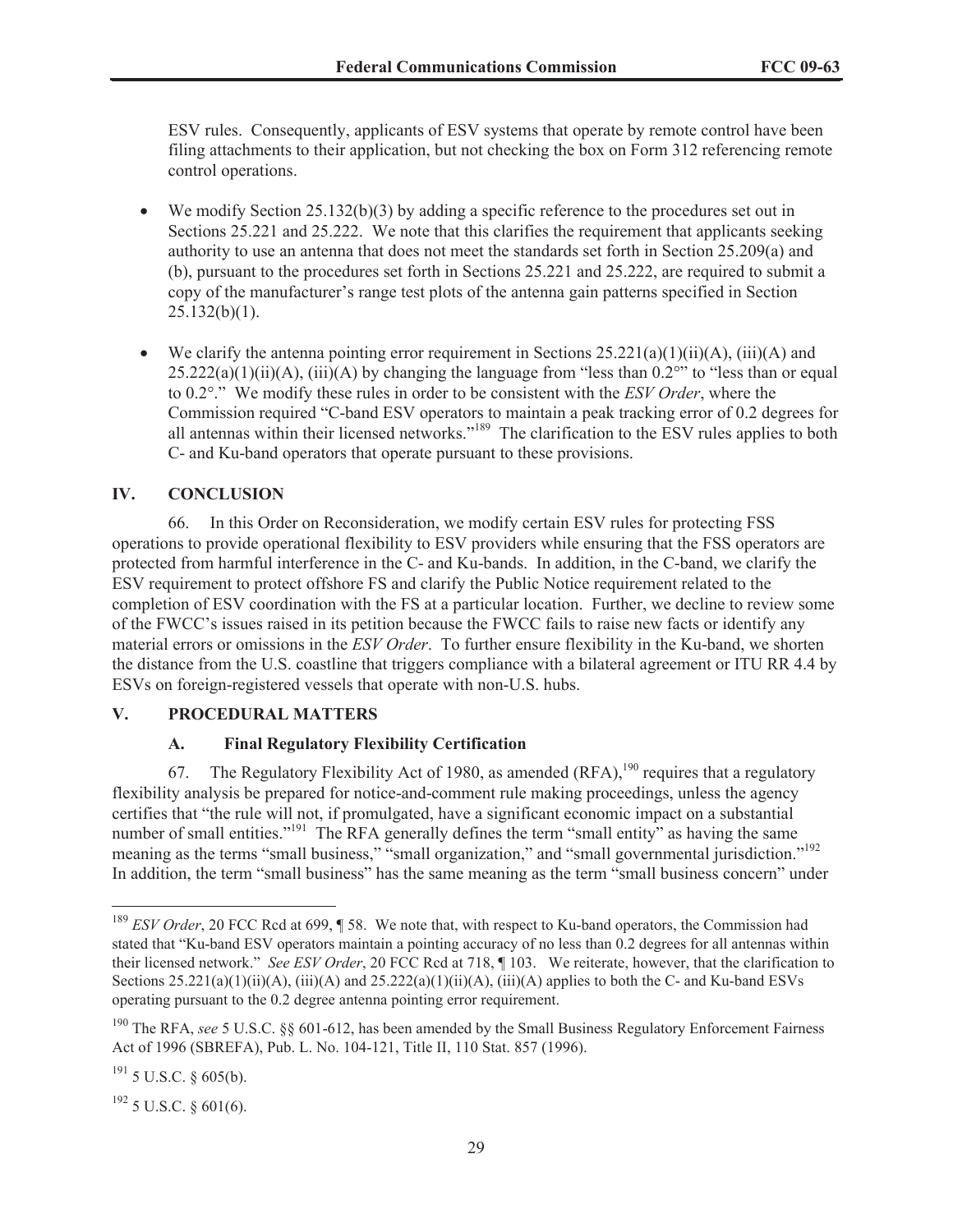ESV rules. Consequently, applicants of ESV systems that operate by remote control have been filing attachments to their application, but not checking the box on Form 312 referencing remote control operations.

- We modify Section 25.132(b)(3) by adding a specific reference to the procedures set out in Sections 25.221 and 25.222. We note that this clarifies the requirement that applicants seeking authority to use an antenna that does not meet the standards set forth in Section 25.209(a) and (b), pursuant to the procedures set forth in Sections 25.221 and 25.222, are required to submit a copy of the manufacturer's range test plots of the antenna gain patterns specified in Section 25.132(b)(1).

- We clarify the antenna pointing error requirement in Sections 25.221(a)(1)(ii)(A), (iii)(A) and 25.222(a)(1)(ii)(A), (iii)(A) by changing the language from "less than 0.2°" to "less than or equal to 0.2°." We modify these rules in order to be consistent with the *ESV Order*, where the Commission required "C-band ESV operators to maintain a peak tracking error of 0.2 degrees for all antennas within their licensed networks."[189] The clarification to the ESV rules applies to both C- and Ku-band operators that operate pursuant to these provisions.

## IV. CONCLUSION

66. In this Order on Reconsideration, we modify certain ESV rules for protecting FSS operations to provide operational flexibility to ESV providers while ensuring that the FSS operators are protected from harmful interference in the C- and Ku-bands. In addition, in the C-band, we clarify the ESV requirement to protect offshore FS and clarify the Public Notice requirement related to the completion of ESV coordination with the FS at a particular location. Further, we decline to review some of the FWCC's issues raised in its petition because the FWCC fails to raise new facts or identify any material errors or omissions in the *ESV Order*. To further ensure flexibility in the Ku-band, we shorten the distance from the U.S. coastline that triggers compliance with a bilateral agreement or ITU RR 4.4 by ESVs on foreign-registered vessels that operate with non-U.S. hubs.

## V. PROCEDURAL MATTERS

### A. Final Regulatory Flexibility Certification

67. The Regulatory Flexibility Act of 1980, as amended (RFA),[190] requires that a regulatory flexibility analysis be prepared for notice-and-comment rule making proceedings, unless the agency certifies that "the rule will not, if promulgated, have a significant economic impact on a substantial number of small entities."[191] The RFA generally defines the term "small entity" as having the same meaning as the terms "small business," "small organization," and "small governmental jurisdiction."[192] In addition, the term "small business" has the same meaning as the term "small business concern" under

---

[189] *ESV Order*, 20 FCC Rcd at 699, ¶ 58. We note that, with respect to Ku-band operators, the Commission had stated that "Ku-band ESV operators maintain a pointing accuracy of no less than 0.2 degrees for all antennas within their licensed network." *See ESV Order*, 20 FCC Rcd at 718, ¶ 103. We reiterate, however, that the clarification to Sections 25.221(a)(1)(ii)(A), (iii)(A) and 25.222(a)(1)(ii)(A), (iii)(A) applies to both the C- and Ku-band ESVs operating pursuant to the 0.2 degree antenna pointing error requirement.

[190] The RFA, *see* 5 U.S.C. §§ 601-612, has been amended by the Small Business Regulatory Enforcement Fairness Act of 1996 (SBREFA), Pub. L. No. 104-121, Title II, 110 Stat. 857 (1996).

[191] 5 U.S.C. § 605(b).

[192] 5 U.S.C. § 601(6).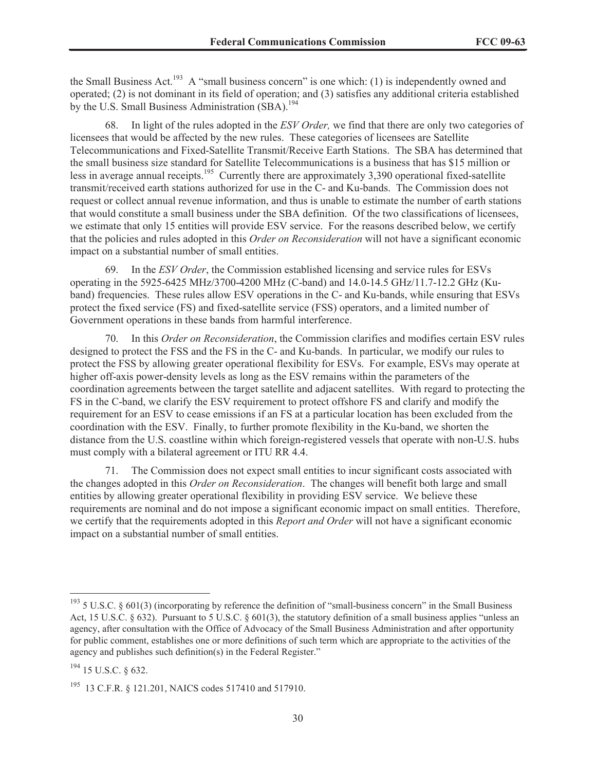the Small Business Act.[193] A "small business concern" is one which: (1) is independently owned and operated; (2) is not dominant in its field of operation; and (3) satisfies any additional criteria established by the U.S. Small Business Administration (SBA).[194]

68. In light of the rules adopted in the *ESV Order,* we find that there are only two categories of licensees that would be affected by the new rules. These categories of licensees are Satellite Telecommunications and Fixed-Satellite Transmit/Receive Earth Stations. The SBA has determined that the small business size standard for Satellite Telecommunications is a business that has $15 million or less in average annual receipts.[195] Currently there are approximately 3,390 operational fixed-satellite transmit/received earth stations authorized for use in the C- and Ku-bands. The Commission does not request or collect annual revenue information, and thus is unable to estimate the number of earth stations that would constitute a small business under the SBA definition. Of the two classifications of licensees, we estimate that only 15 entities will provide ESV service. For the reasons described below, we certify that the policies and rules adopted in this *Order on Reconsideration* will not have a significant economic impact on a substantial number of small entities.

69. In the *ESV Order*, the Commission established licensing and service rules for ESVs operating in the 5925-6425 MHz/3700-4200 MHz (C-band) and 14.0-14.5 GHz/11.7-12.2 GHz (Ku-band) frequencies. These rules allow ESV operations in the C- and Ku-bands, while ensuring that ESVs protect the fixed service (FS) and fixed-satellite service (FSS) operators, and a limited number of Government operations in these bands from harmful interference.

70. In this *Order on Reconsideration*, the Commission clarifies and modifies certain ESV rules designed to protect the FSS and the FS in the C- and Ku-bands. In particular, we modify our rules to protect the FSS by allowing greater operational flexibility for ESVs. For example, ESVs may operate at higher off-axis power-density levels as long as the ESV remains within the parameters of the coordination agreements between the target satellite and adjacent satellites. With regard to protecting the FS in the C-band, we clarify the ESV requirement to protect offshore FS and clarify and modify the requirement for an ESV to cease emissions if an FS at a particular location has been excluded from the coordination with the ESV. Finally, to further promote flexibility in the Ku-band, we shorten the distance from the U.S. coastline within which foreign-registered vessels that operate with non-U.S. hubs must comply with a bilateral agreement or ITU RR 4.4.

71. The Commission does not expect small entities to incur significant costs associated with the changes adopted in this *Order on Reconsideration*. The changes will benefit both large and small entities by allowing greater operational flexibility in providing ESV service. We believe these requirements are nominal and do not impose a significant economic impact on small entities. Therefore, we certify that the requirements adopted in this *Report and Order* will not have a significant economic impact on a substantial number of small entities.

---

[193] 5 U.S.C. § 601(3) (incorporating by reference the definition of "small-business concern" in the Small Business Act, 15 U.S.C. § 632). Pursuant to 5 U.S.C. § 601(3), the statutory definition of a small business applies "unless an agency, after consultation with the Office of Advocacy of the Small Business Administration and after opportunity for public comment, establishes one or more definitions of such term which are appropriate to the activities of the agency and publishes such definition(s) in the Federal Register."

[194] 15 U.S.C. § 632.

[195] 13 C.F.R. § 121.201, NAICS codes 517410 and 517910.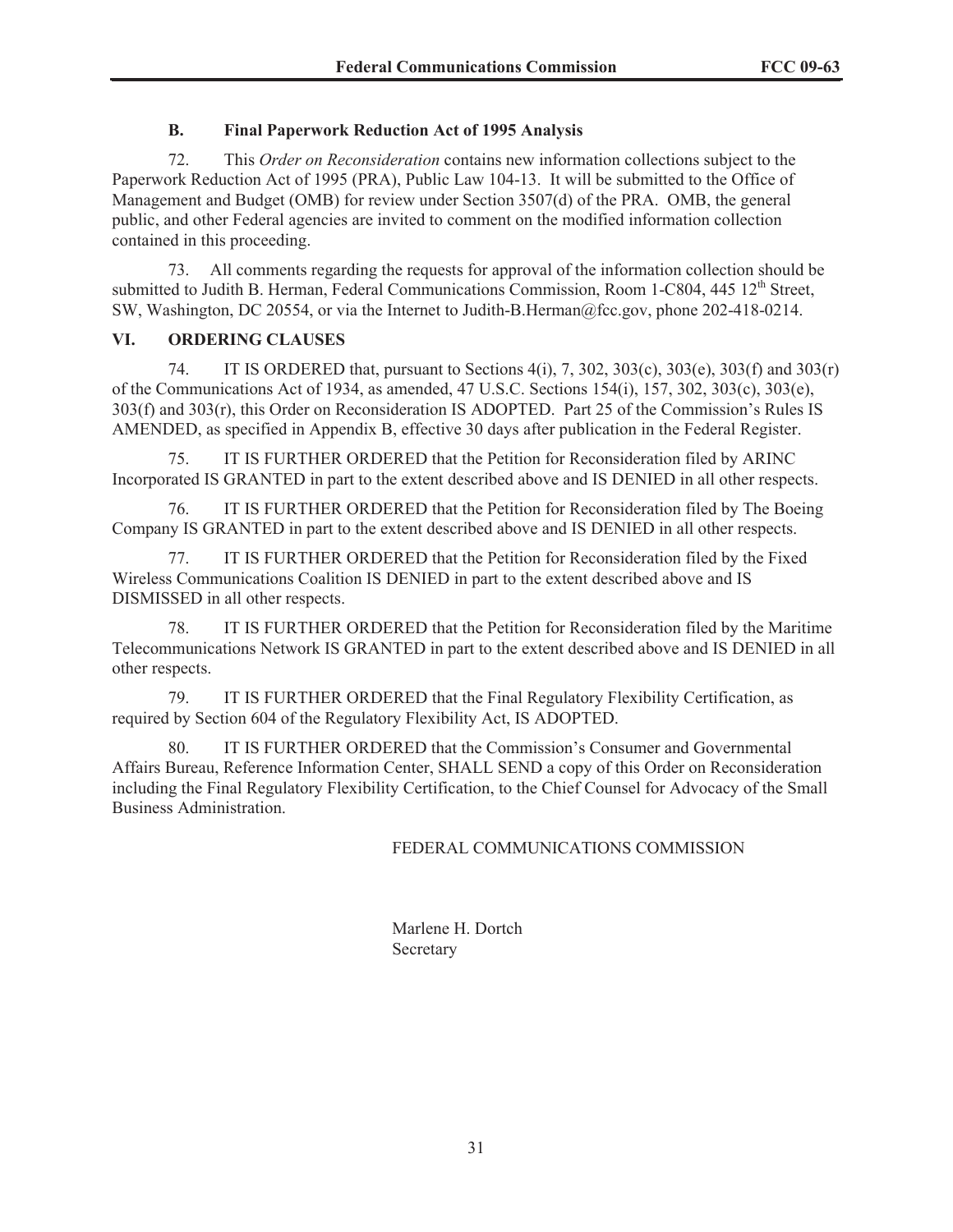### B. Final Paperwork Reduction Act of 1995 Analysis

72. This *Order on Reconsideration* contains new information collections subject to the Paperwork Reduction Act of 1995 (PRA), Public Law 104-13. It will be submitted to the Office of Management and Budget (OMB) for review under Section 3507(d) of the PRA. OMB, the general public, and other Federal agencies are invited to comment on the modified information collection contained in this proceeding.

73. All comments regarding the requests for approval of the information collection should be submitted to Judith B. Herman, Federal Communications Commission, Room 1-C804, 445 12th Street, SW, Washington, DC 20554, or via the Internet to Judith-B.Herman@fcc.gov, phone 202-418-0214.

## VI. ORDERING CLAUSES

74. IT IS ORDERED that, pursuant to Sections 4(i), 7, 302, 303(c), 303(e), 303(f) and 303(r) of the Communications Act of 1934, as amended, 47 U.S.C. Sections 154(i), 157, 302, 303(c), 303(e), 303(f) and 303(r), this Order on Reconsideration IS ADOPTED. Part 25 of the Commission's Rules IS AMENDED, as specified in Appendix B, effective 30 days after publication in the Federal Register.

75. IT IS FURTHER ORDERED that the Petition for Reconsideration filed by ARINC Incorporated IS GRANTED in part to the extent described above and IS DENIED in all other respects.

76. IT IS FURTHER ORDERED that the Petition for Reconsideration filed by The Boeing Company IS GRANTED in part to the extent described above and IS DENIED in all other respects.

77. IT IS FURTHER ORDERED that the Petition for Reconsideration filed by the Fixed Wireless Communications Coalition IS DENIED in part to the extent described above and IS DISMISSED in all other respects.

78. IT IS FURTHER ORDERED that the Petition for Reconsideration filed by the Maritime Telecommunications Network IS GRANTED in part to the extent described above and IS DENIED in all other respects.

79. IT IS FURTHER ORDERED that the Final Regulatory Flexibility Certification, as required by Section 604 of the Regulatory Flexibility Act, IS ADOPTED.

80. IT IS FURTHER ORDERED that the Commission's Consumer and Governmental Affairs Bureau, Reference Information Center, SHALL SEND a copy of this Order on Reconsideration including the Final Regulatory Flexibility Certification, to the Chief Counsel for Advocacy of the Small Business Administration.

FEDERAL COMMUNICATIONS COMMISSION

Marlene H. Dortch
Secretary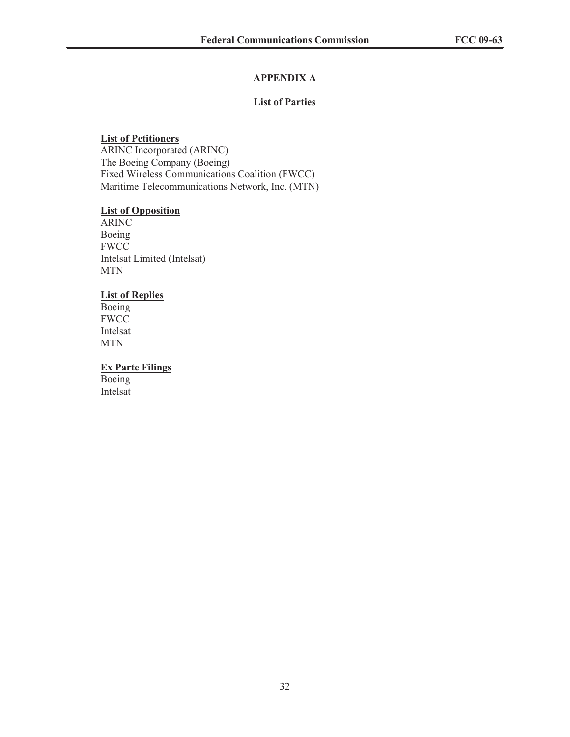# APPENDIX A

## List of Parties

**List of Petitioners**

ARINC Incorporated (ARINC)
The Boeing Company (Boeing)
Fixed Wireless Communications Coalition (FWCC)
Maritime Telecommunications Network, Inc. (MTN)

**List of Opposition**

ARINC
Boeing
FWCC
Intelsat Limited (Intelsat)
MTN

**List of Replies**

Boeing
FWCC
Intelsat
MTN

**Ex Parte Filings**

Boeing
Intelsat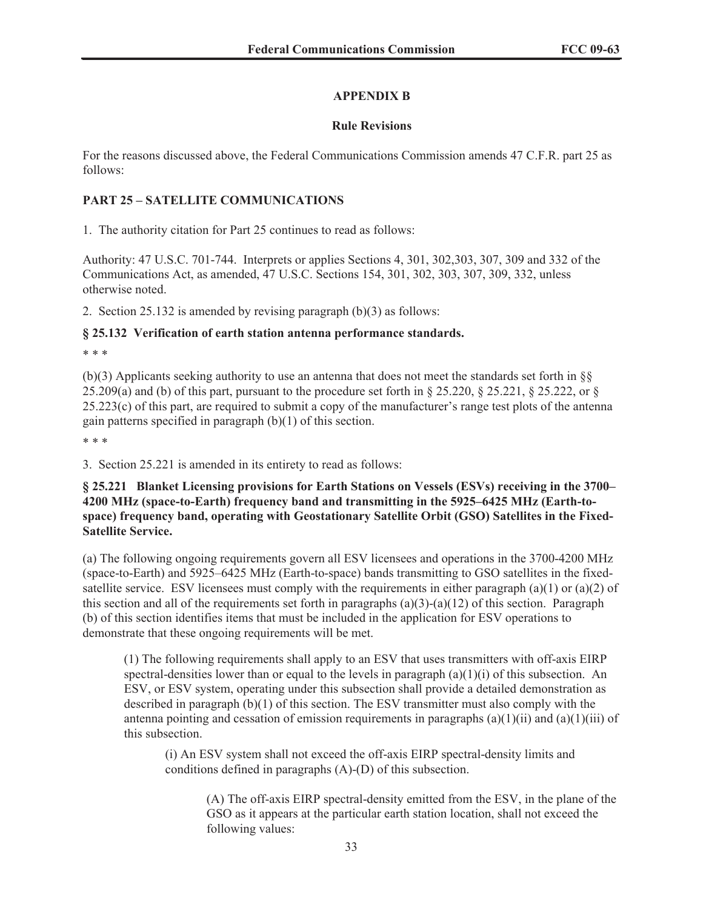## APPENDIX B

### Rule Revisions

For the reasons discussed above, the Federal Communications Commission amends 47 C.F.R. part 25 as follows:

**PART 25 – SATELLITE COMMUNICATIONS**

1. The authority citation for Part 25 continues to read as follows:

Authority: 47 U.S.C. 701-744. Interprets or applies Sections 4, 301, 302,303, 307, 309 and 332 of the Communications Act, as amended, 47 U.S.C. Sections 154, 301, 302, 303, 307, 309, 332, unless otherwise noted.

2. Section 25.132 is amended by revising paragraph (b)(3) as follows:

**§ 25.132 Verification of earth station antenna performance standards.**

\* \* \*

(b)(3) Applicants seeking authority to use an antenna that does not meet the standards set forth in §§ 25.209(a) and (b) of this part, pursuant to the procedure set forth in § 25.220, § 25.221, § 25.222, or § 25.223(c) of this part, are required to submit a copy of the manufacturer's range test plots of the antenna gain patterns specified in paragraph (b)(1) of this section.

\* \* \*

3. Section 25.221 is amended in its entirety to read as follows:

**§ 25.221 Blanket Licensing provisions for Earth Stations on Vessels (ESVs) receiving in the 3700–4200 MHz (space-to-Earth) frequency band and transmitting in the 5925–6425 MHz (Earth-to-space) frequency band, operating with Geostationary Satellite Orbit (GSO) Satellites in the Fixed-Satellite Service.**

(a) The following ongoing requirements govern all ESV licensees and operations in the 3700-4200 MHz (space-to-Earth) and 5925–6425 MHz (Earth-to-space) bands transmitting to GSO satellites in the fixed-satellite service. ESV licensees must comply with the requirements in either paragraph (a)(1) or (a)(2) of this section and all of the requirements set forth in paragraphs (a)(3)-(a)(12) of this section. Paragraph (b) of this section identifies items that must be included in the application for ESV operations to demonstrate that these ongoing requirements will be met.

> (1) The following requirements shall apply to an ESV that uses transmitters with off-axis EIRP spectral-densities lower than or equal to the levels in paragraph (a)(1)(i) of this subsection. An ESV, or ESV system, operating under this subsection shall provide a detailed demonstration as described in paragraph (b)(1) of this section. The ESV transmitter must also comply with the antenna pointing and cessation of emission requirements in paragraphs (a)(1)(ii) and (a)(1)(iii) of this subsection.
>
> > (i) An ESV system shall not exceed the off-axis EIRP spectral-density limits and conditions defined in paragraphs (A)-(D) of this subsection.
> >
> > > (A) The off-axis EIRP spectral-density emitted from the ESV, in the plane of the GSO as it appears at the particular earth station location, shall not exceed the following values: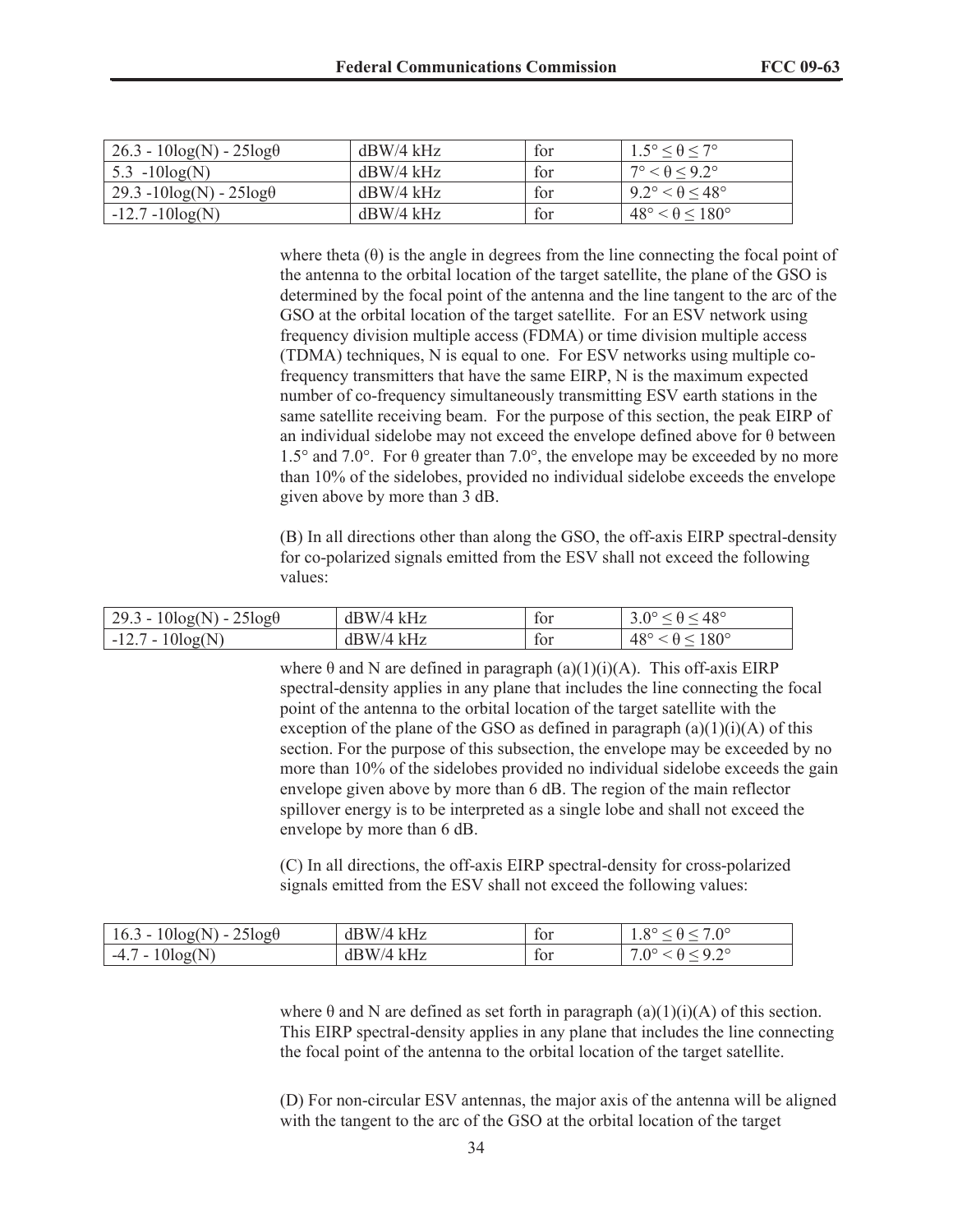| $26.3 - 10\log(N) - 25\log\theta$ | dBW/4 kHz | for | $1.5° \leq \theta \leq 7°$ |
|---|---|---|---|
| $5.3 - 10\log(N)$ | dBW/4 kHz | for | $7° < \theta \leq 9.2°$ |
| $29.3 - 10\log(N) - 25\log\theta$ | dBW/4 kHz | for | $9.2° < \theta \leq 48°$ |
| $-12.7 - 10\log(N)$ | dBW/4 kHz | for | $48° < \theta \leq 180°$ |

where theta (θ) is the angle in degrees from the line connecting the focal point of the antenna to the orbital location of the target satellite, the plane of the GSO is determined by the focal point of the antenna and the line tangent to the arc of the GSO at the orbital location of the target satellite. For an ESV network using frequency division multiple access (FDMA) or time division multiple access (TDMA) techniques, N is equal to one. For ESV networks using multiple co-frequency transmitters that have the same EIRP, N is the maximum expected number of co-frequency simultaneously transmitting ESV earth stations in the same satellite receiving beam. For the purpose of this section, the peak EIRP of an individual sidelobe may not exceed the envelope defined above for θ between 1.5° and 7.0°. For θ greater than 7.0°, the envelope may be exceeded by no more than 10% of the sidelobes, provided no individual sidelobe exceeds the envelope given above by more than 3 dB.

(B) In all directions other than along the GSO, the off-axis EIRP spectral-density for co-polarized signals emitted from the ESV shall not exceed the following values:

| $29.3 - 10\log(N) - 25\log\theta$ | dBW/4 kHz | for | $3.0° \leq \theta \leq 48°$ |
|---|---|---|---|
| $-12.7 - 10\log(N)$ | dBW/4 kHz | for | $48° < \theta \leq 180°$ |

where θ and N are defined in paragraph (a)(1)(i)(A). This off-axis EIRP spectral-density applies in any plane that includes the line connecting the focal point of the antenna to the orbital location of the target satellite with the exception of the plane of the GSO as defined in paragraph (a)(1)(i)(A) of this section. For the purpose of this subsection, the envelope may be exceeded by no more than 10% of the sidelobes provided no individual sidelobe exceeds the gain envelope given above by more than 6 dB. The region of the main reflector spillover energy is to be interpreted as a single lobe and shall not exceed the envelope by more than 6 dB.

(C) In all directions, the off-axis EIRP spectral-density for cross-polarized signals emitted from the ESV shall not exceed the following values:

| $16.3 - 10\log(N) - 25\log\theta$ | dBW/4 kHz | for | $1.8° \leq \theta \leq 7.0°$ |
|---|---|---|---|
| $-4.7 - 10\log(N)$ | dBW/4 kHz | for | $7.0° < \theta \leq 9.2°$ |

where θ and N are defined as set forth in paragraph (a)(1)(i)(A) of this section. This EIRP spectral-density applies in any plane that includes the line connecting the focal point of the antenna to the orbital location of the target satellite.

(D) For non-circular ESV antennas, the major axis of the antenna will be aligned with the tangent to the arc of the GSO at the orbital location of the target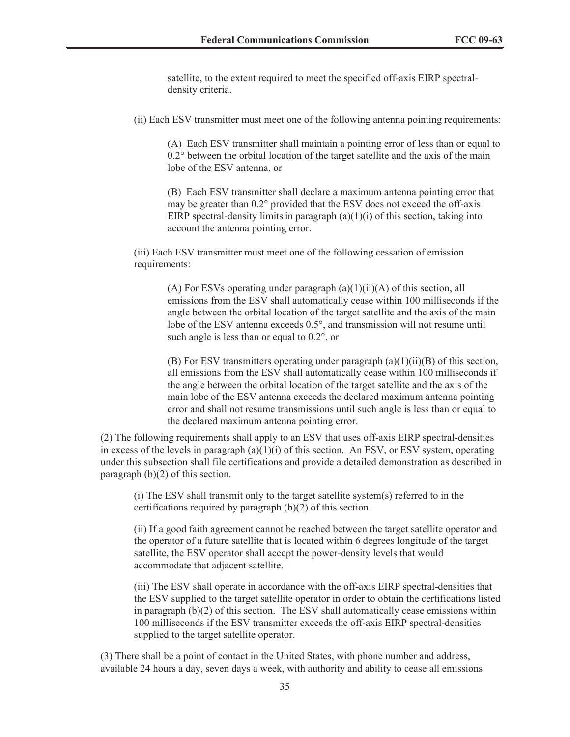satellite, to the extent required to meet the specified off-axis EIRP spectral-density criteria.

(ii) Each ESV transmitter must meet one of the following antenna pointing requirements:

(A) Each ESV transmitter shall maintain a pointing error of less than or equal to 0.2° between the orbital location of the target satellite and the axis of the main lobe of the ESV antenna, or

(B) Each ESV transmitter shall declare a maximum antenna pointing error that may be greater than 0.2° provided that the ESV does not exceed the off-axis EIRP spectral-density limits in paragraph (a)(1)(i) of this section, taking into account the antenna pointing error.

(iii) Each ESV transmitter must meet one of the following cessation of emission requirements:

(A) For ESVs operating under paragraph (a)(1)(ii)(A) of this section, all emissions from the ESV shall automatically cease within 100 milliseconds if the angle between the orbital location of the target satellite and the axis of the main lobe of the ESV antenna exceeds 0.5°, and transmission will not resume until such angle is less than or equal to 0.2°, or

(B) For ESV transmitters operating under paragraph (a)(1)(ii)(B) of this section, all emissions from the ESV shall automatically cease within 100 milliseconds if the angle between the orbital location of the target satellite and the axis of the main lobe of the ESV antenna exceeds the declared maximum antenna pointing error and shall not resume transmissions until such angle is less than or equal to the declared maximum antenna pointing error.

(2) The following requirements shall apply to an ESV that uses off-axis EIRP spectral-densities in excess of the levels in paragraph (a)(1)(i) of this section. An ESV, or ESV system, operating under this subsection shall file certifications and provide a detailed demonstration as described in paragraph (b)(2) of this section.

(i) The ESV shall transmit only to the target satellite system(s) referred to in the certifications required by paragraph (b)(2) of this section.

(ii) If a good faith agreement cannot be reached between the target satellite operator and the operator of a future satellite that is located within 6 degrees longitude of the target satellite, the ESV operator shall accept the power-density levels that would accommodate that adjacent satellite.

(iii) The ESV shall operate in accordance with the off-axis EIRP spectral-densities that the ESV supplied to the target satellite operator in order to obtain the certifications listed in paragraph (b)(2) of this section. The ESV shall automatically cease emissions within 100 milliseconds if the ESV transmitter exceeds the off-axis EIRP spectral-densities supplied to the target satellite operator.

(3) There shall be a point of contact in the United States, with phone number and address, available 24 hours a day, seven days a week, with authority and ability to cease all emissions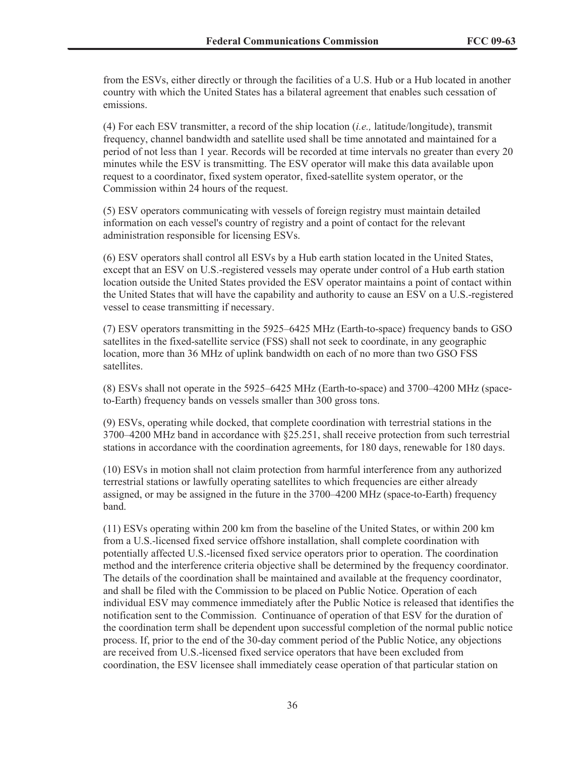from the ESVs, either directly or through the facilities of a U.S. Hub or a Hub located in another country with which the United States has a bilateral agreement that enables such cessation of emissions.

(4) For each ESV transmitter, a record of the ship location (*i.e.,* latitude/longitude), transmit frequency, channel bandwidth and satellite used shall be time annotated and maintained for a period of not less than 1 year. Records will be recorded at time intervals no greater than every 20 minutes while the ESV is transmitting. The ESV operator will make this data available upon request to a coordinator, fixed system operator, fixed-satellite system operator, or the Commission within 24 hours of the request.

(5) ESV operators communicating with vessels of foreign registry must maintain detailed information on each vessel's country of registry and a point of contact for the relevant administration responsible for licensing ESVs.

(6) ESV operators shall control all ESVs by a Hub earth station located in the United States, except that an ESV on U.S.-registered vessels may operate under control of a Hub earth station location outside the United States provided the ESV operator maintains a point of contact within the United States that will have the capability and authority to cause an ESV on a U.S.-registered vessel to cease transmitting if necessary.

(7) ESV operators transmitting in the 5925–6425 MHz (Earth-to-space) frequency bands to GSO satellites in the fixed-satellite service (FSS) shall not seek to coordinate, in any geographic location, more than 36 MHz of uplink bandwidth on each of no more than two GSO FSS satellites.

(8) ESVs shall not operate in the 5925–6425 MHz (Earth-to-space) and 3700–4200 MHz (space-to-Earth) frequency bands on vessels smaller than 300 gross tons.

(9) ESVs, operating while docked, that complete coordination with terrestrial stations in the 3700–4200 MHz band in accordance with §25.251, shall receive protection from such terrestrial stations in accordance with the coordination agreements, for 180 days, renewable for 180 days.

(10) ESVs in motion shall not claim protection from harmful interference from any authorized terrestrial stations or lawfully operating satellites to which frequencies are either already assigned, or may be assigned in the future in the 3700–4200 MHz (space-to-Earth) frequency band.

(11) ESVs operating within 200 km from the baseline of the United States, or within 200 km from a U.S.-licensed fixed service offshore installation, shall complete coordination with potentially affected U.S.-licensed fixed service operators prior to operation. The coordination method and the interference criteria objective shall be determined by the frequency coordinator. The details of the coordination shall be maintained and available at the frequency coordinator, and shall be filed with the Commission to be placed on Public Notice. Operation of each individual ESV may commence immediately after the Public Notice is released that identifies the notification sent to the Commission. Continuance of operation of that ESV for the duration of the coordination term shall be dependent upon successful completion of the normal public notice process. If, prior to the end of the 30-day comment period of the Public Notice, any objections are received from U.S.-licensed fixed service operators that have been excluded from coordination, the ESV licensee shall immediately cease operation of that particular station on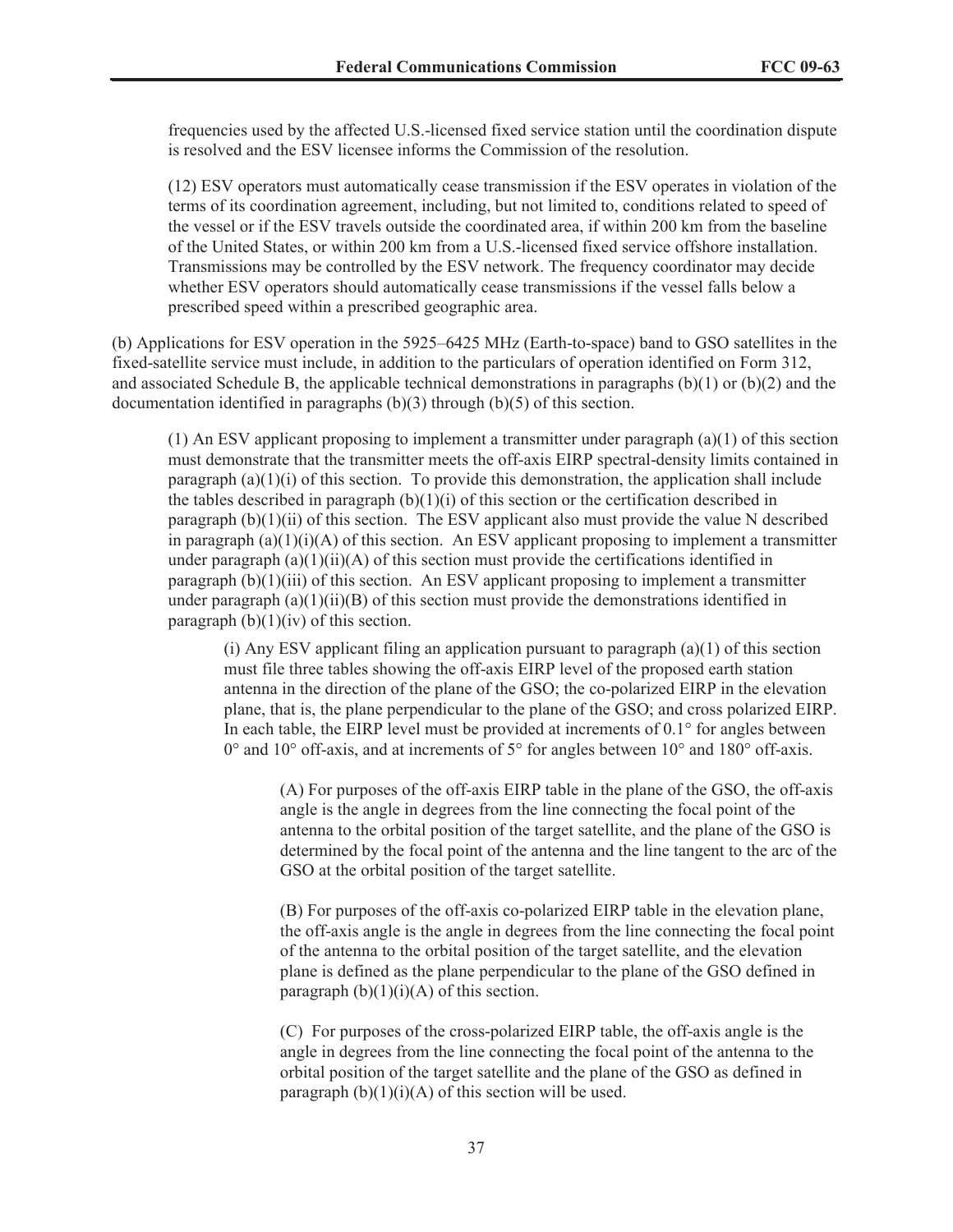frequencies used by the affected U.S.-licensed fixed service station until the coordination dispute is resolved and the ESV licensee informs the Commission of the resolution.

(12) ESV operators must automatically cease transmission if the ESV operates in violation of the terms of its coordination agreement, including, but not limited to, conditions related to speed of the vessel or if the ESV travels outside the coordinated area, if within 200 km from the baseline of the United States, or within 200 km from a U.S.-licensed fixed service offshore installation. Transmissions may be controlled by the ESV network. The frequency coordinator may decide whether ESV operators should automatically cease transmissions if the vessel falls below a prescribed speed within a prescribed geographic area.

(b) Applications for ESV operation in the 5925–6425 MHz (Earth-to-space) band to GSO satellites in the fixed-satellite service must include, in addition to the particulars of operation identified on Form 312, and associated Schedule B, the applicable technical demonstrations in paragraphs (b)(1) or (b)(2) and the documentation identified in paragraphs (b)(3) through (b)(5) of this section.

(1) An ESV applicant proposing to implement a transmitter under paragraph (a)(1) of this section must demonstrate that the transmitter meets the off-axis EIRP spectral-density limits contained in paragraph (a)(1)(i) of this section. To provide this demonstration, the application shall include the tables described in paragraph (b)(1)(i) of this section or the certification described in paragraph (b)(1)(ii) of this section. The ESV applicant also must provide the value N described in paragraph (a)(1)(i)(A) of this section. An ESV applicant proposing to implement a transmitter under paragraph (a)(1)(ii)(A) of this section must provide the certifications identified in paragraph (b)(1)(iii) of this section. An ESV applicant proposing to implement a transmitter under paragraph (a)(1)(ii)(B) of this section must provide the demonstrations identified in paragraph (b)(1)(iv) of this section.

(i) Any ESV applicant filing an application pursuant to paragraph (a)(1) of this section must file three tables showing the off-axis EIRP level of the proposed earth station antenna in the direction of the plane of the GSO; the co-polarized EIRP in the elevation plane, that is, the plane perpendicular to the plane of the GSO; and cross polarized EIRP. In each table, the EIRP level must be provided at increments of 0.1° for angles between 0° and 10° off-axis, and at increments of 5° for angles between 10° and 180° off-axis.

(A) For purposes of the off-axis EIRP table in the plane of the GSO, the off-axis angle is the angle in degrees from the line connecting the focal point of the antenna to the orbital position of the target satellite, and the plane of the GSO is determined by the focal point of the antenna and the line tangent to the arc of the GSO at the orbital position of the target satellite.

(B) For purposes of the off-axis co-polarized EIRP table in the elevation plane, the off-axis angle is the angle in degrees from the line connecting the focal point of the antenna to the orbital position of the target satellite, and the elevation plane is defined as the plane perpendicular to the plane of the GSO defined in paragraph (b)(1)(i)(A) of this section.

(C) For purposes of the cross-polarized EIRP table, the off-axis angle is the angle in degrees from the line connecting the focal point of the antenna to the orbital position of the target satellite and the plane of the GSO as defined in paragraph (b)(1)(i)(A) of this section will be used.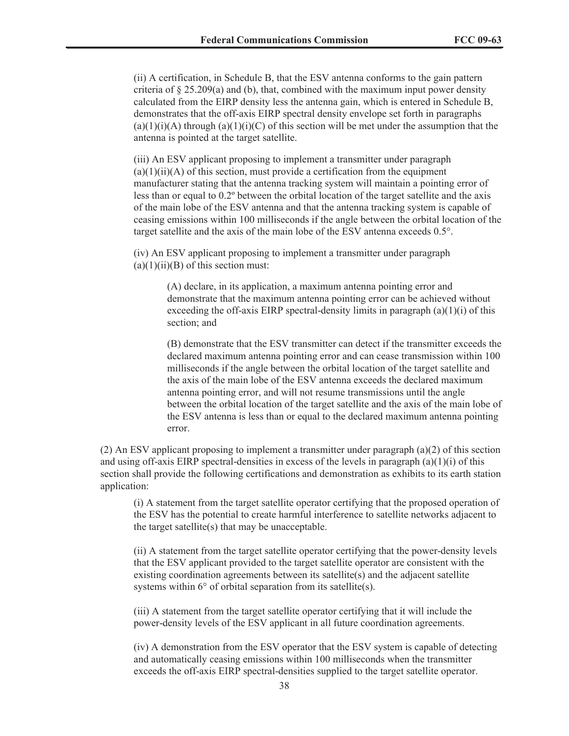(ii) A certification, in Schedule B, that the ESV antenna conforms to the gain pattern criteria of § 25.209(a) and (b), that, combined with the maximum input power density calculated from the EIRP density less the antenna gain, which is entered in Schedule B, demonstrates that the off-axis EIRP spectral density envelope set forth in paragraphs (a)(1)(i)(A) through (a)(1)(i)(C) of this section will be met under the assumption that the antenna is pointed at the target satellite.

(iii) An ESV applicant proposing to implement a transmitter under paragraph (a)(1)(ii)(A) of this section, must provide a certification from the equipment manufacturer stating that the antenna tracking system will maintain a pointing error of less than or equal to 0.2º between the orbital location of the target satellite and the axis of the main lobe of the ESV antenna and that the antenna tracking system is capable of ceasing emissions within 100 milliseconds if the angle between the orbital location of the target satellite and the axis of the main lobe of the ESV antenna exceeds 0.5°.

(iv) An ESV applicant proposing to implement a transmitter under paragraph (a)(1)(ii)(B) of this section must:

(A) declare, in its application, a maximum antenna pointing error and demonstrate that the maximum antenna pointing error can be achieved without exceeding the off-axis EIRP spectral-density limits in paragraph (a)(1)(i) of this section; and

(B) demonstrate that the ESV transmitter can detect if the transmitter exceeds the declared maximum antenna pointing error and can cease transmission within 100 milliseconds if the angle between the orbital location of the target satellite and the axis of the main lobe of the ESV antenna exceeds the declared maximum antenna pointing error, and will not resume transmissions until the angle between the orbital location of the target satellite and the axis of the main lobe of the ESV antenna is less than or equal to the declared maximum antenna pointing error.

(2) An ESV applicant proposing to implement a transmitter under paragraph (a)(2) of this section and using off-axis EIRP spectral-densities in excess of the levels in paragraph (a)(1)(i) of this section shall provide the following certifications and demonstration as exhibits to its earth station application:

(i) A statement from the target satellite operator certifying that the proposed operation of the ESV has the potential to create harmful interference to satellite networks adjacent to the target satellite(s) that may be unacceptable.

(ii) A statement from the target satellite operator certifying that the power-density levels that the ESV applicant provided to the target satellite operator are consistent with the existing coordination agreements between its satellite(s) and the adjacent satellite systems within 6° of orbital separation from its satellite(s).

(iii) A statement from the target satellite operator certifying that it will include the power-density levels of the ESV applicant in all future coordination agreements.

(iv) A demonstration from the ESV operator that the ESV system is capable of detecting and automatically ceasing emissions within 100 milliseconds when the transmitter exceeds the off-axis EIRP spectral-densities supplied to the target satellite operator.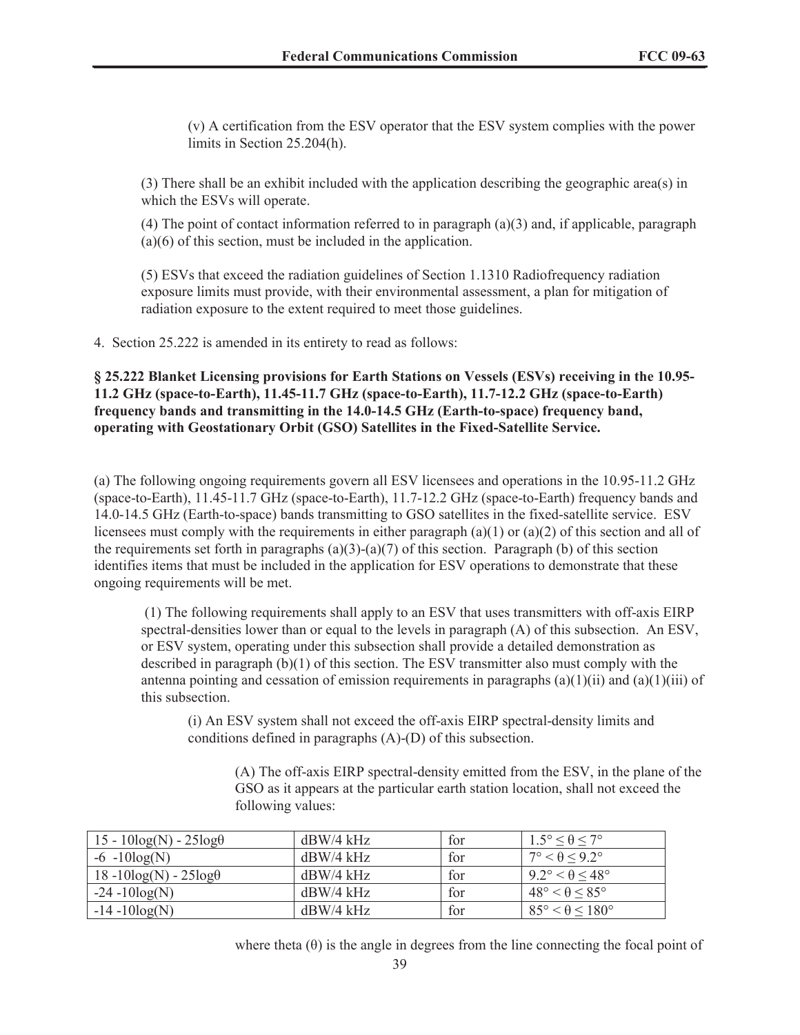(v) A certification from the ESV operator that the ESV system complies with the power limits in Section 25.204(h).

(3) There shall be an exhibit included with the application describing the geographic area(s) in which the ESVs will operate.

(4) The point of contact information referred to in paragraph (a)(3) and, if applicable, paragraph (a)(6) of this section, must be included in the application.

(5) ESVs that exceed the radiation guidelines of Section 1.1310 Radiofrequency radiation exposure limits must provide, with their environmental assessment, a plan for mitigation of radiation exposure to the extent required to meet those guidelines.

4. Section 25.222 is amended in its entirety to read as follows:

**§ 25.222 Blanket Licensing provisions for Earth Stations on Vessels (ESVs) receiving in the 10.95-11.2 GHz (space-to-Earth), 11.45-11.7 GHz (space-to-Earth), 11.7-12.2 GHz (space-to-Earth) frequency bands and transmitting in the 14.0-14.5 GHz (Earth-to-space) frequency band, operating with Geostationary Orbit (GSO) Satellites in the Fixed-Satellite Service.**

(a) The following ongoing requirements govern all ESV licensees and operations in the 10.95-11.2 GHz (space-to-Earth), 11.45-11.7 GHz (space-to-Earth), 11.7-12.2 GHz (space-to-Earth) frequency bands and 14.0-14.5 GHz (Earth-to-space) bands transmitting to GSO satellites in the fixed-satellite service. ESV licensees must comply with the requirements in either paragraph (a)(1) or (a)(2) of this section and all of the requirements set forth in paragraphs (a)(3)-(a)(7) of this section. Paragraph (b) of this section identifies items that must be included in the application for ESV operations to demonstrate that these ongoing requirements will be met.

(1) The following requirements shall apply to an ESV that uses transmitters with off-axis EIRP spectral-densities lower than or equal to the levels in paragraph (A) of this subsection. An ESV, or ESV system, operating under this subsection shall provide a detailed demonstration as described in paragraph (b)(1) of this section. The ESV transmitter also must comply with the antenna pointing and cessation of emission requirements in paragraphs (a)(1)(ii) and (a)(1)(iii) of this subsection.

(i) An ESV system shall not exceed the off-axis EIRP spectral-density limits and conditions defined in paragraphs (A)-(D) of this subsection.

(A) The off-axis EIRP spectral-density emitted from the ESV, in the plane of the GSO as it appears at the particular earth station location, shall not exceed the following values:

| | | | |
|---|---|---|---|
| $15 - 10\log(N) - 25\log\theta$ | dBW/4 kHz | for | $1.5° \leq \theta \leq 7°$ |
| $-6 - 10\log(N)$ | dBW/4 kHz | for | $7° < \theta \leq 9.2°$ |
| $18 - 10\log(N) - 25\log\theta$ | dBW/4 kHz | for | $9.2° < \theta \leq 48°$ |
| $-24 - 10\log(N)$ | dBW/4 kHz | for | $48° < \theta \leq 85°$ |
| $-14 - 10\log(N)$ | dBW/4 kHz | for | $85° < \theta \leq 180°$ |

where theta ($\theta$) is the angle in degrees from the line connecting the focal point of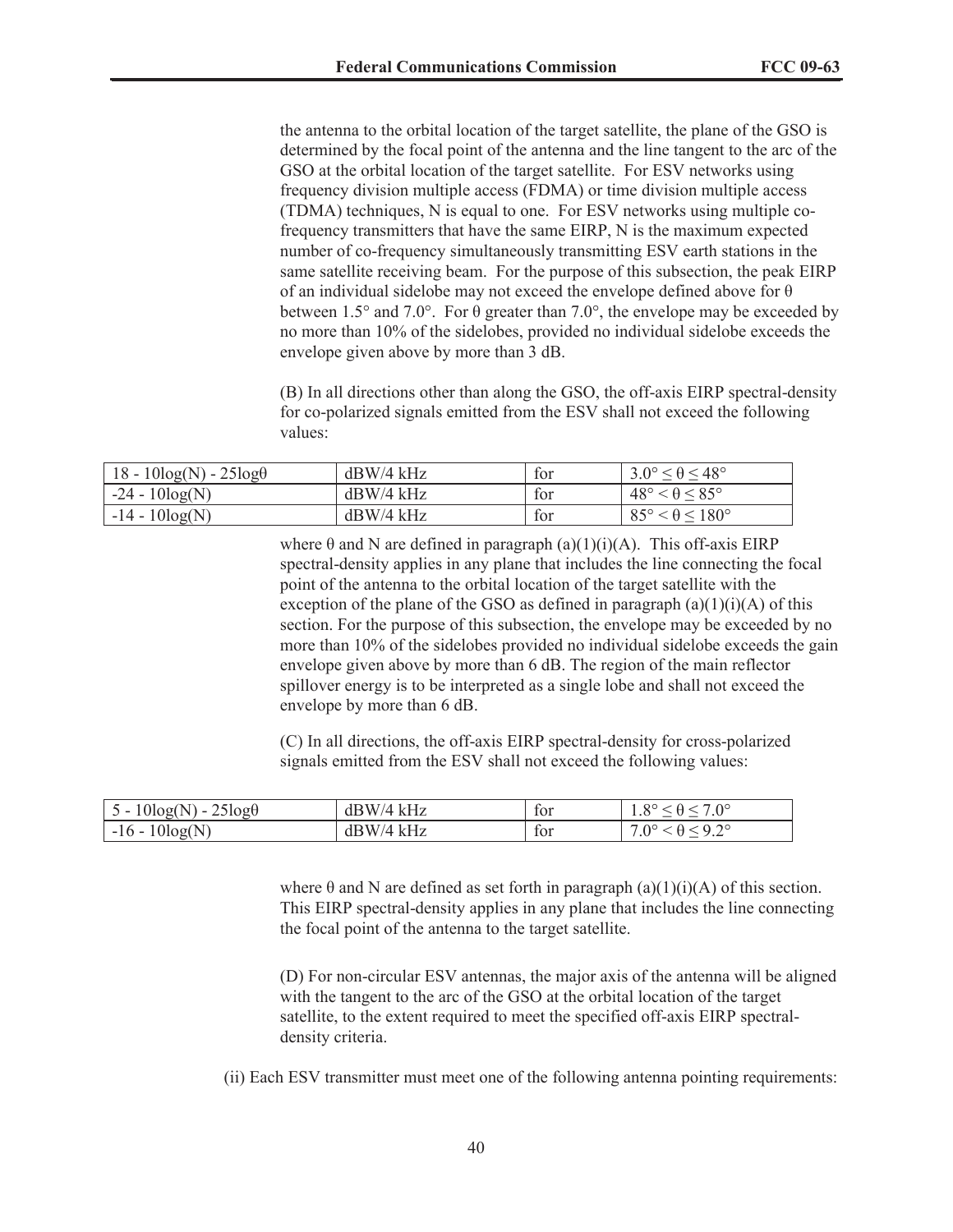the antenna to the orbital location of the target satellite, the plane of the GSO is determined by the focal point of the antenna and the line tangent to the arc of the GSO at the orbital location of the target satellite. For ESV networks using frequency division multiple access (FDMA) or time division multiple access (TDMA) techniques, N is equal to one. For ESV networks using multiple co-frequency transmitters that have the same EIRP, N is the maximum expected number of co-frequency simultaneously transmitting ESV earth stations in the same satellite receiving beam. For the purpose of this subsection, the peak EIRP of an individual sidelobe may not exceed the envelope defined above for θ between 1.5° and 7.0°. For θ greater than 7.0°, the envelope may be exceeded by no more than 10% of the sidelobes, provided no individual sidelobe exceeds the envelope given above by more than 3 dB.

(B) In all directions other than along the GSO, the off-axis EIRP spectral-density for co-polarized signals emitted from the ESV shall not exceed the following values:

| | | | |
|---|---|---|---|
| $18 - 10\log(N) - 25\log\theta$ | dBW/4 kHz | for | $3.0° \leq \theta \leq 48°$ |
| $-24 - 10\log(N)$ | dBW/4 kHz | for | $48° < \theta \leq 85°$ |
| $-14 - 10\log(N)$ | dBW/4 kHz | for | $85° < \theta \leq 180°$ |

where θ and N are defined in paragraph (a)(1)(i)(A). This off-axis EIRP spectral-density applies in any plane that includes the line connecting the focal point of the antenna to the orbital location of the target satellite with the exception of the plane of the GSO as defined in paragraph (a)(1)(i)(A) of this section. For the purpose of this subsection, the envelope may be exceeded by no more than 10% of the sidelobes provided no individual sidelobe exceeds the gain envelope given above by more than 6 dB. The region of the main reflector spillover energy is to be interpreted as a single lobe and shall not exceed the envelope by more than 6 dB.

(C) In all directions, the off-axis EIRP spectral-density for cross-polarized signals emitted from the ESV shall not exceed the following values:

| | | | |
|---|---|---|---|
| $5 - 10\log(N) - 25\log\theta$ | dBW/4 kHz | for | $1.8° \leq \theta \leq 7.0°$ |
| $-16 - 10\log(N)$ | dBW/4 kHz | for | $7.0° < \theta \leq 9.2°$ |

where θ and N are defined as set forth in paragraph (a)(1)(i)(A) of this section. This EIRP spectral-density applies in any plane that includes the line connecting the focal point of the antenna to the target satellite.

(D) For non-circular ESV antennas, the major axis of the antenna will be aligned with the tangent to the arc of the GSO at the orbital location of the target satellite, to the extent required to meet the specified off-axis EIRP spectral-density criteria.

(ii) Each ESV transmitter must meet one of the following antenna pointing requirements: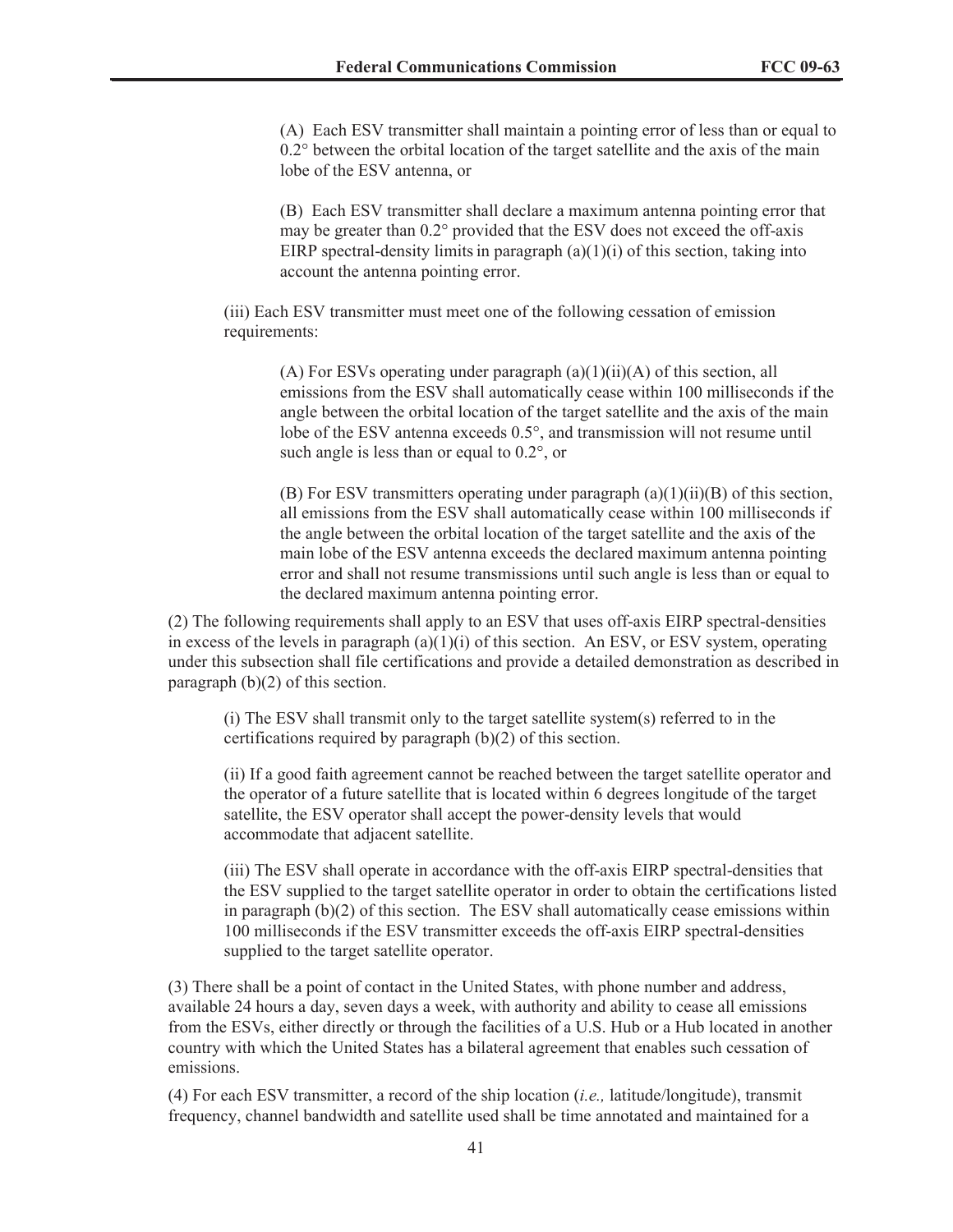(A) Each ESV transmitter shall maintain a pointing error of less than or equal to 0.2° between the orbital location of the target satellite and the axis of the main lobe of the ESV antenna, or

(B) Each ESV transmitter shall declare a maximum antenna pointing error that may be greater than 0.2° provided that the ESV does not exceed the off-axis EIRP spectral-density limits in paragraph (a)(1)(i) of this section, taking into account the antenna pointing error.

(iii) Each ESV transmitter must meet one of the following cessation of emission requirements:

(A) For ESVs operating under paragraph (a)(1)(ii)(A) of this section, all emissions from the ESV shall automatically cease within 100 milliseconds if the angle between the orbital location of the target satellite and the axis of the main lobe of the ESV antenna exceeds 0.5°, and transmission will not resume until such angle is less than or equal to 0.2°, or

(B) For ESV transmitters operating under paragraph (a)(1)(ii)(B) of this section, all emissions from the ESV shall automatically cease within 100 milliseconds if the angle between the orbital location of the target satellite and the axis of the main lobe of the ESV antenna exceeds the declared maximum antenna pointing error and shall not resume transmissions until such angle is less than or equal to the declared maximum antenna pointing error.

(2) The following requirements shall apply to an ESV that uses off-axis EIRP spectral-densities in excess of the levels in paragraph (a)(1)(i) of this section. An ESV, or ESV system, operating under this subsection shall file certifications and provide a detailed demonstration as described in paragraph (b)(2) of this section.

(i) The ESV shall transmit only to the target satellite system(s) referred to in the certifications required by paragraph (b)(2) of this section.

(ii) If a good faith agreement cannot be reached between the target satellite operator and the operator of a future satellite that is located within 6 degrees longitude of the target satellite, the ESV operator shall accept the power-density levels that would accommodate that adjacent satellite.

(iii) The ESV shall operate in accordance with the off-axis EIRP spectral-densities that the ESV supplied to the target satellite operator in order to obtain the certifications listed in paragraph (b)(2) of this section. The ESV shall automatically cease emissions within 100 milliseconds if the ESV transmitter exceeds the off-axis EIRP spectral-densities supplied to the target satellite operator.

(3) There shall be a point of contact in the United States, with phone number and address, available 24 hours a day, seven days a week, with authority and ability to cease all emissions from the ESVs, either directly or through the facilities of a U.S. Hub or a Hub located in another country with which the United States has a bilateral agreement that enables such cessation of emissions.

(4) For each ESV transmitter, a record of the ship location (*i.e.,* latitude/longitude), transmit frequency, channel bandwidth and satellite used shall be time annotated and maintained for a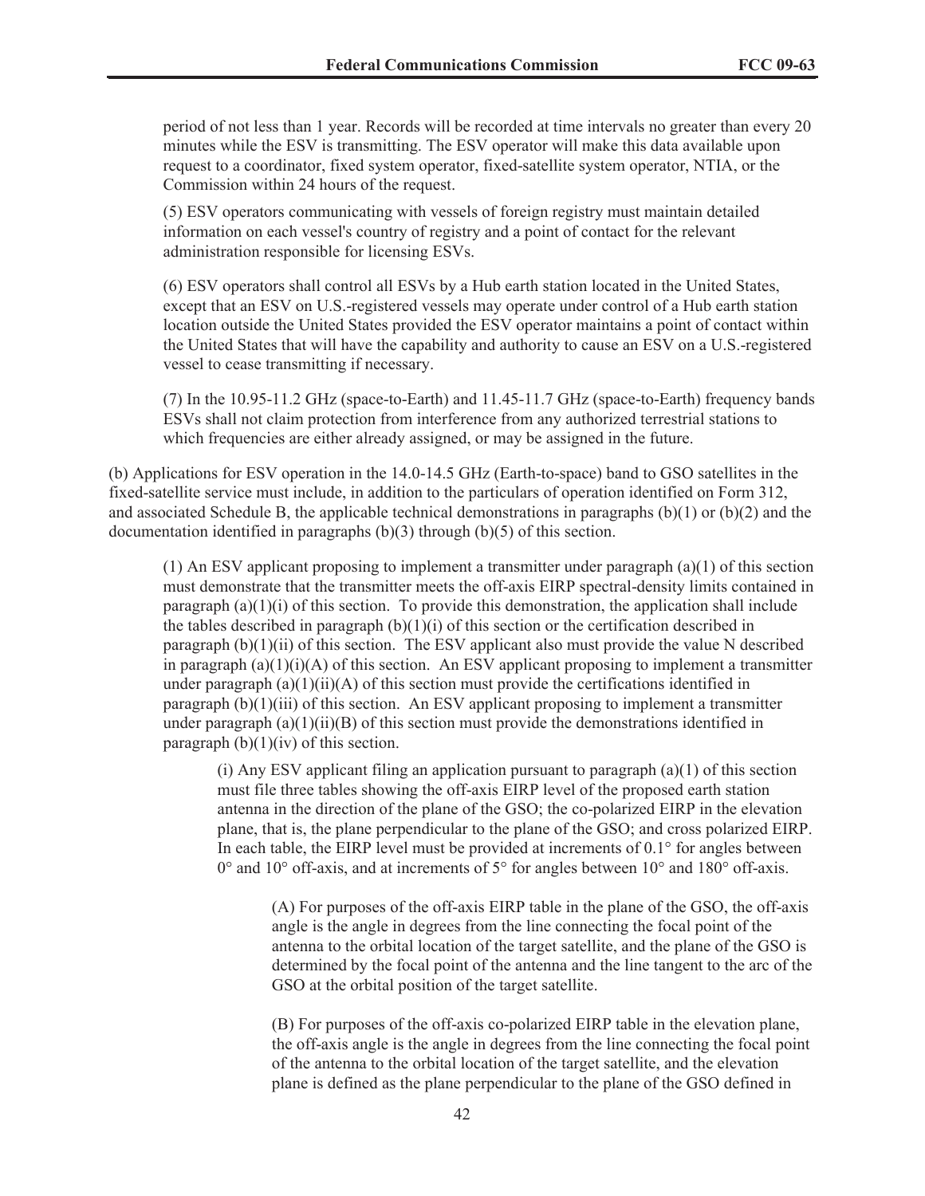period of not less than 1 year. Records will be recorded at time intervals no greater than every 20 minutes while the ESV is transmitting. The ESV operator will make this data available upon request to a coordinator, fixed system operator, fixed-satellite system operator, NTIA, or the Commission within 24 hours of the request.

(5) ESV operators communicating with vessels of foreign registry must maintain detailed information on each vessel's country of registry and a point of contact for the relevant administration responsible for licensing ESVs.

(6) ESV operators shall control all ESVs by a Hub earth station located in the United States, except that an ESV on U.S.-registered vessels may operate under control of a Hub earth station location outside the United States provided the ESV operator maintains a point of contact within the United States that will have the capability and authority to cause an ESV on a U.S.-registered vessel to cease transmitting if necessary.

(7) In the 10.95-11.2 GHz (space-to-Earth) and 11.45-11.7 GHz (space-to-Earth) frequency bands ESVs shall not claim protection from interference from any authorized terrestrial stations to which frequencies are either already assigned, or may be assigned in the future.

(b) Applications for ESV operation in the 14.0-14.5 GHz (Earth-to-space) band to GSO satellites in the fixed-satellite service must include, in addition to the particulars of operation identified on Form 312, and associated Schedule B, the applicable technical demonstrations in paragraphs (b)(1) or (b)(2) and the documentation identified in paragraphs (b)(3) through (b)(5) of this section.

(1) An ESV applicant proposing to implement a transmitter under paragraph (a)(1) of this section must demonstrate that the transmitter meets the off-axis EIRP spectral-density limits contained in paragraph (a)(1)(i) of this section. To provide this demonstration, the application shall include the tables described in paragraph (b)(1)(i) of this section or the certification described in paragraph (b)(1)(ii) of this section. The ESV applicant also must provide the value N described in paragraph (a)(1)(i)(A) of this section. An ESV applicant proposing to implement a transmitter under paragraph (a)(1)(ii)(A) of this section must provide the certifications identified in paragraph (b)(1)(iii) of this section. An ESV applicant proposing to implement a transmitter under paragraph (a)(1)(ii)(B) of this section must provide the demonstrations identified in paragraph (b)(1)(iv) of this section.

(i) Any ESV applicant filing an application pursuant to paragraph (a)(1) of this section must file three tables showing the off-axis EIRP level of the proposed earth station antenna in the direction of the plane of the GSO; the co-polarized EIRP in the elevation plane, that is, the plane perpendicular to the plane of the GSO; and cross polarized EIRP. In each table, the EIRP level must be provided at increments of 0.1° for angles between 0° and 10° off-axis, and at increments of 5° for angles between 10° and 180° off-axis.

(A) For purposes of the off-axis EIRP table in the plane of the GSO, the off-axis angle is the angle in degrees from the line connecting the focal point of the antenna to the orbital location of the target satellite, and the plane of the GSO is determined by the focal point of the antenna and the line tangent to the arc of the GSO at the orbital position of the target satellite.

(B) For purposes of the off-axis co-polarized EIRP table in the elevation plane, the off-axis angle is the angle in degrees from the line connecting the focal point of the antenna to the orbital location of the target satellite, and the elevation plane is defined as the plane perpendicular to the plane of the GSO defined in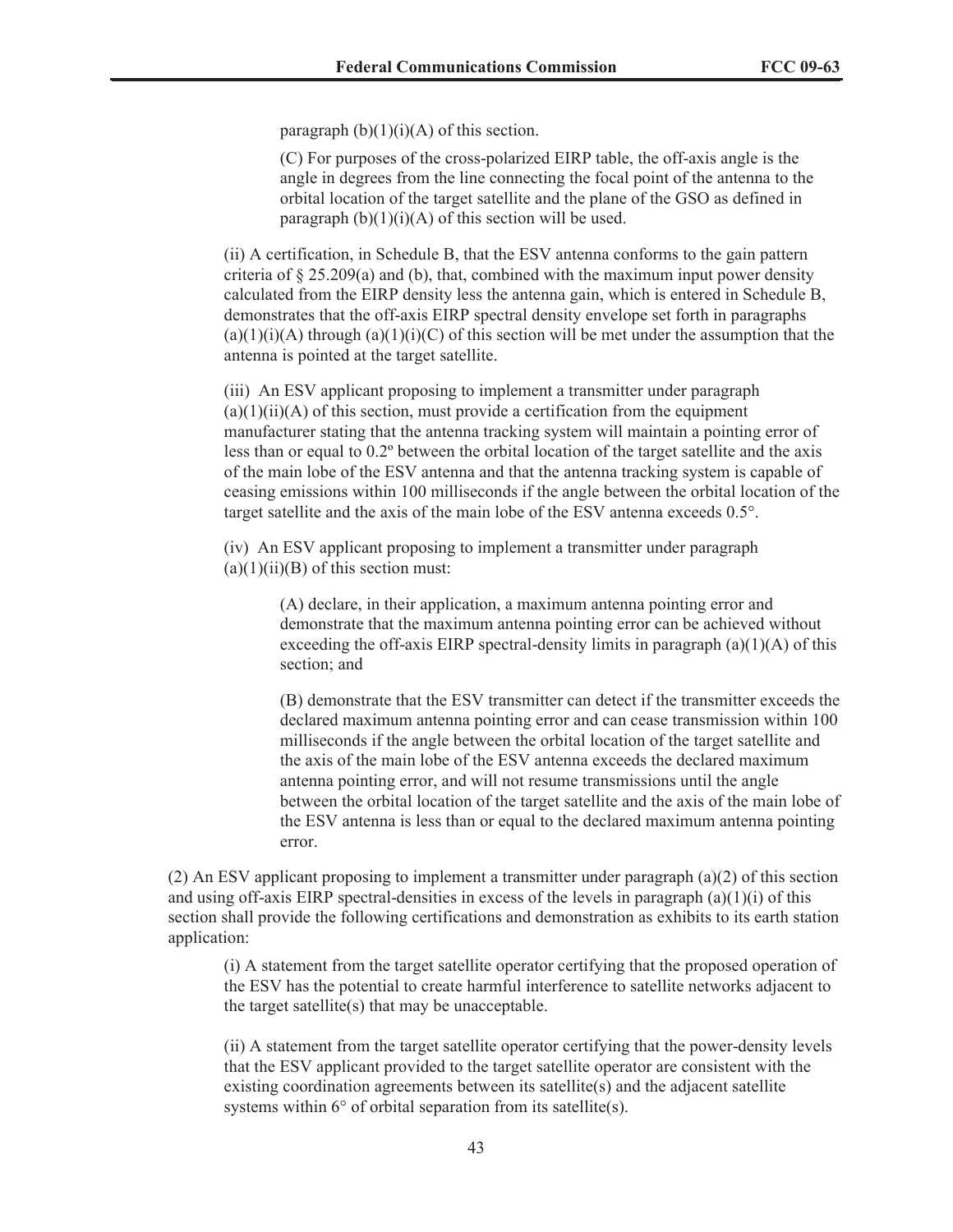paragraph (b)(1)(i)(A) of this section.

(C) For purposes of the cross-polarized EIRP table, the off-axis angle is the angle in degrees from the line connecting the focal point of the antenna to the orbital location of the target satellite and the plane of the GSO as defined in paragraph (b)(1)(i)(A) of this section will be used.

(ii) A certification, in Schedule B, that the ESV antenna conforms to the gain pattern criteria of § 25.209(a) and (b), that, combined with the maximum input power density calculated from the EIRP density less the antenna gain, which is entered in Schedule B, demonstrates that the off-axis EIRP spectral density envelope set forth in paragraphs (a)(1)(i)(A) through (a)(1)(i)(C) of this section will be met under the assumption that the antenna is pointed at the target satellite.

(iii) An ESV applicant proposing to implement a transmitter under paragraph (a)(1)(ii)(A) of this section, must provide a certification from the equipment manufacturer stating that the antenna tracking system will maintain a pointing error of less than or equal to 0.2º between the orbital location of the target satellite and the axis of the main lobe of the ESV antenna and that the antenna tracking system is capable of ceasing emissions within 100 milliseconds if the angle between the orbital location of the target satellite and the axis of the main lobe of the ESV antenna exceeds 0.5°.

(iv) An ESV applicant proposing to implement a transmitter under paragraph (a)(1)(ii)(B) of this section must:

(A) declare, in their application, a maximum antenna pointing error and demonstrate that the maximum antenna pointing error can be achieved without exceeding the off-axis EIRP spectral-density limits in paragraph (a)(1)(A) of this section; and

(B) demonstrate that the ESV transmitter can detect if the transmitter exceeds the declared maximum antenna pointing error and can cease transmission within 100 milliseconds if the angle between the orbital location of the target satellite and the axis of the main lobe of the ESV antenna exceeds the declared maximum antenna pointing error, and will not resume transmissions until the angle between the orbital location of the target satellite and the axis of the main lobe of the ESV antenna is less than or equal to the declared maximum antenna pointing error.

(2) An ESV applicant proposing to implement a transmitter under paragraph (a)(2) of this section and using off-axis EIRP spectral-densities in excess of the levels in paragraph (a)(1)(i) of this section shall provide the following certifications and demonstration as exhibits to its earth station application:

(i) A statement from the target satellite operator certifying that the proposed operation of the ESV has the potential to create harmful interference to satellite networks adjacent to the target satellite(s) that may be unacceptable.

(ii) A statement from the target satellite operator certifying that the power-density levels that the ESV applicant provided to the target satellite operator are consistent with the existing coordination agreements between its satellite(s) and the adjacent satellite systems within 6° of orbital separation from its satellite(s).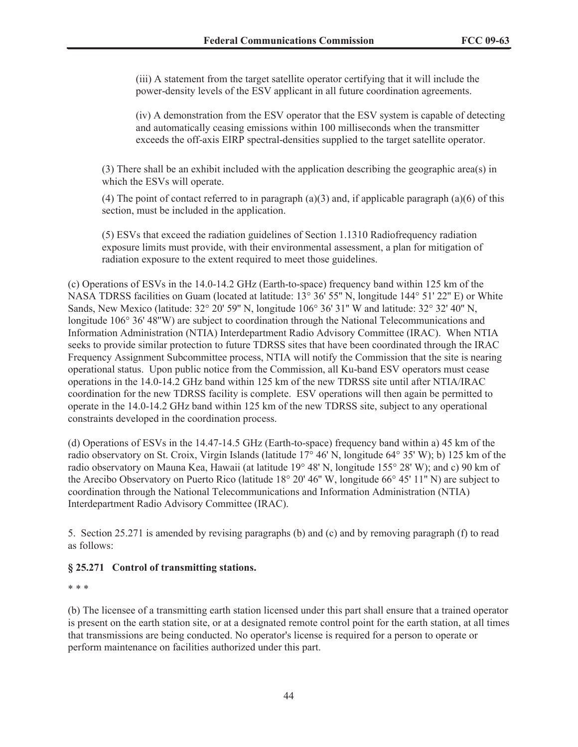(iii) A statement from the target satellite operator certifying that it will include the power-density levels of the ESV applicant in all future coordination agreements.

(iv) A demonstration from the ESV operator that the ESV system is capable of detecting and automatically ceasing emissions within 100 milliseconds when the transmitter exceeds the off-axis EIRP spectral-densities supplied to the target satellite operator.

(3) There shall be an exhibit included with the application describing the geographic area(s) in which the ESVs will operate.

(4) The point of contact referred to in paragraph (a)(3) and, if applicable paragraph (a)(6) of this section, must be included in the application.

(5) ESVs that exceed the radiation guidelines of Section 1.1310 Radiofrequency radiation exposure limits must provide, with their environmental assessment, a plan for mitigation of radiation exposure to the extent required to meet those guidelines.

(c) Operations of ESVs in the 14.0-14.2 GHz (Earth-to-space) frequency band within 125 km of the NASA TDRSS facilities on Guam (located at latitude: 13° 36' 55" N, longitude 144° 51' 22" E) or White Sands, New Mexico (latitude: 32° 20' 59" N, longitude 106° 36' 31" W and latitude: 32° 32' 40" N, longitude 106° 36' 48"W) are subject to coordination through the National Telecommunications and Information Administration (NTIA) Interdepartment Radio Advisory Committee (IRAC). When NTIA seeks to provide similar protection to future TDRSS sites that have been coordinated through the IRAC Frequency Assignment Subcommittee process, NTIA will notify the Commission that the site is nearing operational status. Upon public notice from the Commission, all Ku-band ESV operators must cease operations in the 14.0-14.2 GHz band within 125 km of the new TDRSS site until after NTIA/IRAC coordination for the new TDRSS facility is complete. ESV operations will then again be permitted to operate in the 14.0-14.2 GHz band within 125 km of the new TDRSS site, subject to any operational constraints developed in the coordination process.

(d) Operations of ESVs in the 14.47-14.5 GHz (Earth-to-space) frequency band within a) 45 km of the radio observatory on St. Croix, Virgin Islands (latitude 17° 46' N, longitude 64° 35' W); b) 125 km of the radio observatory on Mauna Kea, Hawaii (at latitude 19° 48' N, longitude 155° 28' W); and c) 90 km of the Arecibo Observatory on Puerto Rico (latitude 18° 20' 46" W, longitude 66° 45' 11" N) are subject to coordination through the National Telecommunications and Information Administration (NTIA) Interdepartment Radio Advisory Committee (IRAC).

5. Section 25.271 is amended by revising paragraphs (b) and (c) and by removing paragraph (f) to read as follows:

**§ 25.271 Control of transmitting stations.**

\* \* \*

(b) The licensee of a transmitting earth station licensed under this part shall ensure that a trained operator is present on the earth station site, or at a designated remote control point for the earth station, at all times that transmissions are being conducted. No operator's license is required for a person to operate or perform maintenance on facilities authorized under this part.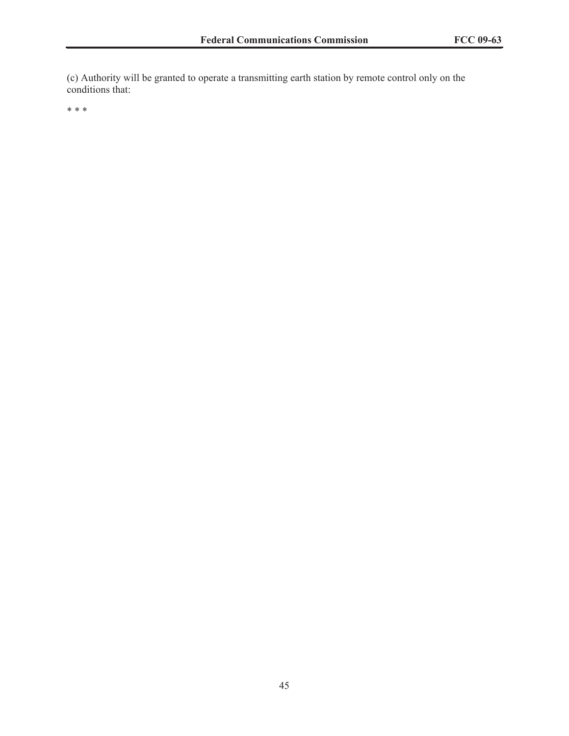(c) Authority will be granted to operate a transmitting earth station by remote control only on the conditions that:

* * *